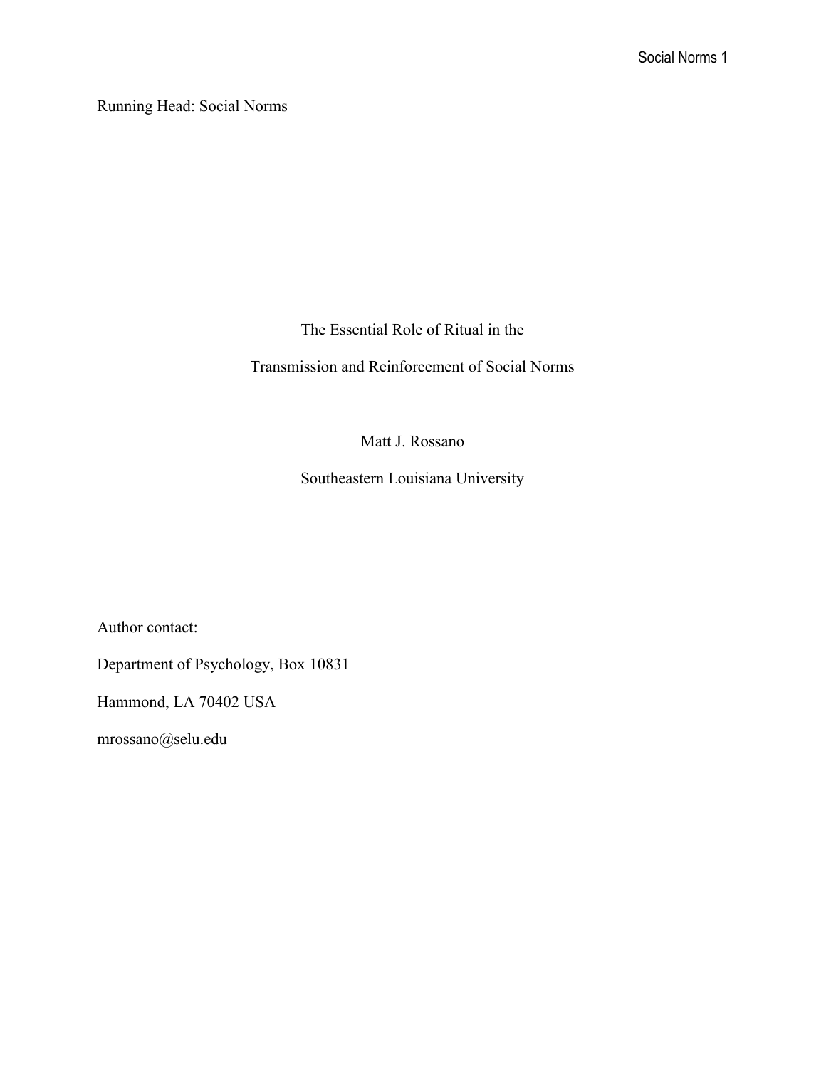Running Head: Social Norms

# The Essential Role of Ritual in the Transmission and Reinforcement of Social Norms

Matt J. Rossano

Southeastern Louisiana University

Author contact:

Department of Psychology, Box 10831

Hammond, LA 70402 USA

mrossano@selu.edu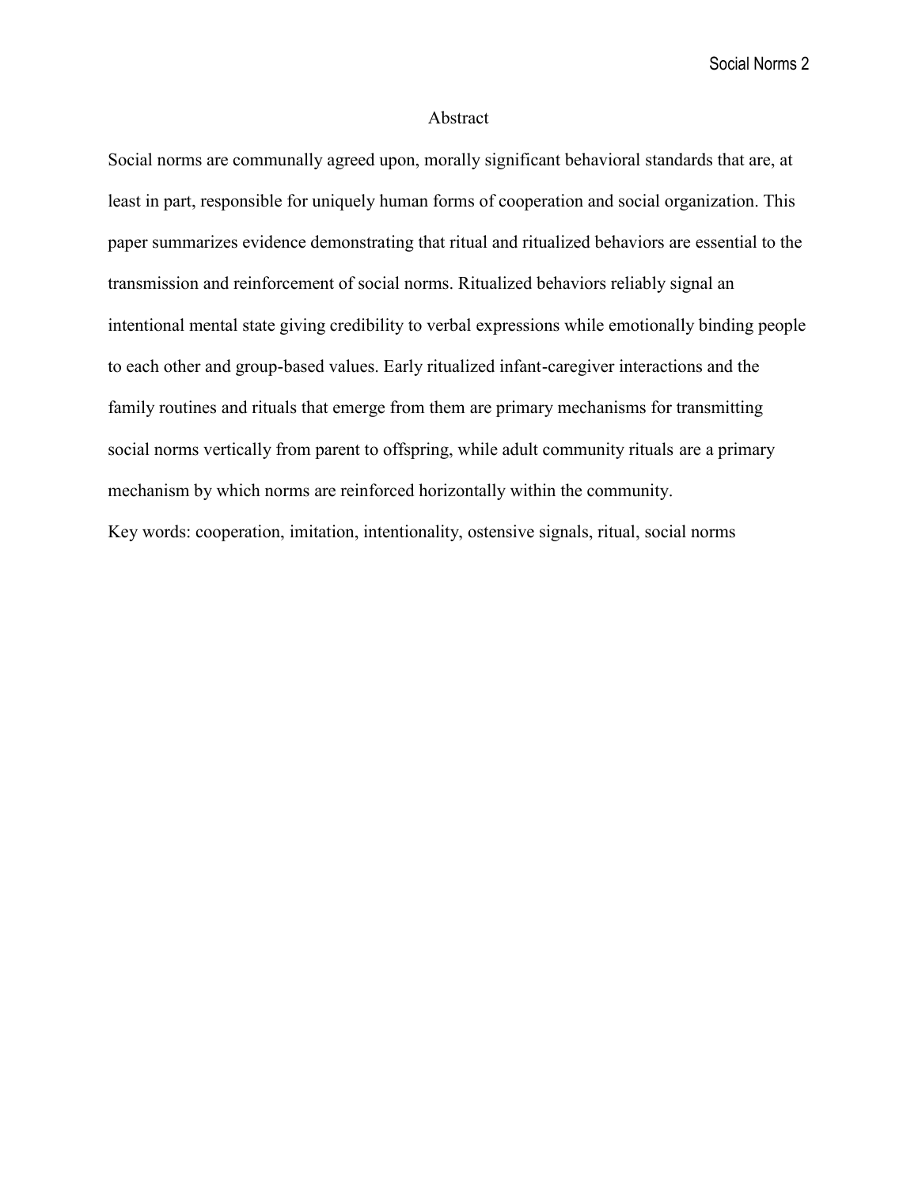# Abstract

Social norms are communally agreed upon, morally significant behavioral standards that are, at least in part, responsible for uniquely human forms of cooperation and social organization. This paper summarizes evidence demonstrating that ritual and ritualized behaviors are essential to the transmission and reinforcement of social norms. Ritualized behaviors reliably signal an intentional mental state giving credibility to verbal expressions while emotionally binding people to each other and group-based values. Early ritualized infant-caregiver interactions and the family routines and rituals that emerge from them are primary mechanisms for transmitting social norms vertically from parent to offspring, while adult community rituals are a primary mechanism by which norms are reinforced horizontally within the community.

Key words: cooperation, imitation, intentionality, ostensive signals, ritual, social norms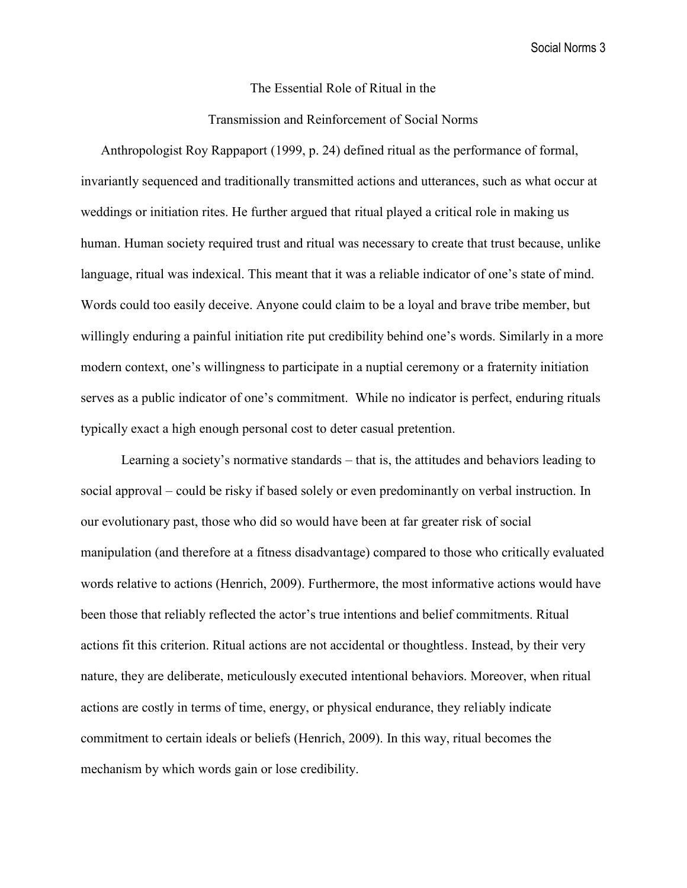# The Essential Role of Ritual in the Transmission and Reinforcement of Social Norms

Anthropologist Roy Rappaport (1999, p. 24) defined ritual as the performance of formal, invariantly sequenced and traditionally transmitted actions and utterances, such as what occur at weddings or initiation rites. He further argued that ritual played a critical role in making us human. Human society required trust and ritual was necessary to create that trust because, unlike language, ritual was indexical. This meant that it was a reliable indicator of one's state of mind. Words could too easily deceive. Anyone could claim to be a loyal and brave tribe member, but willingly enduring a painful initiation rite put credibility behind one's words. Similarly in a more modern context, one's willingness to participate in a nuptial ceremony or a fraternity initiation serves as a public indicator of one's commitment. While no indicator is perfect, enduring rituals typically exact a high enough personal cost to deter casual pretention.

Learning a society's normative standards – that is, the attitudes and behaviors leading to social approval – could be risky if based solely or even predominantly on verbal instruction. In our evolutionary past, those who did so would have been at far greater risk of social manipulation (and therefore at a fitness disadvantage) compared to those who critically evaluated words relative to actions (Henrich, 2009). Furthermore, the most informative actions would have been those that reliably reflected the actor's true intentions and belief commitments. Ritual actions fit this criterion. Ritual actions are not accidental or thoughtless. Instead, by their very nature, they are deliberate, meticulously executed intentional behaviors. Moreover, when ritual actions are costly in terms of time, energy, or physical endurance, they reliably indicate commitment to certain ideals or beliefs (Henrich, 2009). In this way, ritual becomes the mechanism by which words gain or lose credibility.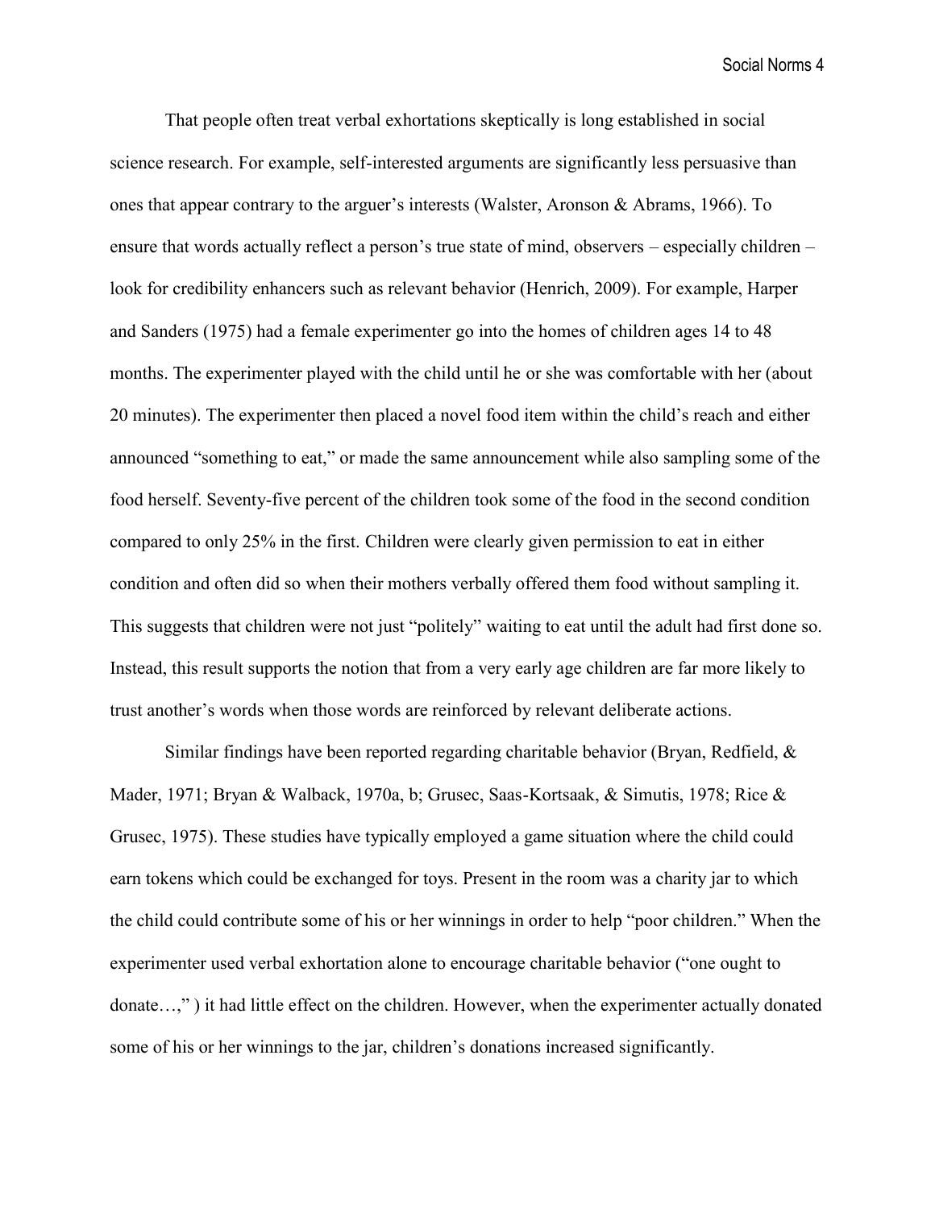That people often treat verbal exhortations skeptically is long established in social science research. For example, self-interested arguments are significantly less persuasive than ones that appear contrary to the arguer's interests (Walster, Aronson & Abrams, 1966). To ensure that words actually reflect a person's true state of mind, observers – especially children – look for credibility enhancers such as relevant behavior (Henrich, 2009). For example, Harper and Sanders (1975) had a female experimenter go into the homes of children ages 14 to 48 months. The experimenter played with the child until he or she was comfortable with her (about 20 minutes). The experimenter then placed a novel food item within the child's reach and either announced "something to eat," or made the same announcement while also sampling some of the food herself. Seventy-five percent of the children took some of the food in the second condition compared to only 25% in the first. Children were clearly given permission to eat in either condition and often did so when their mothers verbally offered them food without sampling it. This suggests that children were not just "politely" waiting to eat until the adult had first done so. Instead, this result supports the notion that from a very early age children are far more likely to trust another's words when those words are reinforced by relevant deliberate actions.

Similar findings have been reported regarding charitable behavior (Bryan, Redfield, & Mader, 1971; Bryan & Walback, 1970a, b; Grusec, Saas-Kortsaak, & Simutis, 1978; Rice & Grusec, 1975). These studies have typically employed a game situation where the child could earn tokens which could be exchanged for toys. Present in the room was a charity jar to which the child could contribute some of his or her winnings in order to help "poor children." When the experimenter used verbal exhortation alone to encourage charitable behavior ("one ought to donate…," ) it had little effect on the children. However, when the experimenter actually donated some of his or her winnings to the jar, children's donations increased significantly.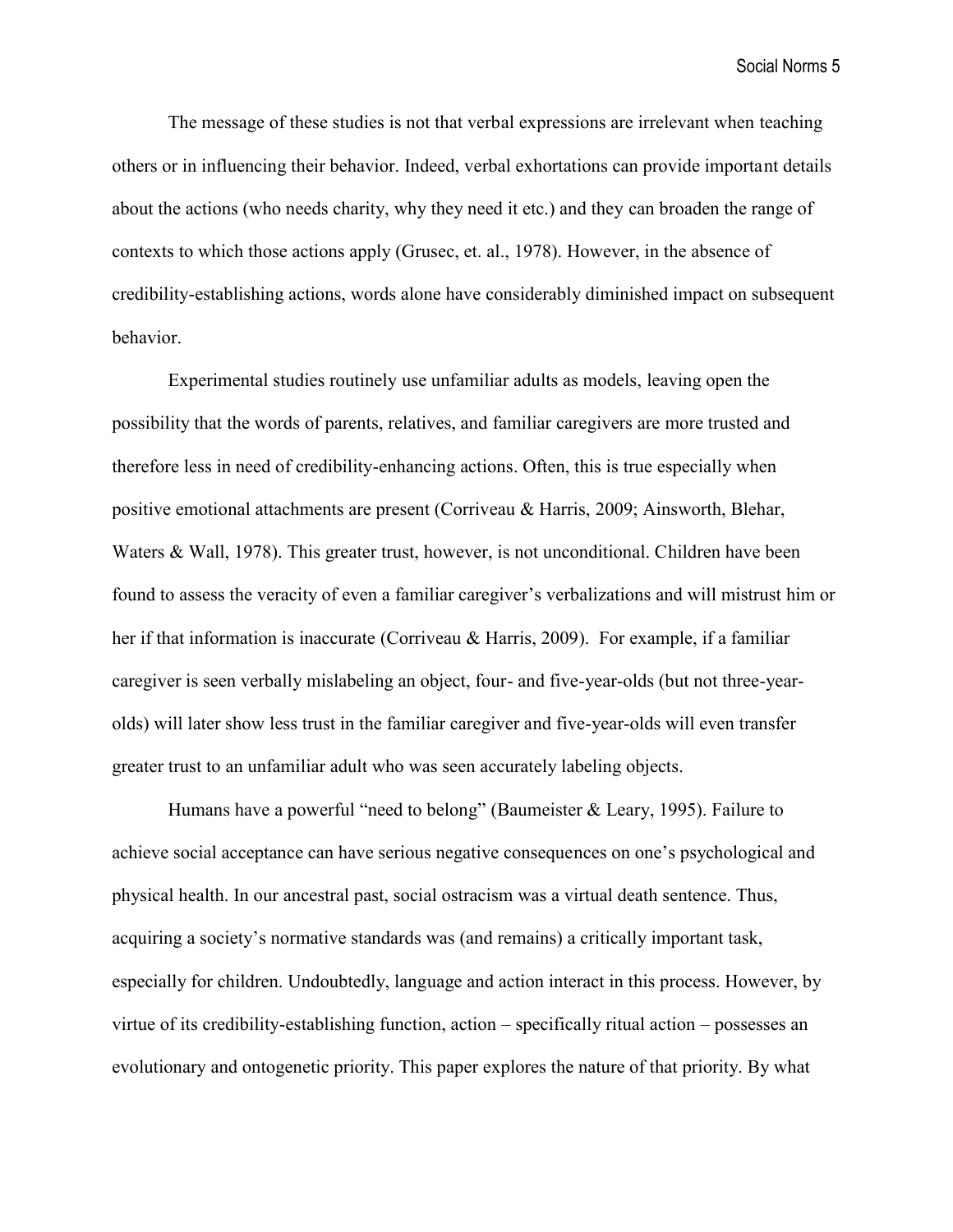The message of these studies is not that verbal expressions are irrelevant when teaching others or in influencing their behavior. Indeed, verbal exhortations can provide important details about the actions (who needs charity, why they need it etc.) and they can broaden the range of contexts to which those actions apply (Grusec, et. al., 1978). However, in the absence of credibility-establishing actions, words alone have considerably diminished impact on subsequent behavior.

Experimental studies routinely use unfamiliar adults as models, leaving open the possibility that the words of parents, relatives, and familiar caregivers are more trusted and therefore less in need of credibility-enhancing actions. Often, this is true especially when positive emotional attachments are present (Corriveau & Harris, 2009; Ainsworth, Blehar, Waters & Wall, 1978). This greater trust, however, is not unconditional. Children have been found to assess the veracity of even a familiar caregiver's verbalizations and will mistrust him or her if that information is inaccurate (Corriveau & Harris, 2009). For example, if a familiar caregiver is seen verbally mislabeling an object, four- and five-year-olds (but not three-year-olds) will later show less trust in the familiar caregiver and five-year-olds will even transfer greater trust to an unfamiliar adult who was seen accurately labeling objects.

Humans have a powerful "need to belong" (Baumeister & Leary, 1995). Failure to achieve social acceptance can have serious negative consequences on one's psychological and physical health. In our ancestral past, social ostracism was a virtual death sentence. Thus, acquiring a society's normative standards was (and remains) a critically important task, especially for children. Undoubtedly, language and action interact in this process. However, by virtue of its credibility-establishing function, action – specifically ritual action – possesses an evolutionary and ontogenetic priority. This paper explores the nature of that priority. By what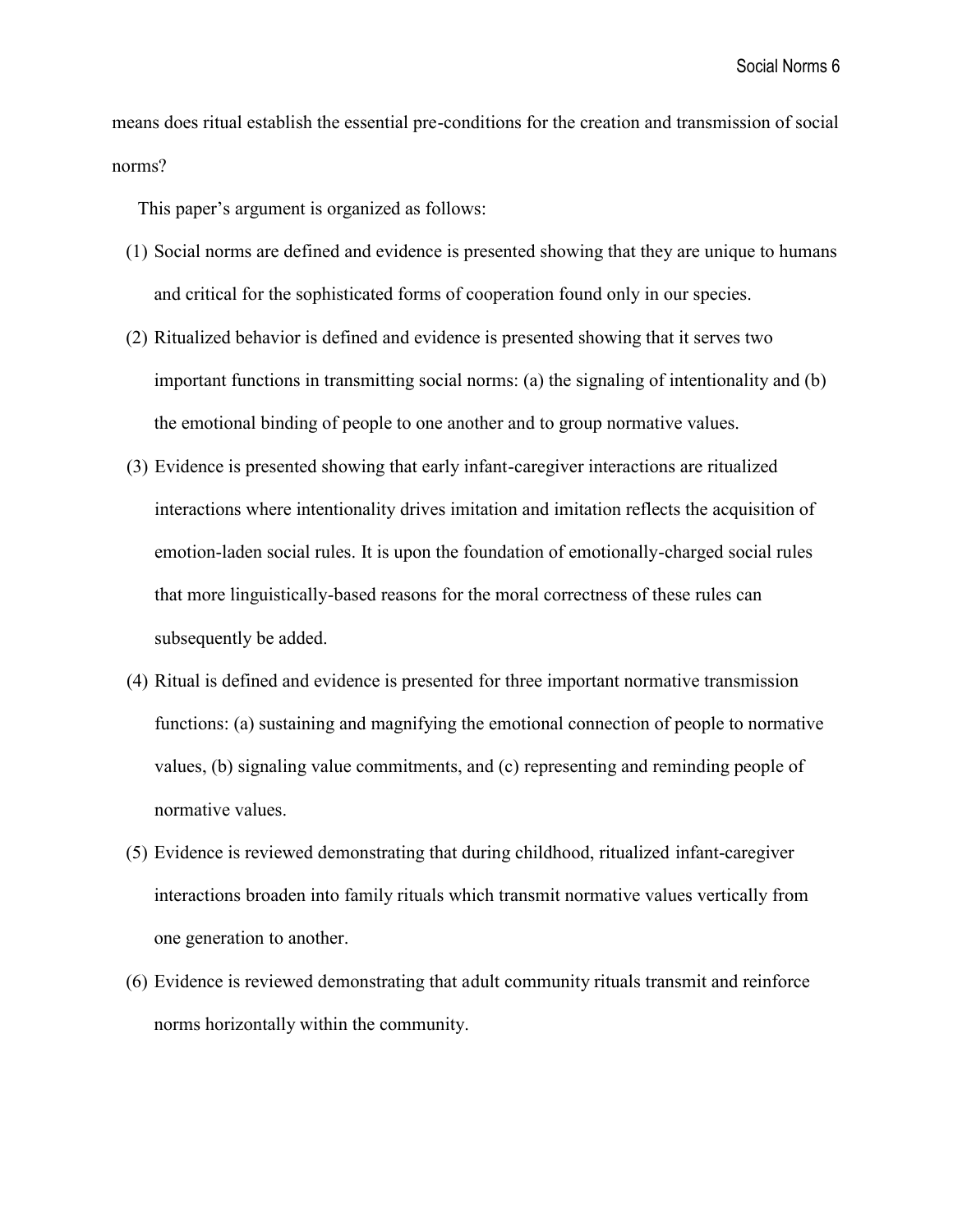means does ritual establish the essential pre-conditions for the creation and transmission of social norms?

This paper's argument is organized as follows:

(1) Social norms are defined and evidence is presented showing that they are unique to humans and critical for the sophisticated forms of cooperation found only in our species.

(2) Ritualized behavior is defined and evidence is presented showing that it serves two important functions in transmitting social norms: (a) the signaling of intentionality and (b) the emotional binding of people to one another and to group normative values.

(3) Evidence is presented showing that early infant-caregiver interactions are ritualized interactions where intentionality drives imitation and imitation reflects the acquisition of emotion-laden social rules. It is upon the foundation of emotionally-charged social rules that more linguistically-based reasons for the moral correctness of these rules can subsequently be added.

(4) Ritual is defined and evidence is presented for three important normative transmission functions: (a) sustaining and magnifying the emotional connection of people to normative values, (b) signaling value commitments, and (c) representing and reminding people of normative values.

(5) Evidence is reviewed demonstrating that during childhood, ritualized infant-caregiver interactions broaden into family rituals which transmit normative values vertically from one generation to another.

(6) Evidence is reviewed demonstrating that adult community rituals transmit and reinforce norms horizontally within the community.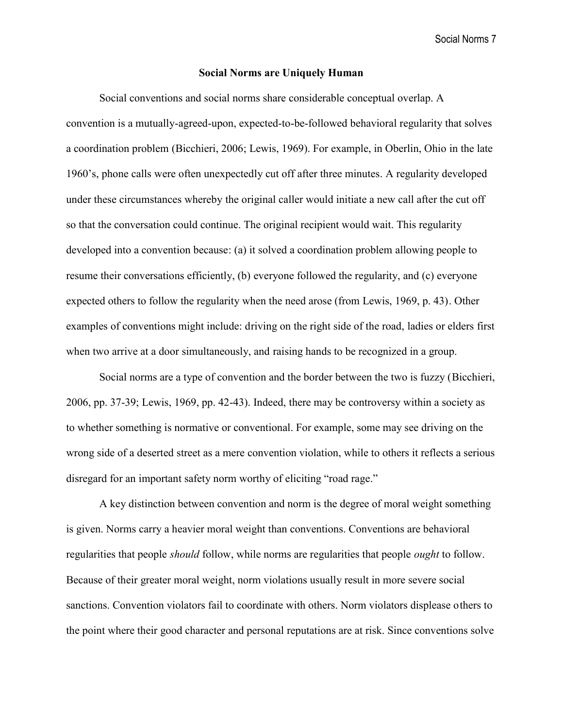## Social Norms are Uniquely Human

Social conventions and social norms share considerable conceptual overlap. A convention is a mutually-agreed-upon, expected-to-be-followed behavioral regularity that solves a coordination problem (Bicchieri, 2006; Lewis, 1969). For example, in Oberlin, Ohio in the late 1960's, phone calls were often unexpectedly cut off after three minutes. A regularity developed under these circumstances whereby the original caller would initiate a new call after the cut off so that the conversation could continue. The original recipient would wait. This regularity developed into a convention because: (a) it solved a coordination problem allowing people to resume their conversations efficiently, (b) everyone followed the regularity, and (c) everyone expected others to follow the regularity when the need arose (from Lewis, 1969, p. 43). Other examples of conventions might include: driving on the right side of the road, ladies or elders first when two arrive at a door simultaneously, and raising hands to be recognized in a group.

Social norms are a type of convention and the border between the two is fuzzy (Bicchieri, 2006, pp. 37-39; Lewis, 1969, pp. 42-43). Indeed, there may be controversy within a society as to whether something is normative or conventional. For example, some may see driving on the wrong side of a deserted street as a mere convention violation, while to others it reflects a serious disregard for an important safety norm worthy of eliciting "road rage."

A key distinction between convention and norm is the degree of moral weight something is given. Norms carry a heavier moral weight than conventions. Conventions are behavioral regularities that people *should* follow, while norms are regularities that people *ought* to follow. Because of their greater moral weight, norm violations usually result in more severe social sanctions. Convention violators fail to coordinate with others. Norm violators displease others to the point where their good character and personal reputations are at risk. Since conventions solve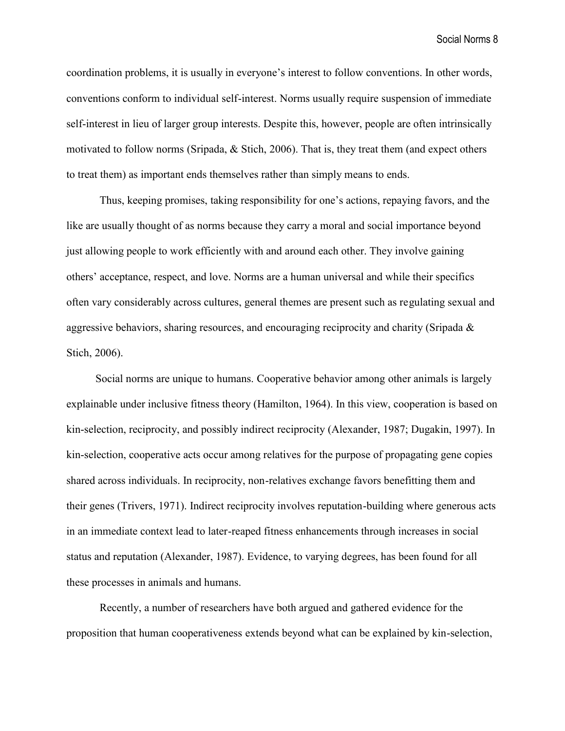coordination problems, it is usually in everyone's interest to follow conventions. In other words, conventions conform to individual self-interest. Norms usually require suspension of immediate self-interest in lieu of larger group interests. Despite this, however, people are often intrinsically motivated to follow norms (Sripada, & Stich, 2006). That is, they treat them (and expect others to treat them) as important ends themselves rather than simply means to ends.

Thus, keeping promises, taking responsibility for one's actions, repaying favors, and the like are usually thought of as norms because they carry a moral and social importance beyond just allowing people to work efficiently with and around each other. They involve gaining others' acceptance, respect, and love. Norms are a human universal and while their specifics often vary considerably across cultures, general themes are present such as regulating sexual and aggressive behaviors, sharing resources, and encouraging reciprocity and charity (Sripada & Stich, 2006).

Social norms are unique to humans. Cooperative behavior among other animals is largely explainable under inclusive fitness theory (Hamilton, 1964). In this view, cooperation is based on kin-selection, reciprocity, and possibly indirect reciprocity (Alexander, 1987; Dugakin, 1997). In kin-selection, cooperative acts occur among relatives for the purpose of propagating gene copies shared across individuals. In reciprocity, non-relatives exchange favors benefitting them and their genes (Trivers, 1971). Indirect reciprocity involves reputation-building where generous acts in an immediate context lead to later-reaped fitness enhancements through increases in social status and reputation (Alexander, 1987). Evidence, to varying degrees, has been found for all these processes in animals and humans.

Recently, a number of researchers have both argued and gathered evidence for the proposition that human cooperativeness extends beyond what can be explained by kin-selection,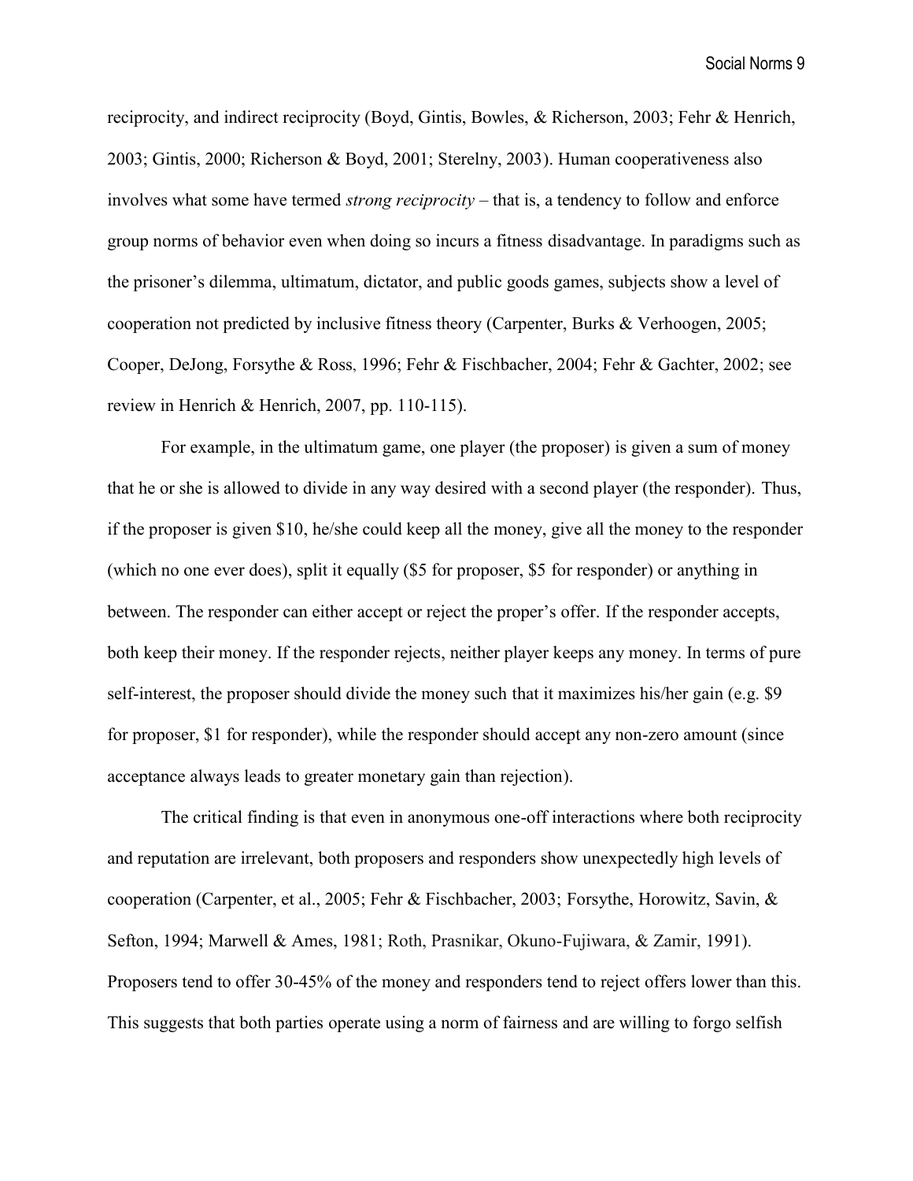reciprocity, and indirect reciprocity (Boyd, Gintis, Bowles, & Richerson, 2003; Fehr & Henrich, 2003; Gintis, 2000; Richerson & Boyd, 2001; Sterelny, 2003). Human cooperativeness also involves what some have termed *strong reciprocity* – that is, a tendency to follow and enforce group norms of behavior even when doing so incurs a fitness disadvantage. In paradigms such as the prisoner's dilemma, ultimatum, dictator, and public goods games, subjects show a level of cooperation not predicted by inclusive fitness theory (Carpenter, Burks & Verhoogen, 2005; Cooper, DeJong, Forsythe & Ross, 1996; Fehr & Fischbacher, 2004; Fehr & Gachter, 2002; see review in Henrich & Henrich, 2007, pp. 110-115).

For example, in the ultimatum game, one player (the proposer) is given a sum of money that he or she is allowed to divide in any way desired with a second player (the responder). Thus, if the proposer is given $10, he/she could keep all the money, give all the money to the responder (which no one ever does), split it equally ($5 for proposer, $5 for responder) or anything in between. The responder can either accept or reject the proper's offer. If the responder accepts, both keep their money. If the responder rejects, neither player keeps any money. In terms of pure self-interest, the proposer should divide the money such that it maximizes his/her gain (e.g. $9 for proposer, $1 for responder), while the responder should accept any non-zero amount (since acceptance always leads to greater monetary gain than rejection).

The critical finding is that even in anonymous one-off interactions where both reciprocity and reputation are irrelevant, both proposers and responders show unexpectedly high levels of cooperation (Carpenter, et al., 2005; Fehr & Fischbacher, 2003; Forsythe, Horowitz, Savin, & Sefton, 1994; Marwell & Ames, 1981; Roth, Prasnikar, Okuno-Fujiwara, & Zamir, 1991). Proposers tend to offer 30-45% of the money and responders tend to reject offers lower than this. This suggests that both parties operate using a norm of fairness and are willing to forgo selfish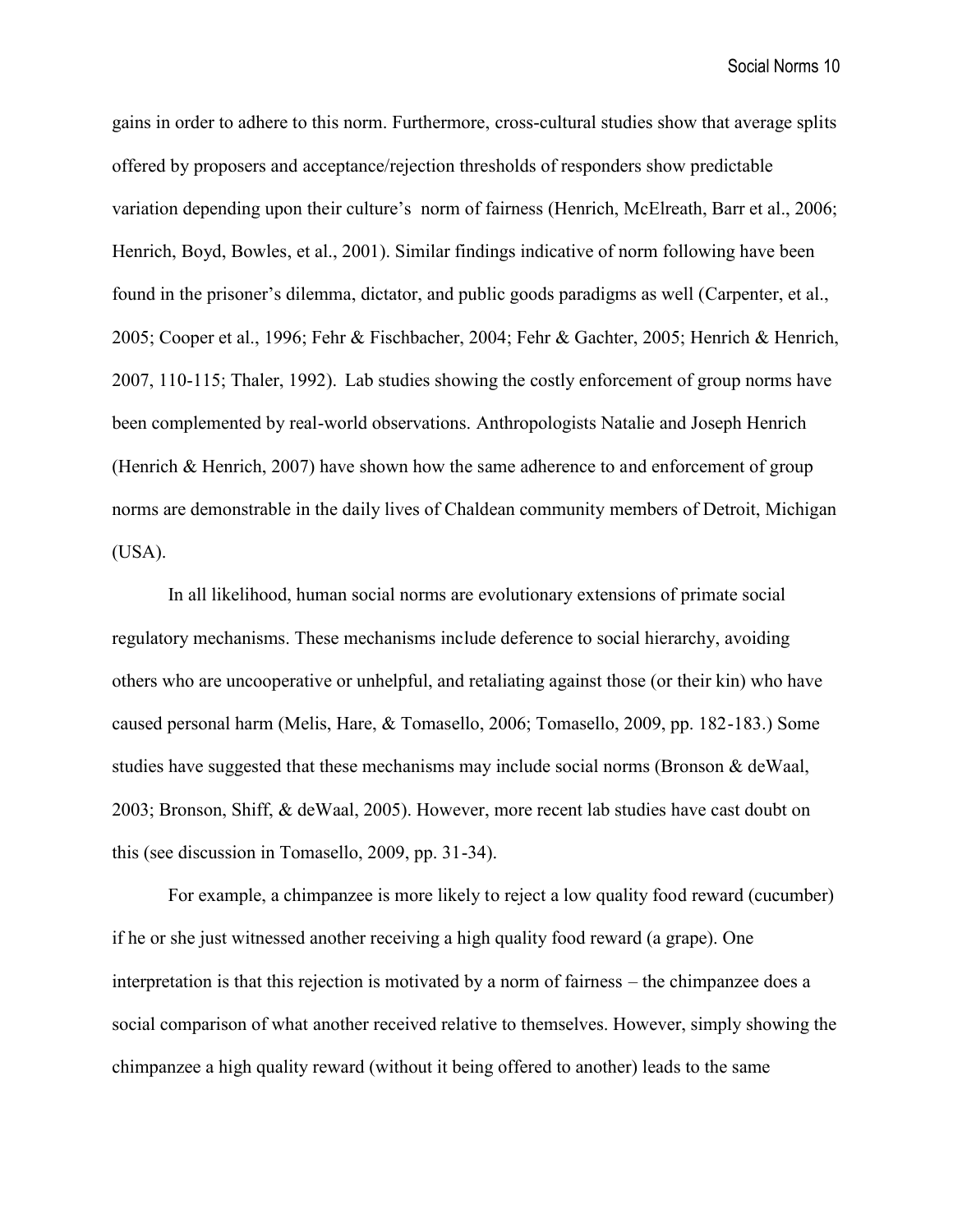gains in order to adhere to this norm. Furthermore, cross-cultural studies show that average splits offered by proposers and acceptance/rejection thresholds of responders show predictable variation depending upon their culture's norm of fairness (Henrich, McElreath, Barr et al., 2006; Henrich, Boyd, Bowles, et al., 2001). Similar findings indicative of norm following have been found in the prisoner's dilemma, dictator, and public goods paradigms as well (Carpenter, et al., 2005; Cooper et al., 1996; Fehr & Fischbacher, 2004; Fehr & Gachter, 2005; Henrich & Henrich, 2007, 110-115; Thaler, 1992). Lab studies showing the costly enforcement of group norms have been complemented by real-world observations. Anthropologists Natalie and Joseph Henrich (Henrich & Henrich, 2007) have shown how the same adherence to and enforcement of group norms are demonstrable in the daily lives of Chaldean community members of Detroit, Michigan (USA).

In all likelihood, human social norms are evolutionary extensions of primate social regulatory mechanisms. These mechanisms include deference to social hierarchy, avoiding others who are uncooperative or unhelpful, and retaliating against those (or their kin) who have caused personal harm (Melis, Hare, & Tomasello, 2006; Tomasello, 2009, pp. 182-183.) Some studies have suggested that these mechanisms may include social norms (Bronson & deWaal, 2003; Bronson, Shiff, & deWaal, 2005). However, more recent lab studies have cast doubt on this (see discussion in Tomasello, 2009, pp. 31-34).

For example, a chimpanzee is more likely to reject a low quality food reward (cucumber) if he or she just witnessed another receiving a high quality food reward (a grape). One interpretation is that this rejection is motivated by a norm of fairness – the chimpanzee does a social comparison of what another received relative to themselves. However, simply showing the chimpanzee a high quality reward (without it being offered to another) leads to the same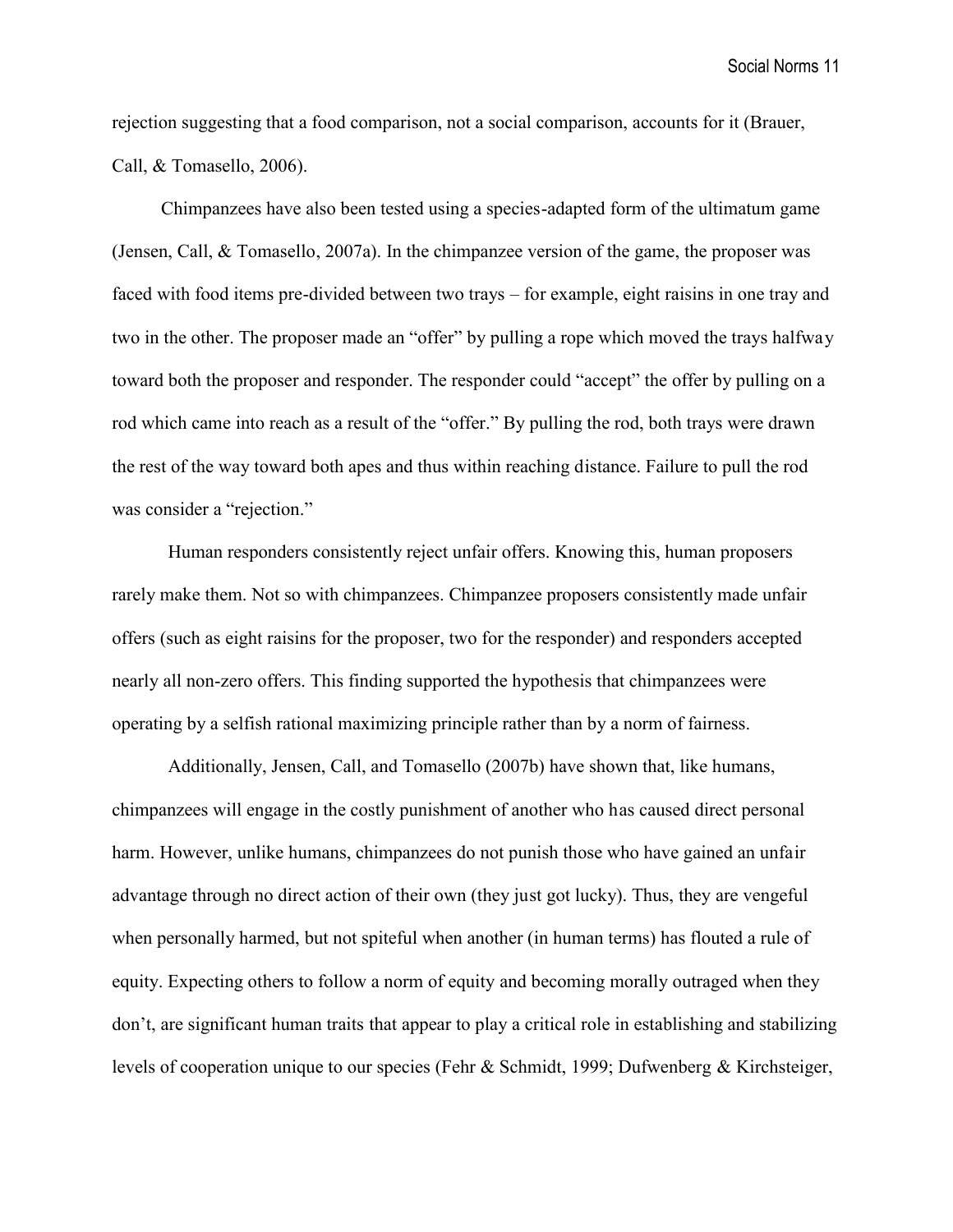rejection suggesting that a food comparison, not a social comparison, accounts for it (Brauer, Call, & Tomasello, 2006).

Chimpanzees have also been tested using a species-adapted form of the ultimatum game (Jensen, Call, & Tomasello, 2007a). In the chimpanzee version of the game, the proposer was faced with food items pre-divided between two trays – for example, eight raisins in one tray and two in the other. The proposer made an "offer" by pulling a rope which moved the trays halfway toward both the proposer and responder. The responder could "accept" the offer by pulling on a rod which came into reach as a result of the "offer." By pulling the rod, both trays were drawn the rest of the way toward both apes and thus within reaching distance. Failure to pull the rod was consider a "rejection."

Human responders consistently reject unfair offers. Knowing this, human proposers rarely make them. Not so with chimpanzees. Chimpanzee proposers consistently made unfair offers (such as eight raisins for the proposer, two for the responder) and responders accepted nearly all non-zero offers. This finding supported the hypothesis that chimpanzees were operating by a selfish rational maximizing principle rather than by a norm of fairness.

Additionally, Jensen, Call, and Tomasello (2007b) have shown that, like humans, chimpanzees will engage in the costly punishment of another who has caused direct personal harm. However, unlike humans, chimpanzees do not punish those who have gained an unfair advantage through no direct action of their own (they just got lucky). Thus, they are vengeful when personally harmed, but not spiteful when another (in human terms) has flouted a rule of equity. Expecting others to follow a norm of equity and becoming morally outraged when they don't, are significant human traits that appear to play a critical role in establishing and stabilizing levels of cooperation unique to our species (Fehr & Schmidt, 1999; Dufwenberg & Kirchsteiger,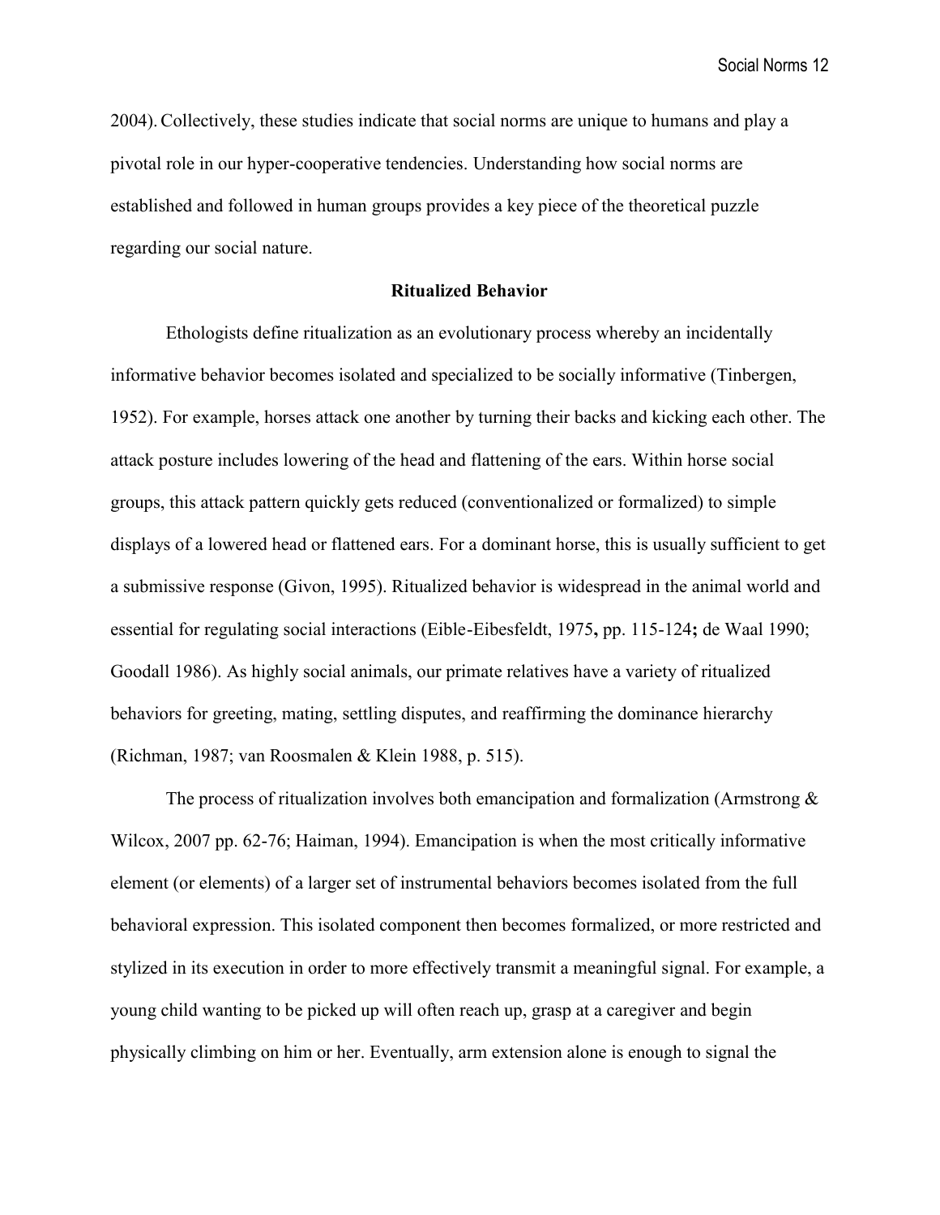2004). Collectively, these studies indicate that social norms are unique to humans and play a pivotal role in our hyper-cooperative tendencies. Understanding how social norms are established and followed in human groups provides a key piece of the theoretical puzzle regarding our social nature.

## Ritualized Behavior

Ethologists define ritualization as an evolutionary process whereby an incidentally informative behavior becomes isolated and specialized to be socially informative (Tinbergen, 1952). For example, horses attack one another by turning their backs and kicking each other. The attack posture includes lowering of the head and flattening of the ears. Within horse social groups, this attack pattern quickly gets reduced (conventionalized or formalized) to simple displays of a lowered head or flattened ears. For a dominant horse, this is usually sufficient to get a submissive response (Givon, 1995). Ritualized behavior is widespread in the animal world and essential for regulating social interactions (Eible-Eibesfeldt, 1975**,** pp. 115-124**;** de Waal 1990; Goodall 1986). As highly social animals, our primate relatives have a variety of ritualized behaviors for greeting, mating, settling disputes, and reaffirming the dominance hierarchy (Richman, 1987; van Roosmalen & Klein 1988, p. 515).

The process of ritualization involves both emancipation and formalization (Armstrong & Wilcox, 2007 pp. 62-76; Haiman, 1994). Emancipation is when the most critically informative element (or elements) of a larger set of instrumental behaviors becomes isolated from the full behavioral expression. This isolated component then becomes formalized, or more restricted and stylized in its execution in order to more effectively transmit a meaningful signal. For example, a young child wanting to be picked up will often reach up, grasp at a caregiver and begin physically climbing on him or her. Eventually, arm extension alone is enough to signal the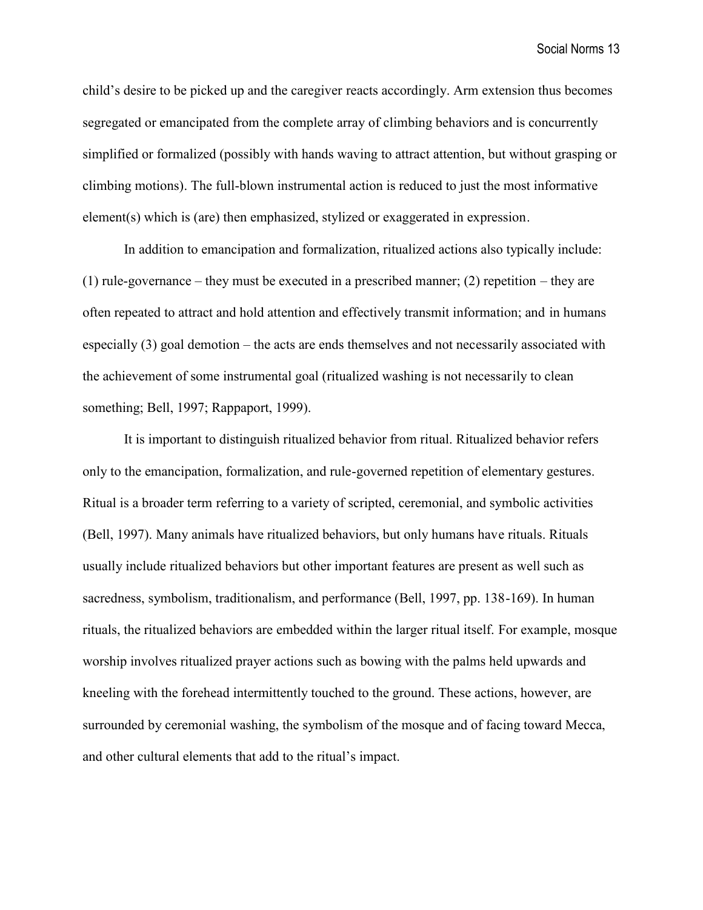child's desire to be picked up and the caregiver reacts accordingly. Arm extension thus becomes segregated or emancipated from the complete array of climbing behaviors and is concurrently simplified or formalized (possibly with hands waving to attract attention, but without grasping or climbing motions). The full-blown instrumental action is reduced to just the most informative element(s) which is (are) then emphasized, stylized or exaggerated in expression.

In addition to emancipation and formalization, ritualized actions also typically include: (1) rule-governance – they must be executed in a prescribed manner; (2) repetition – they are often repeated to attract and hold attention and effectively transmit information; and in humans especially (3) goal demotion – the acts are ends themselves and not necessarily associated with the achievement of some instrumental goal (ritualized washing is not necessarily to clean something; Bell, 1997; Rappaport, 1999).

It is important to distinguish ritualized behavior from ritual. Ritualized behavior refers only to the emancipation, formalization, and rule-governed repetition of elementary gestures. Ritual is a broader term referring to a variety of scripted, ceremonial, and symbolic activities (Bell, 1997). Many animals have ritualized behaviors, but only humans have rituals. Rituals usually include ritualized behaviors but other important features are present as well such as sacredness, symbolism, traditionalism, and performance (Bell, 1997, pp. 138-169). In human rituals, the ritualized behaviors are embedded within the larger ritual itself. For example, mosque worship involves ritualized prayer actions such as bowing with the palms held upwards and kneeling with the forehead intermittently touched to the ground. These actions, however, are surrounded by ceremonial washing, the symbolism of the mosque and of facing toward Mecca, and other cultural elements that add to the ritual's impact.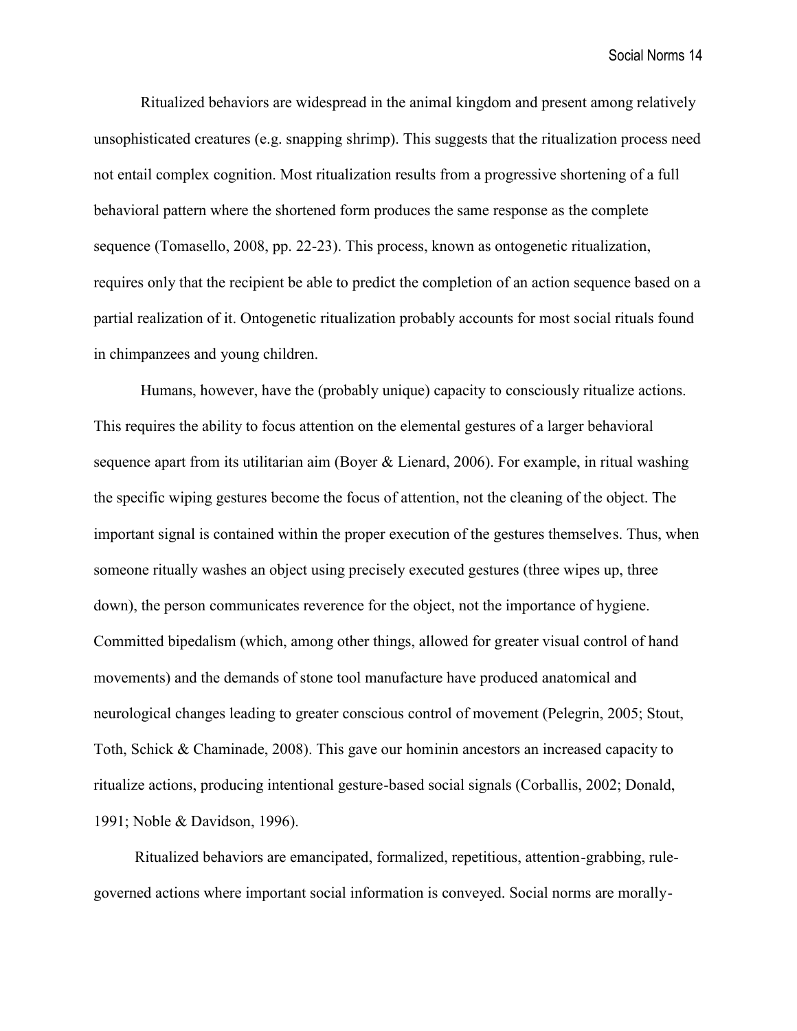Ritualized behaviors are widespread in the animal kingdom and present among relatively unsophisticated creatures (e.g. snapping shrimp). This suggests that the ritualization process need not entail complex cognition. Most ritualization results from a progressive shortening of a full behavioral pattern where the shortened form produces the same response as the complete sequence (Tomasello, 2008, pp. 22-23). This process, known as ontogenetic ritualization, requires only that the recipient be able to predict the completion of an action sequence based on a partial realization of it. Ontogenetic ritualization probably accounts for most social rituals found in chimpanzees and young children.

Humans, however, have the (probably unique) capacity to consciously ritualize actions. This requires the ability to focus attention on the elemental gestures of a larger behavioral sequence apart from its utilitarian aim (Boyer & Lienard, 2006). For example, in ritual washing the specific wiping gestures become the focus of attention, not the cleaning of the object. The important signal is contained within the proper execution of the gestures themselves. Thus, when someone ritually washes an object using precisely executed gestures (three wipes up, three down), the person communicates reverence for the object, not the importance of hygiene. Committed bipedalism (which, among other things, allowed for greater visual control of hand movements) and the demands of stone tool manufacture have produced anatomical and neurological changes leading to greater conscious control of movement (Pelegrin, 2005; Stout, Toth, Schick & Chaminade, 2008). This gave our hominin ancestors an increased capacity to ritualize actions, producing intentional gesture-based social signals (Corballis, 2002; Donald, 1991; Noble & Davidson, 1996).

Ritualized behaviors are emancipated, formalized, repetitious, attention-grabbing, rule-governed actions where important social information is conveyed. Social norms are morally-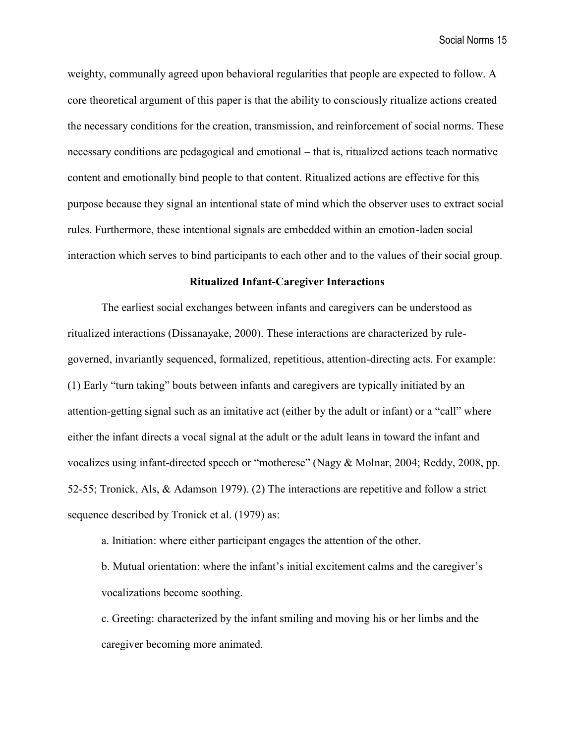weighty, communally agreed upon behavioral regularities that people are expected to follow. A core theoretical argument of this paper is that the ability to consciously ritualize actions created the necessary conditions for the creation, transmission, and reinforcement of social norms. These necessary conditions are pedagogical and emotional – that is, ritualized actions teach normative content and emotionally bind people to that content. Ritualized actions are effective for this purpose because they signal an intentional state of mind which the observer uses to extract social rules. Furthermore, these intentional signals are embedded within an emotion-laden social interaction which serves to bind participants to each other and to the values of their social group.

## Ritualized Infant-Caregiver Interactions

The earliest social exchanges between infants and caregivers can be understood as ritualized interactions (Dissanayake, 2000). These interactions are characterized by rule-governed, invariantly sequenced, formalized, repetitious, attention-directing acts. For example: (1) Early "turn taking" bouts between infants and caregivers are typically initiated by an attention-getting signal such as an imitative act (either by the adult or infant) or a "call" where either the infant directs a vocal signal at the adult or the adult leans in toward the infant and vocalizes using infant-directed speech or "motherese" (Nagy & Molnar, 2004; Reddy, 2008, pp. 52-55; Tronick, Als, & Adamson 1979). (2) The interactions are repetitive and follow a strict sequence described by Tronick et al. (1979) as:

a. Initiation: where either participant engages the attention of the other.

b. Mutual orientation: where the infant's initial excitement calms and the caregiver's vocalizations become soothing.

c. Greeting: characterized by the infant smiling and moving his or her limbs and the caregiver becoming more animated.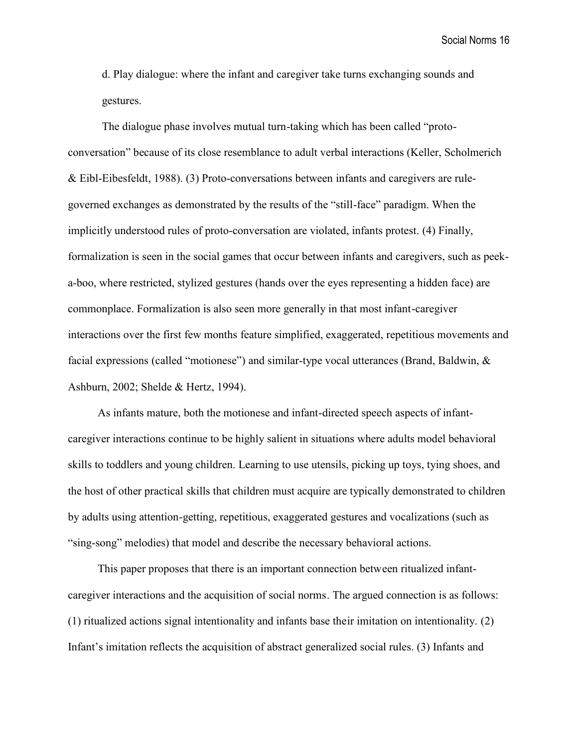d. Play dialogue: where the infant and caregiver take turns exchanging sounds and gestures.

The dialogue phase involves mutual turn-taking which has been called "proto-conversation" because of its close resemblance to adult verbal interactions (Keller, Scholmerich & Eibl-Eibesfeldt, 1988). (3) Proto-conversations between infants and caregivers are rule-governed exchanges as demonstrated by the results of the "still-face" paradigm. When the implicitly understood rules of proto-conversation are violated, infants protest. (4) Finally, formalization is seen in the social games that occur between infants and caregivers, such as peek-a-boo, where restricted, stylized gestures (hands over the eyes representing a hidden face) are commonplace. Formalization is also seen more generally in that most infant-caregiver interactions over the first few months feature simplified, exaggerated, repetitious movements and facial expressions (called "motionese") and similar-type vocal utterances (Brand, Baldwin, & Ashburn, 2002; Shelde & Hertz, 1994).

As infants mature, both the motionese and infant-directed speech aspects of infant-caregiver interactions continue to be highly salient in situations where adults model behavioral skills to toddlers and young children. Learning to use utensils, picking up toys, tying shoes, and the host of other practical skills that children must acquire are typically demonstrated to children by adults using attention-getting, repetitious, exaggerated gestures and vocalizations (such as "sing-song" melodies) that model and describe the necessary behavioral actions.

This paper proposes that there is an important connection between ritualized infant-caregiver interactions and the acquisition of social norms. The argued connection is as follows: (1) ritualized actions signal intentionality and infants base their imitation on intentionality. (2) Infant's imitation reflects the acquisition of abstract generalized social rules. (3) Infants and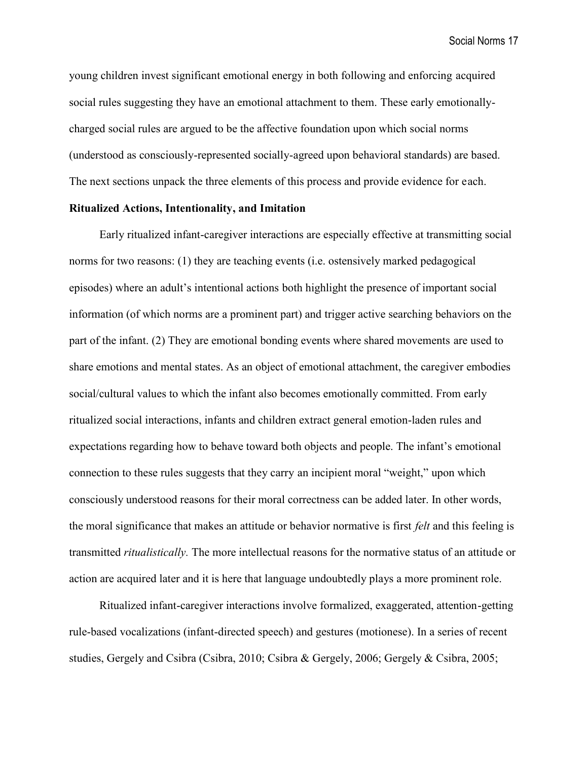young children invest significant emotional energy in both following and enforcing acquired social rules suggesting they have an emotional attachment to them. These early emotionally-charged social rules are argued to be the affective foundation upon which social norms (understood as consciously-represented socially-agreed upon behavioral standards) are based. The next sections unpack the three elements of this process and provide evidence for each.

**Ritualized Actions, Intentionality, and Imitation**

Early ritualized infant-caregiver interactions are especially effective at transmitting social norms for two reasons: (1) they are teaching events (i.e. ostensively marked pedagogical episodes) where an adult's intentional actions both highlight the presence of important social information (of which norms are a prominent part) and trigger active searching behaviors on the part of the infant. (2) They are emotional bonding events where shared movements are used to share emotions and mental states. As an object of emotional attachment, the caregiver embodies social/cultural values to which the infant also becomes emotionally committed. From early ritualized social interactions, infants and children extract general emotion-laden rules and expectations regarding how to behave toward both objects and people. The infant's emotional connection to these rules suggests that they carry an incipient moral "weight," upon which consciously understood reasons for their moral correctness can be added later. In other words, the moral significance that makes an attitude or behavior normative is first *felt* and this feeling is transmitted *ritualistically.* The more intellectual reasons for the normative status of an attitude or action are acquired later and it is here that language undoubtedly plays a more prominent role.

Ritualized infant-caregiver interactions involve formalized, exaggerated, attention-getting rule-based vocalizations (infant-directed speech) and gestures (motionese). In a series of recent studies, Gergely and Csibra (Csibra, 2010; Csibra & Gergely, 2006; Gergely & Csibra, 2005;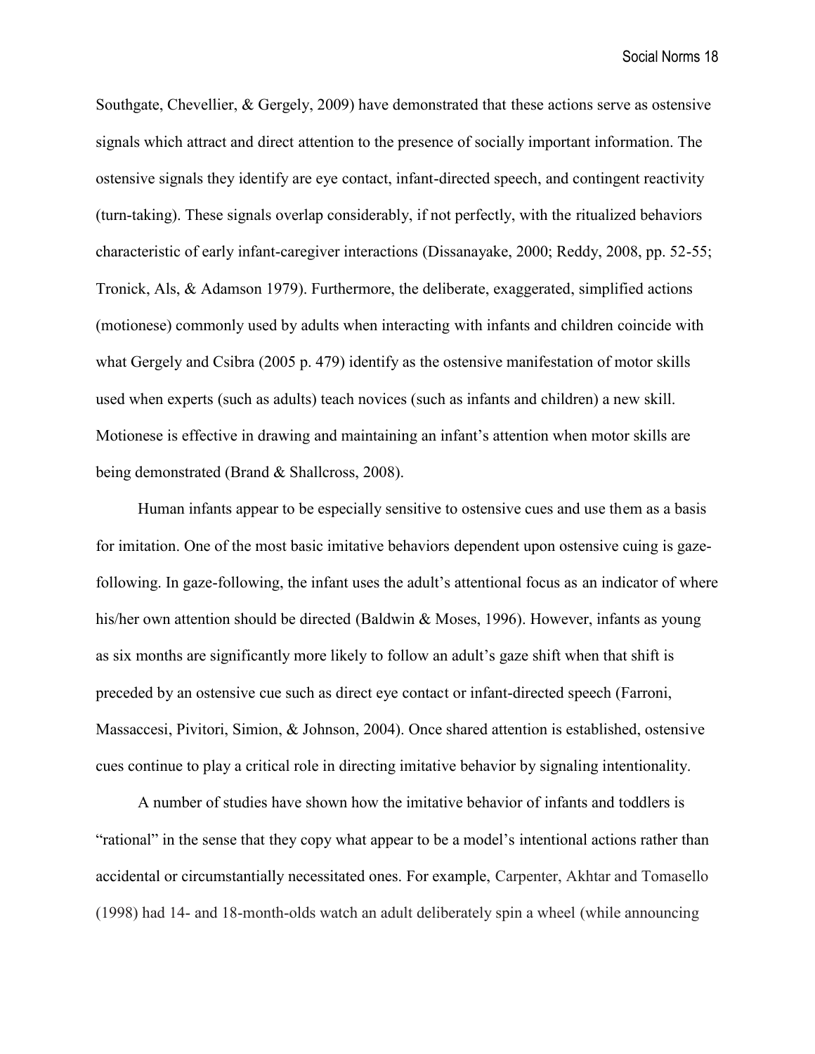Southgate, Chevellier, & Gergely, 2009) have demonstrated that these actions serve as ostensive signals which attract and direct attention to the presence of socially important information. The ostensive signals they identify are eye contact, infant-directed speech, and contingent reactivity (turn-taking). These signals overlap considerably, if not perfectly, with the ritualized behaviors characteristic of early infant-caregiver interactions (Dissanayake, 2000; Reddy, 2008, pp. 52-55; Tronick, Als, & Adamson 1979). Furthermore, the deliberate, exaggerated, simplified actions (motionese) commonly used by adults when interacting with infants and children coincide with what Gergely and Csibra (2005 p. 479) identify as the ostensive manifestation of motor skills used when experts (such as adults) teach novices (such as infants and children) a new skill. Motionese is effective in drawing and maintaining an infant's attention when motor skills are being demonstrated (Brand & Shallcross, 2008).

Human infants appear to be especially sensitive to ostensive cues and use them as a basis for imitation. One of the most basic imitative behaviors dependent upon ostensive cuing is gaze-following. In gaze-following, the infant uses the adult's attentional focus as an indicator of where his/her own attention should be directed (Baldwin & Moses, 1996). However, infants as young as six months are significantly more likely to follow an adult's gaze shift when that shift is preceded by an ostensive cue such as direct eye contact or infant-directed speech (Farroni, Massaccesi, Pivitori, Simion, & Johnson, 2004). Once shared attention is established, ostensive cues continue to play a critical role in directing imitative behavior by signaling intentionality.

A number of studies have shown how the imitative behavior of infants and toddlers is "rational" in the sense that they copy what appear to be a model's intentional actions rather than accidental or circumstantially necessitated ones. For example, Carpenter, Akhtar and Tomasello (1998) had 14- and 18-month-olds watch an adult deliberately spin a wheel (while announcing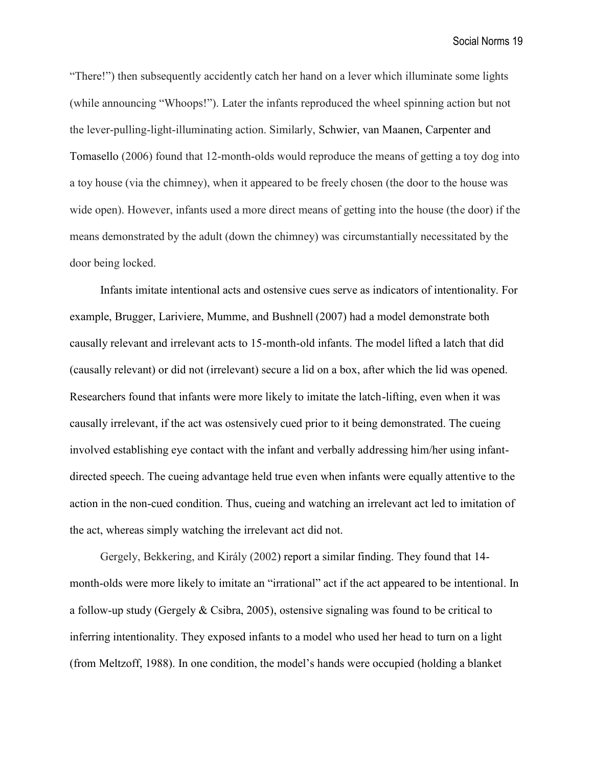"There!") then subsequently accidently catch her hand on a lever which illuminate some lights (while announcing "Whoops!"). Later the infants reproduced the wheel spinning action but not the lever-pulling-light-illuminating action. Similarly, Schwier, van Maanen, Carpenter and Tomasello (2006) found that 12-month-olds would reproduce the means of getting a toy dog into a toy house (via the chimney), when it appeared to be freely chosen (the door to the house was wide open). However, infants used a more direct means of getting into the house (the door) if the means demonstrated by the adult (down the chimney) was circumstantially necessitated by the door being locked.

Infants imitate intentional acts and ostensive cues serve as indicators of intentionality. For example, Brugger, Lariviere, Mumme, and Bushnell (2007) had a model demonstrate both causally relevant and irrelevant acts to 15-month-old infants. The model lifted a latch that did (causally relevant) or did not (irrelevant) secure a lid on a box, after which the lid was opened. Researchers found that infants were more likely to imitate the latch-lifting, even when it was causally irrelevant, if the act was ostensively cued prior to it being demonstrated. The cueing involved establishing eye contact with the infant and verbally addressing him/her using infant-directed speech. The cueing advantage held true even when infants were equally attentive to the action in the non-cued condition. Thus, cueing and watching an irrelevant act led to imitation of the act, whereas simply watching the irrelevant act did not.

Gergely, Bekkering, and Király (2002) report a similar finding. They found that 14-month-olds were more likely to imitate an "irrational" act if the act appeared to be intentional. In a follow-up study (Gergely & Csibra, 2005), ostensive signaling was found to be critical to inferring intentionality. They exposed infants to a model who used her head to turn on a light (from Meltzoff, 1988). In one condition, the model's hands were occupied (holding a blanket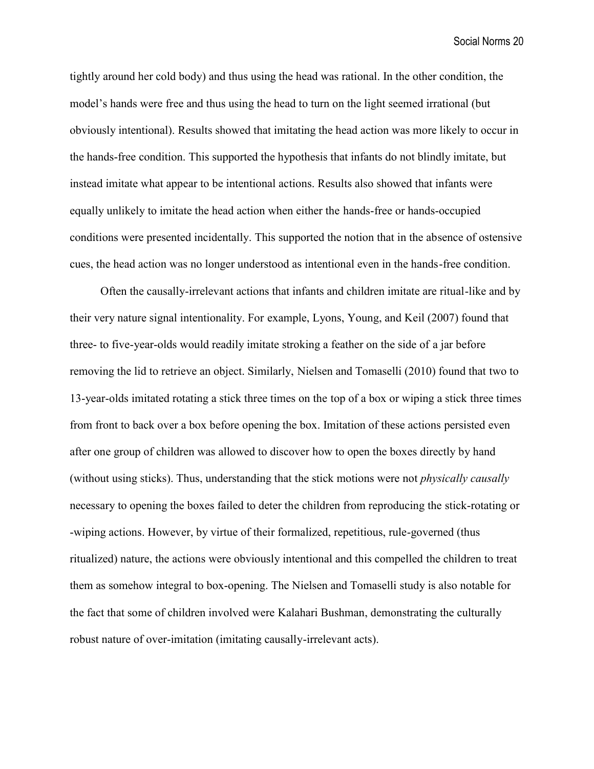tightly around her cold body) and thus using the head was rational. In the other condition, the model's hands were free and thus using the head to turn on the light seemed irrational (but obviously intentional). Results showed that imitating the head action was more likely to occur in the hands-free condition. This supported the hypothesis that infants do not blindly imitate, but instead imitate what appear to be intentional actions. Results also showed that infants were equally unlikely to imitate the head action when either the hands-free or hands-occupied conditions were presented incidentally. This supported the notion that in the absence of ostensive cues, the head action was no longer understood as intentional even in the hands-free condition.

Often the causally-irrelevant actions that infants and children imitate are ritual-like and by their very nature signal intentionality. For example, Lyons, Young, and Keil (2007) found that three- to five-year-olds would readily imitate stroking a feather on the side of a jar before removing the lid to retrieve an object. Similarly, Nielsen and Tomaselli (2010) found that two to 13-year-olds imitated rotating a stick three times on the top of a box or wiping a stick three times from front to back over a box before opening the box. Imitation of these actions persisted even after one group of children was allowed to discover how to open the boxes directly by hand (without using sticks). Thus, understanding that the stick motions were not *physically causally* necessary to opening the boxes failed to deter the children from reproducing the stick-rotating or -wiping actions. However, by virtue of their formalized, repetitious, rule-governed (thus ritualized) nature, the actions were obviously intentional and this compelled the children to treat them as somehow integral to box-opening. The Nielsen and Tomaselli study is also notable for the fact that some of children involved were Kalahari Bushman, demonstrating the culturally robust nature of over-imitation (imitating causally-irrelevant acts).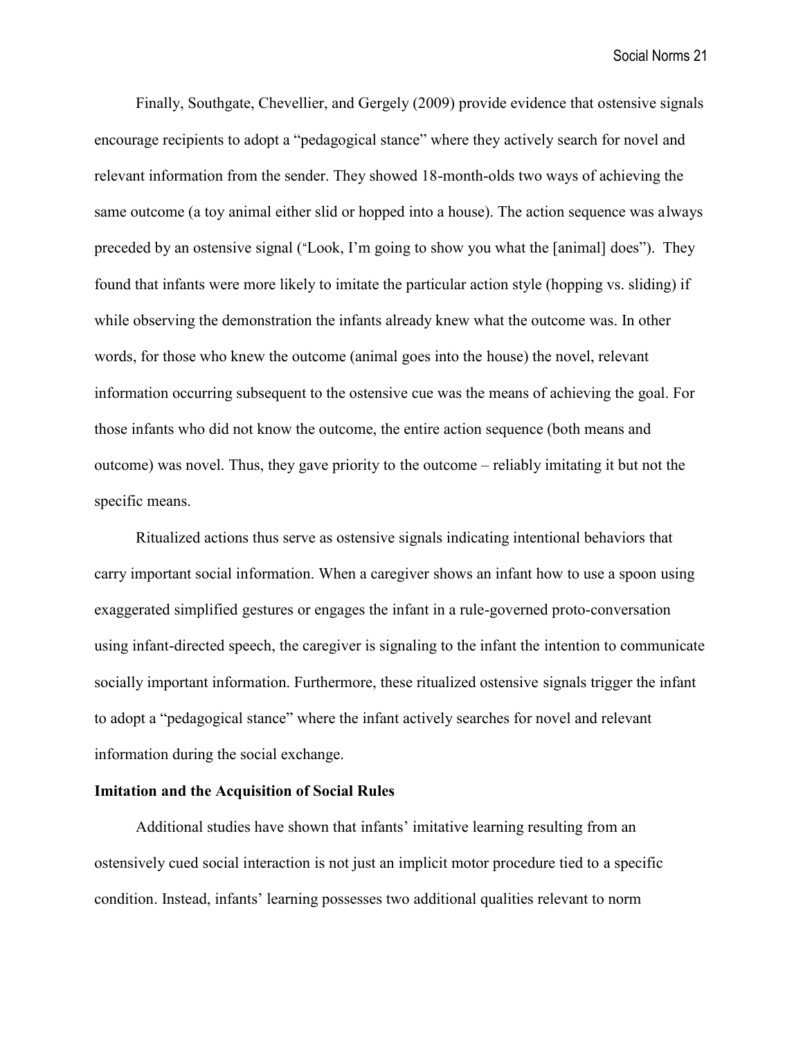Finally, Southgate, Chevellier, and Gergely (2009) provide evidence that ostensive signals encourage recipients to adopt a "pedagogical stance" where they actively search for novel and relevant information from the sender. They showed 18-month-olds two ways of achieving the same outcome (a toy animal either slid or hopped into a house). The action sequence was always preceded by an ostensive signal ("Look, I'm going to show you what the [animal] does"). They found that infants were more likely to imitate the particular action style (hopping vs. sliding) if while observing the demonstration the infants already knew what the outcome was. In other words, for those who knew the outcome (animal goes into the house) the novel, relevant information occurring subsequent to the ostensive cue was the means of achieving the goal. For those infants who did not know the outcome, the entire action sequence (both means and outcome) was novel. Thus, they gave priority to the outcome – reliably imitating it but not the specific means.

Ritualized actions thus serve as ostensive signals indicating intentional behaviors that carry important social information. When a caregiver shows an infant how to use a spoon using exaggerated simplified gestures or engages the infant in a rule-governed proto-conversation using infant-directed speech, the caregiver is signaling to the infant the intention to communicate socially important information. Furthermore, these ritualized ostensive signals trigger the infant to adopt a "pedagogical stance" where the infant actively searches for novel and relevant information during the social exchange.

**Imitation and the Acquisition of Social Rules**

Additional studies have shown that infants' imitative learning resulting from an ostensively cued social interaction is not just an implicit motor procedure tied to a specific condition. Instead, infants' learning possesses two additional qualities relevant to norm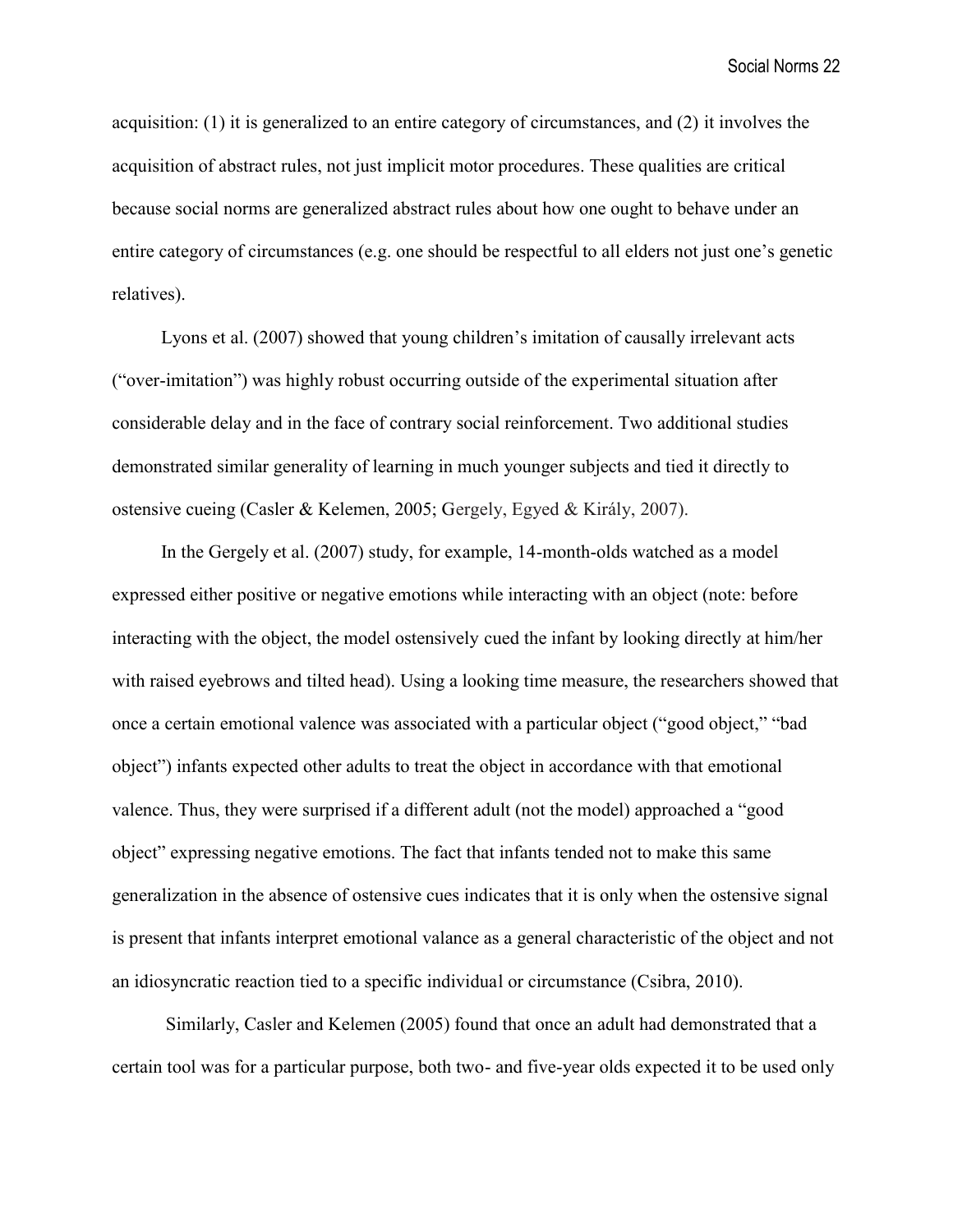acquisition: (1) it is generalized to an entire category of circumstances, and (2) it involves the acquisition of abstract rules, not just implicit motor procedures. These qualities are critical because social norms are generalized abstract rules about how one ought to behave under an entire category of circumstances (e.g. one should be respectful to all elders not just one's genetic relatives).

Lyons et al. (2007) showed that young children's imitation of causally irrelevant acts ("over-imitation") was highly robust occurring outside of the experimental situation after considerable delay and in the face of contrary social reinforcement. Two additional studies demonstrated similar generality of learning in much younger subjects and tied it directly to ostensive cueing (Casler & Kelemen, 2005; Gergely, Egyed & Király, 2007).

In the Gergely et al. (2007) study, for example, 14-month-olds watched as a model expressed either positive or negative emotions while interacting with an object (note: before interacting with the object, the model ostensively cued the infant by looking directly at him/her with raised eyebrows and tilted head). Using a looking time measure, the researchers showed that once a certain emotional valence was associated with a particular object ("good object," "bad object") infants expected other adults to treat the object in accordance with that emotional valence. Thus, they were surprised if a different adult (not the model) approached a "good object" expressing negative emotions. The fact that infants tended not to make this same generalization in the absence of ostensive cues indicates that it is only when the ostensive signal is present that infants interpret emotional valance as a general characteristic of the object and not an idiosyncratic reaction tied to a specific individual or circumstance (Csibra, 2010).

Similarly, Casler and Kelemen (2005) found that once an adult had demonstrated that a certain tool was for a particular purpose, both two- and five-year olds expected it to be used only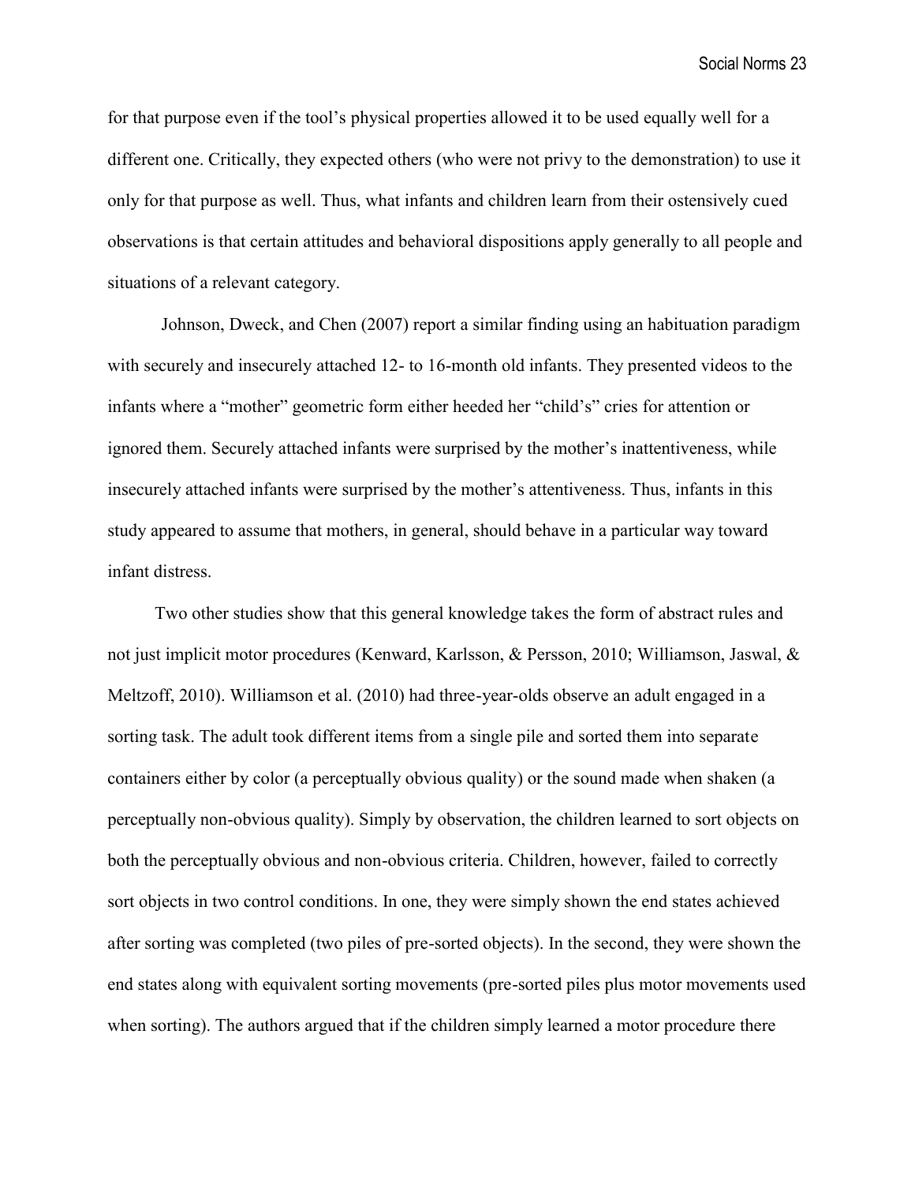for that purpose even if the tool's physical properties allowed it to be used equally well for a different one. Critically, they expected others (who were not privy to the demonstration) to use it only for that purpose as well. Thus, what infants and children learn from their ostensively cued observations is that certain attitudes and behavioral dispositions apply generally to all people and situations of a relevant category.

Johnson, Dweck, and Chen (2007) report a similar finding using an habituation paradigm with securely and insecurely attached 12- to 16-month old infants. They presented videos to the infants where a "mother" geometric form either heeded her "child's" cries for attention or ignored them. Securely attached infants were surprised by the mother's inattentiveness, while insecurely attached infants were surprised by the mother's attentiveness. Thus, infants in this study appeared to assume that mothers, in general, should behave in a particular way toward infant distress.

Two other studies show that this general knowledge takes the form of abstract rules and not just implicit motor procedures (Kenward, Karlsson, & Persson, 2010; Williamson, Jaswal, & Meltzoff, 2010). Williamson et al. (2010) had three-year-olds observe an adult engaged in a sorting task. The adult took different items from a single pile and sorted them into separate containers either by color (a perceptually obvious quality) or the sound made when shaken (a perceptually non-obvious quality). Simply by observation, the children learned to sort objects on both the perceptually obvious and non-obvious criteria. Children, however, failed to correctly sort objects in two control conditions. In one, they were simply shown the end states achieved after sorting was completed (two piles of pre-sorted objects). In the second, they were shown the end states along with equivalent sorting movements (pre-sorted piles plus motor movements used when sorting). The authors argued that if the children simply learned a motor procedure there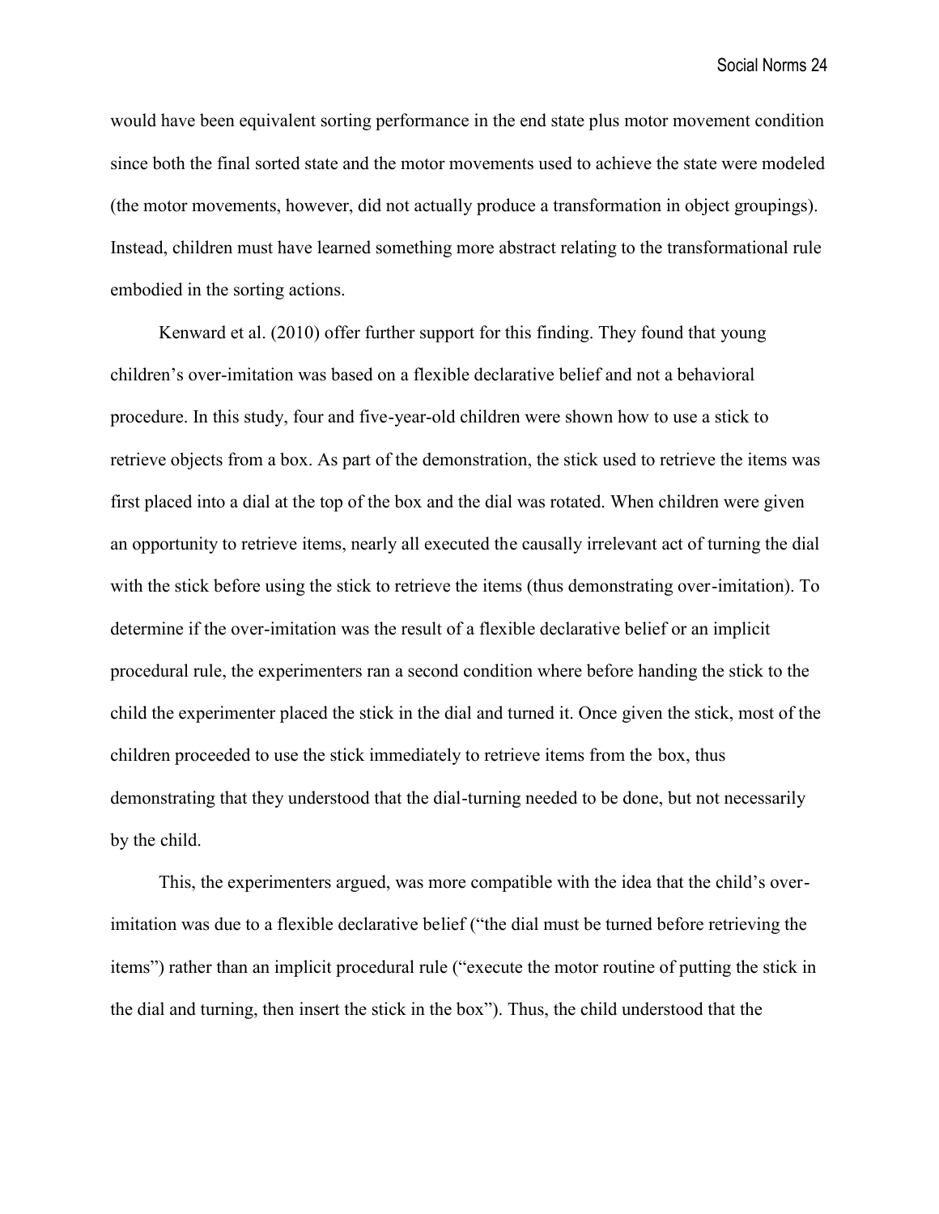would have been equivalent sorting performance in the end state plus motor movement condition since both the final sorted state and the motor movements used to achieve the state were modeled (the motor movements, however, did not actually produce a transformation in object groupings). Instead, children must have learned something more abstract relating to the transformational rule embodied in the sorting actions.

Kenward et al. (2010) offer further support for this finding. They found that young children's over-imitation was based on a flexible declarative belief and not a behavioral procedure. In this study, four and five-year-old children were shown how to use a stick to retrieve objects from a box. As part of the demonstration, the stick used to retrieve the items was first placed into a dial at the top of the box and the dial was rotated. When children were given an opportunity to retrieve items, nearly all executed the causally irrelevant act of turning the dial with the stick before using the stick to retrieve the items (thus demonstrating over-imitation). To determine if the over-imitation was the result of a flexible declarative belief or an implicit procedural rule, the experimenters ran a second condition where before handing the stick to the child the experimenter placed the stick in the dial and turned it. Once given the stick, most of the children proceeded to use the stick immediately to retrieve items from the box, thus demonstrating that they understood that the dial-turning needed to be done, but not necessarily by the child.

This, the experimenters argued, was more compatible with the idea that the child's over-imitation was due to a flexible declarative belief ("the dial must be turned before retrieving the items") rather than an implicit procedural rule ("execute the motor routine of putting the stick in the dial and turning, then insert the stick in the box"). Thus, the child understood that the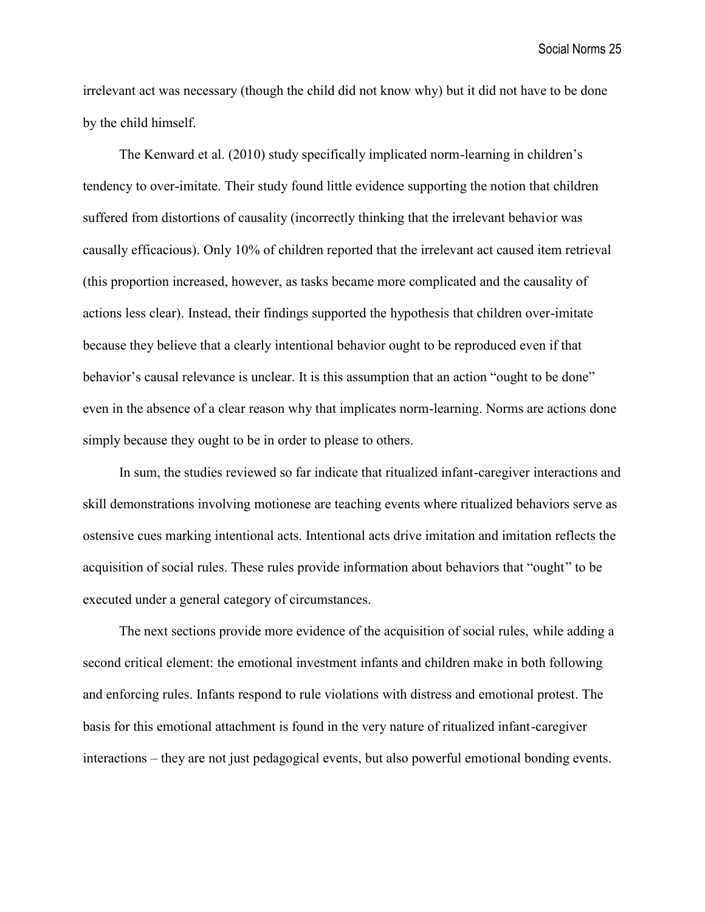irrelevant act was necessary (though the child did not know why) but it did not have to be done by the child himself.

The Kenward et al. (2010) study specifically implicated norm-learning in children's tendency to over-imitate. Their study found little evidence supporting the notion that children suffered from distortions of causality (incorrectly thinking that the irrelevant behavior was causally efficacious). Only 10% of children reported that the irrelevant act caused item retrieval (this proportion increased, however, as tasks became more complicated and the causality of actions less clear). Instead, their findings supported the hypothesis that children over-imitate because they believe that a clearly intentional behavior ought to be reproduced even if that behavior's causal relevance is unclear. It is this assumption that an action "ought to be done" even in the absence of a clear reason why that implicates norm-learning. Norms are actions done simply because they ought to be in order to please to others.

In sum, the studies reviewed so far indicate that ritualized infant-caregiver interactions and skill demonstrations involving motionese are teaching events where ritualized behaviors serve as ostensive cues marking intentional acts. Intentional acts drive imitation and imitation reflects the acquisition of social rules. These rules provide information about behaviors that "ought" to be executed under a general category of circumstances.

The next sections provide more evidence of the acquisition of social rules, while adding a second critical element: the emotional investment infants and children make in both following and enforcing rules. Infants respond to rule violations with distress and emotional protest. The basis for this emotional attachment is found in the very nature of ritualized infant-caregiver interactions – they are not just pedagogical events, but also powerful emotional bonding events.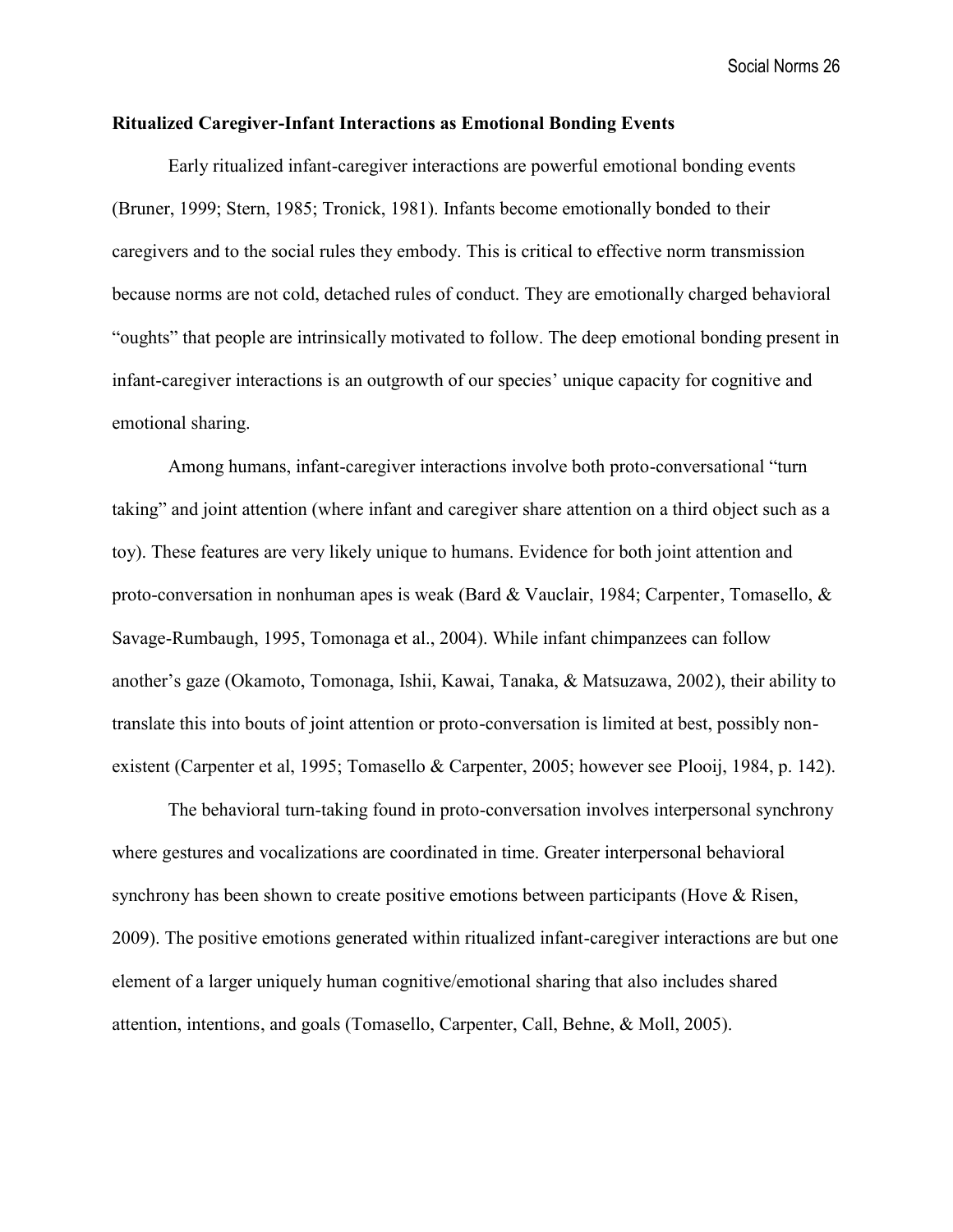## Ritualized Caregiver-Infant Interactions as Emotional Bonding Events

Early ritualized infant-caregiver interactions are powerful emotional bonding events (Bruner, 1999; Stern, 1985; Tronick, 1981). Infants become emotionally bonded to their caregivers and to the social rules they embody. This is critical to effective norm transmission because norms are not cold, detached rules of conduct. They are emotionally charged behavioral "oughts" that people are intrinsically motivated to follow. The deep emotional bonding present in infant-caregiver interactions is an outgrowth of our species' unique capacity for cognitive and emotional sharing.

Among humans, infant-caregiver interactions involve both proto-conversational "turn taking" and joint attention (where infant and caregiver share attention on a third object such as a toy). These features are very likely unique to humans. Evidence for both joint attention and proto-conversation in nonhuman apes is weak (Bard & Vauclair, 1984; Carpenter, Tomasello, & Savage-Rumbaugh, 1995, Tomonaga et al., 2004). While infant chimpanzees can follow another's gaze (Okamoto, Tomonaga, Ishii, Kawai, Tanaka, & Matsuzawa, 2002), their ability to translate this into bouts of joint attention or proto-conversation is limited at best, possibly non-existent (Carpenter et al, 1995; Tomasello & Carpenter, 2005; however see Plooij, 1984, p. 142).

The behavioral turn-taking found in proto-conversation involves interpersonal synchrony where gestures and vocalizations are coordinated in time. Greater interpersonal behavioral synchrony has been shown to create positive emotions between participants (Hove & Risen, 2009). The positive emotions generated within ritualized infant-caregiver interactions are but one element of a larger uniquely human cognitive/emotional sharing that also includes shared attention, intentions, and goals (Tomasello, Carpenter, Call, Behne, & Moll, 2005).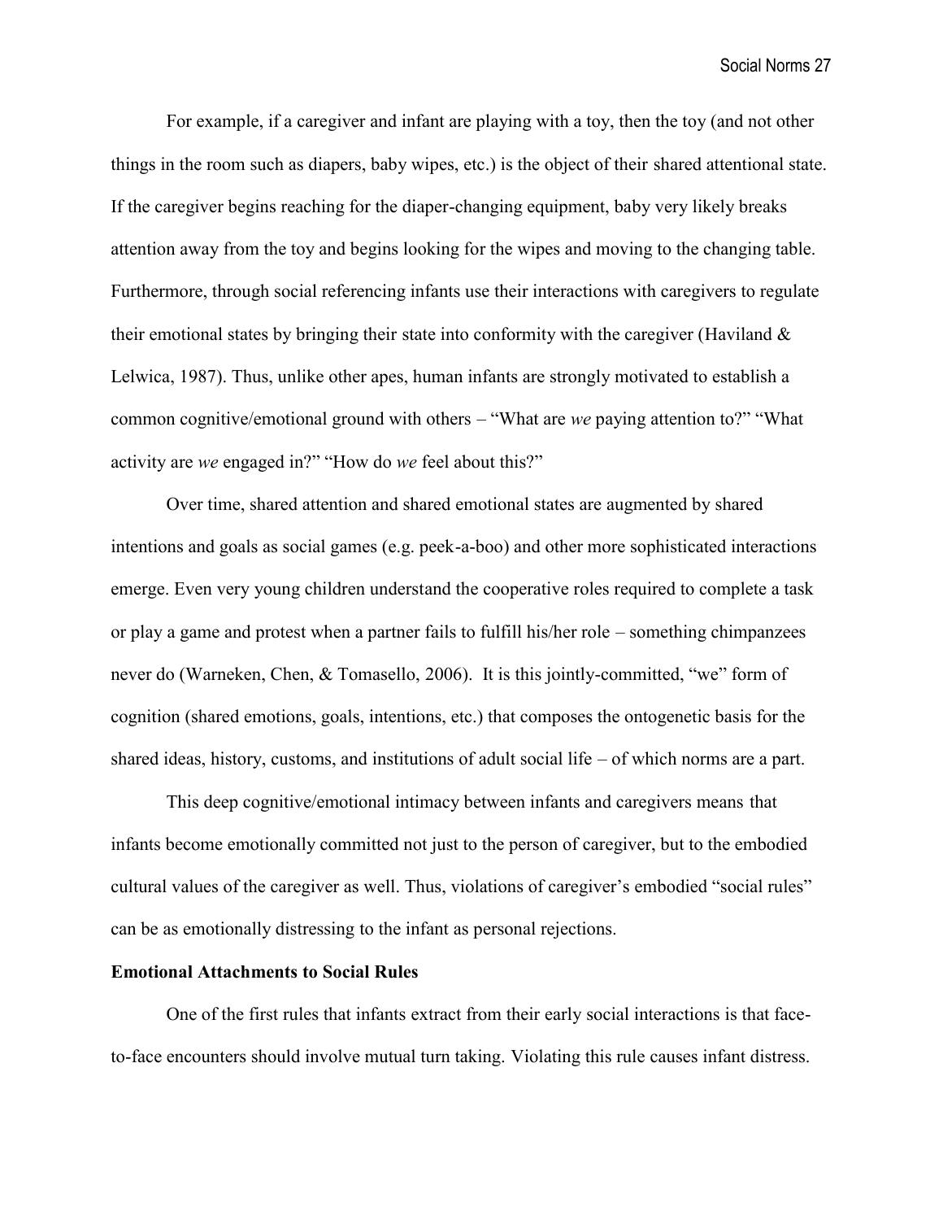For example, if a caregiver and infant are playing with a toy, then the toy (and not other things in the room such as diapers, baby wipes, etc.) is the object of their shared attentional state. If the caregiver begins reaching for the diaper-changing equipment, baby very likely breaks attention away from the toy and begins looking for the wipes and moving to the changing table. Furthermore, through social referencing infants use their interactions with caregivers to regulate their emotional states by bringing their state into conformity with the caregiver (Haviland & Lelwica, 1987). Thus, unlike other apes, human infants are strongly motivated to establish a common cognitive/emotional ground with others – "What are *we* paying attention to?" "What activity are *we* engaged in?" "How do *we* feel about this?"

Over time, shared attention and shared emotional states are augmented by shared intentions and goals as social games (e.g. peek-a-boo) and other more sophisticated interactions emerge. Even very young children understand the cooperative roles required to complete a task or play a game and protest when a partner fails to fulfill his/her role – something chimpanzees never do (Warneken, Chen, & Tomasello, 2006). It is this jointly-committed, "we" form of cognition (shared emotions, goals, intentions, etc.) that composes the ontogenetic basis for the shared ideas, history, customs, and institutions of adult social life – of which norms are a part.

This deep cognitive/emotional intimacy between infants and caregivers means that infants become emotionally committed not just to the person of caregiver, but to the embodied cultural values of the caregiver as well. Thus, violations of caregiver's embodied "social rules" can be as emotionally distressing to the infant as personal rejections.

**Emotional Attachments to Social Rules**

One of the first rules that infants extract from their early social interactions is that face-to-face encounters should involve mutual turn taking. Violating this rule causes infant distress.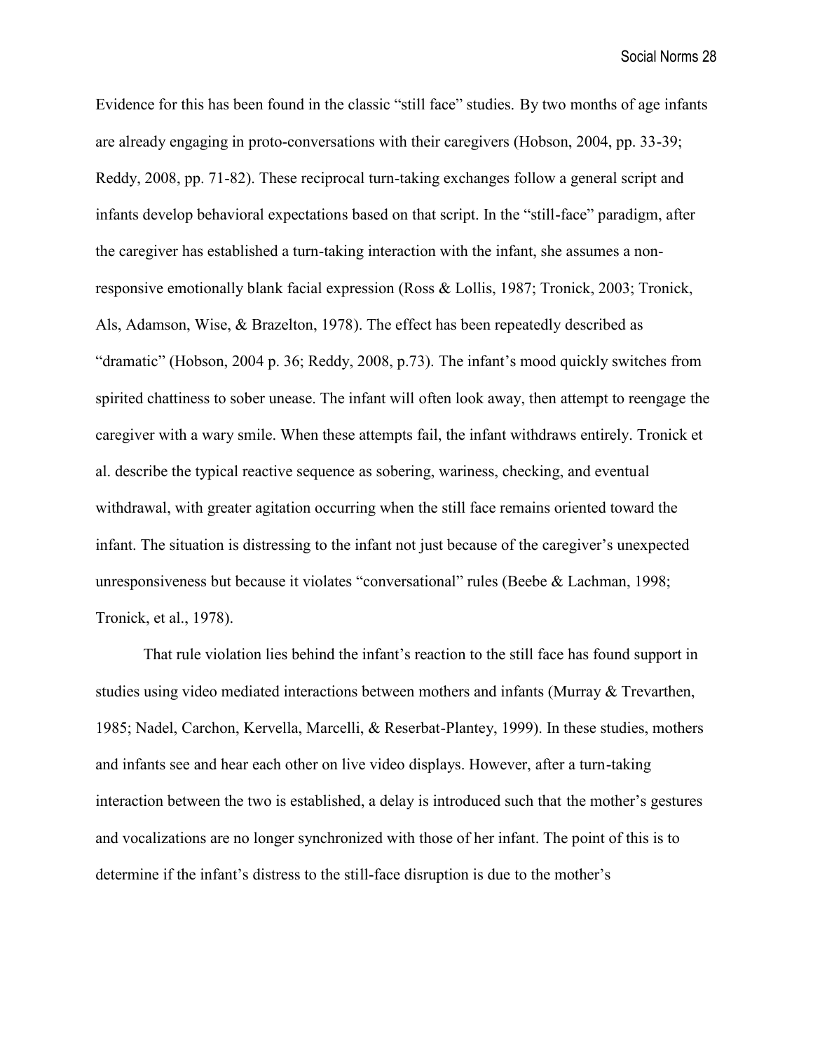Evidence for this has been found in the classic "still face" studies. By two months of age infants are already engaging in proto-conversations with their caregivers (Hobson, 2004, pp. 33-39; Reddy, 2008, pp. 71-82). These reciprocal turn-taking exchanges follow a general script and infants develop behavioral expectations based on that script. In the "still-face" paradigm, after the caregiver has established a turn-taking interaction with the infant, she assumes a non-responsive emotionally blank facial expression (Ross & Lollis, 1987; Tronick, 2003; Tronick, Als, Adamson, Wise, & Brazelton, 1978). The effect has been repeatedly described as "dramatic" (Hobson, 2004 p. 36; Reddy, 2008, p.73). The infant's mood quickly switches from spirited chattiness to sober unease. The infant will often look away, then attempt to reengage the caregiver with a wary smile. When these attempts fail, the infant withdraws entirely. Tronick et al. describe the typical reactive sequence as sobering, wariness, checking, and eventual withdrawal, with greater agitation occurring when the still face remains oriented toward the infant. The situation is distressing to the infant not just because of the caregiver's unexpected unresponsiveness but because it violates "conversational" rules (Beebe & Lachman, 1998; Tronick, et al., 1978).

That rule violation lies behind the infant's reaction to the still face has found support in studies using video mediated interactions between mothers and infants (Murray & Trevarthen, 1985; Nadel, Carchon, Kervella, Marcelli, & Reserbat-Plantey, 1999). In these studies, mothers and infants see and hear each other on live video displays. However, after a turn-taking interaction between the two is established, a delay is introduced such that the mother's gestures and vocalizations are no longer synchronized with those of her infant. The point of this is to determine if the infant's distress to the still-face disruption is due to the mother's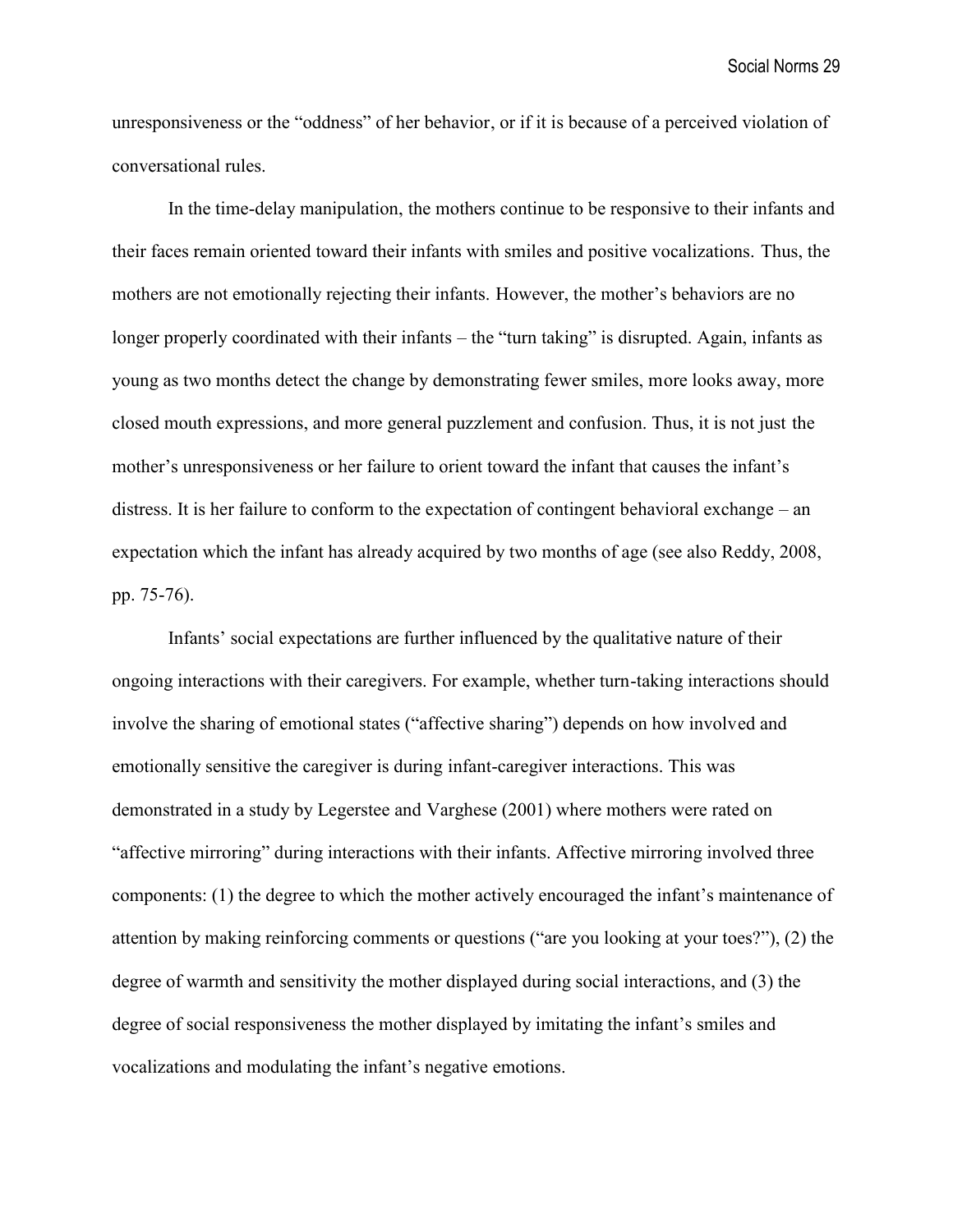unresponsiveness or the "oddness" of her behavior, or if it is because of a perceived violation of conversational rules.

In the time-delay manipulation, the mothers continue to be responsive to their infants and their faces remain oriented toward their infants with smiles and positive vocalizations. Thus, the mothers are not emotionally rejecting their infants. However, the mother's behaviors are no longer properly coordinated with their infants – the "turn taking" is disrupted. Again, infants as young as two months detect the change by demonstrating fewer smiles, more looks away, more closed mouth expressions, and more general puzzlement and confusion. Thus, it is not just the mother's unresponsiveness or her failure to orient toward the infant that causes the infant's distress. It is her failure to conform to the expectation of contingent behavioral exchange – an expectation which the infant has already acquired by two months of age (see also Reddy, 2008, pp. 75-76).

Infants' social expectations are further influenced by the qualitative nature of their ongoing interactions with their caregivers. For example, whether turn-taking interactions should involve the sharing of emotional states ("affective sharing") depends on how involved and emotionally sensitive the caregiver is during infant-caregiver interactions. This was demonstrated in a study by Legerstee and Varghese (2001) where mothers were rated on "affective mirroring" during interactions with their infants. Affective mirroring involved three components: (1) the degree to which the mother actively encouraged the infant's maintenance of attention by making reinforcing comments or questions ("are you looking at your toes?"), (2) the degree of warmth and sensitivity the mother displayed during social interactions, and (3) the degree of social responsiveness the mother displayed by imitating the infant's smiles and vocalizations and modulating the infant's negative emotions.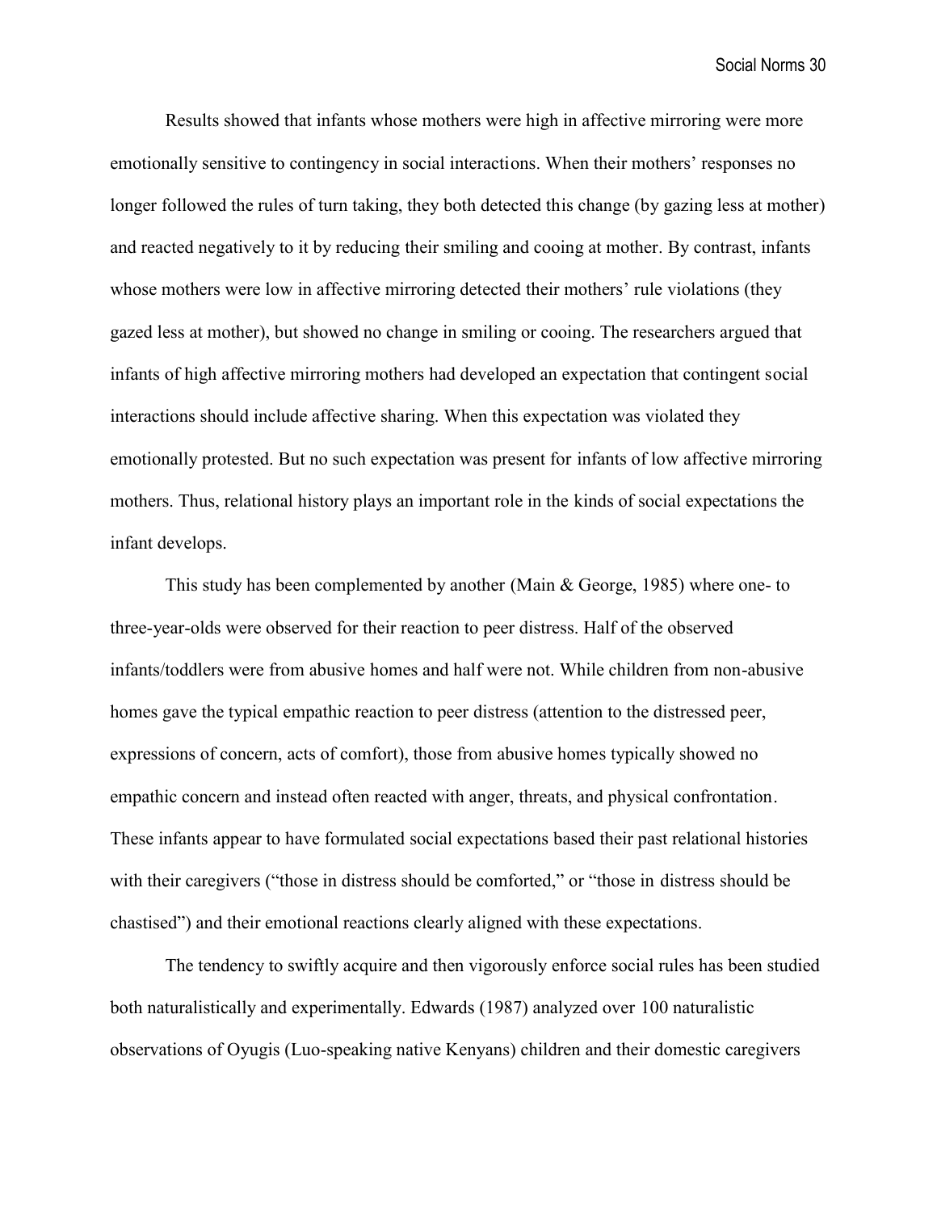Results showed that infants whose mothers were high in affective mirroring were more emotionally sensitive to contingency in social interactions. When their mothers' responses no longer followed the rules of turn taking, they both detected this change (by gazing less at mother) and reacted negatively to it by reducing their smiling and cooing at mother. By contrast, infants whose mothers were low in affective mirroring detected their mothers' rule violations (they gazed less at mother), but showed no change in smiling or cooing. The researchers argued that infants of high affective mirroring mothers had developed an expectation that contingent social interactions should include affective sharing. When this expectation was violated they emotionally protested. But no such expectation was present for infants of low affective mirroring mothers. Thus, relational history plays an important role in the kinds of social expectations the infant develops.

This study has been complemented by another (Main & George, 1985) where one- to three-year-olds were observed for their reaction to peer distress. Half of the observed infants/toddlers were from abusive homes and half were not. While children from non-abusive homes gave the typical empathic reaction to peer distress (attention to the distressed peer, expressions of concern, acts of comfort), those from abusive homes typically showed no empathic concern and instead often reacted with anger, threats, and physical confrontation. These infants appear to have formulated social expectations based their past relational histories with their caregivers ("those in distress should be comforted," or "those in distress should be chastised") and their emotional reactions clearly aligned with these expectations.

The tendency to swiftly acquire and then vigorously enforce social rules has been studied both naturalistically and experimentally. Edwards (1987) analyzed over 100 naturalistic observations of Oyugis (Luo-speaking native Kenyans) children and their domestic caregivers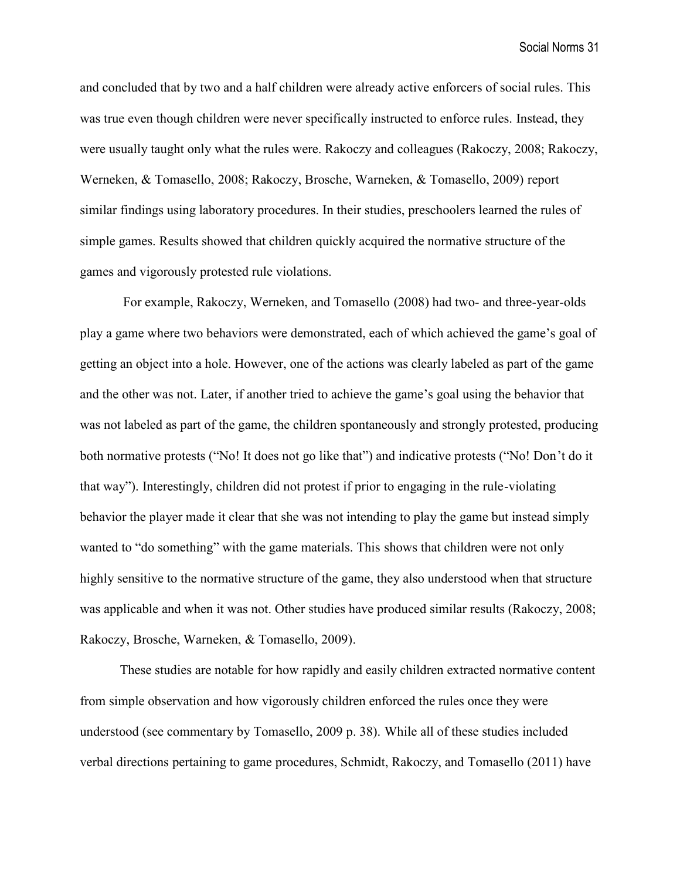and concluded that by two and a half children were already active enforcers of social rules. This was true even though children were never specifically instructed to enforce rules. Instead, they were usually taught only what the rules were. Rakoczy and colleagues (Rakoczy, 2008; Rakoczy, Werneken, & Tomasello, 2008; Rakoczy, Brosche, Warneken, & Tomasello, 2009) report similar findings using laboratory procedures. In their studies, preschoolers learned the rules of simple games. Results showed that children quickly acquired the normative structure of the games and vigorously protested rule violations.

For example, Rakoczy, Werneken, and Tomasello (2008) had two- and three-year-olds play a game where two behaviors were demonstrated, each of which achieved the game's goal of getting an object into a hole. However, one of the actions was clearly labeled as part of the game and the other was not. Later, if another tried to achieve the game's goal using the behavior that was not labeled as part of the game, the children spontaneously and strongly protested, producing both normative protests ("No! It does not go like that") and indicative protests ("No! Don't do it that way"). Interestingly, children did not protest if prior to engaging in the rule-violating behavior the player made it clear that she was not intending to play the game but instead simply wanted to "do something" with the game materials. This shows that children were not only highly sensitive to the normative structure of the game, they also understood when that structure was applicable and when it was not. Other studies have produced similar results (Rakoczy, 2008; Rakoczy, Brosche, Warneken, & Tomasello, 2009).

These studies are notable for how rapidly and easily children extracted normative content from simple observation and how vigorously children enforced the rules once they were understood (see commentary by Tomasello, 2009 p. 38). While all of these studies included verbal directions pertaining to game procedures, Schmidt, Rakoczy, and Tomasello (2011) have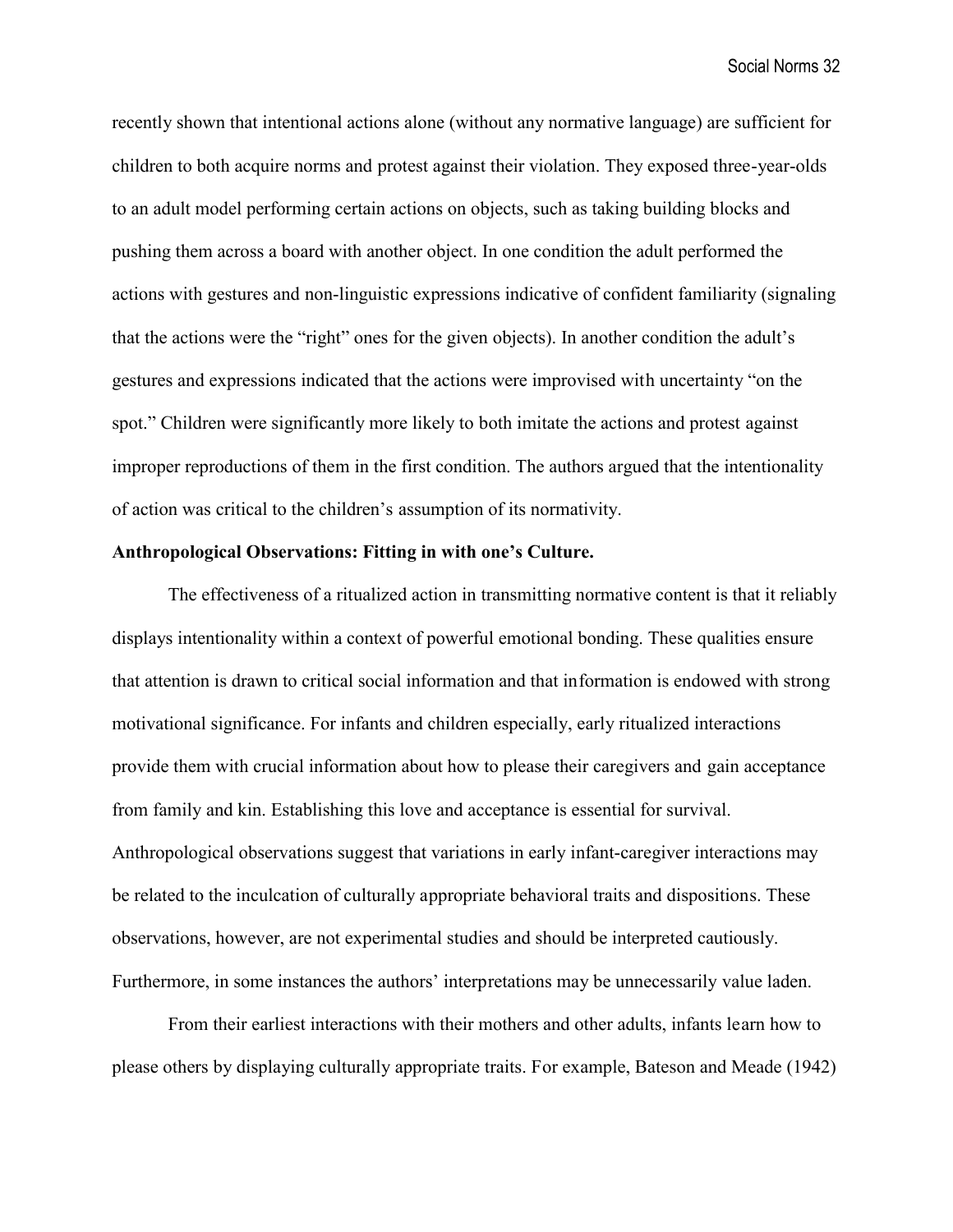recently shown that intentional actions alone (without any normative language) are sufficient for children to both acquire norms and protest against their violation. They exposed three-year-olds to an adult model performing certain actions on objects, such as taking building blocks and pushing them across a board with another object. In one condition the adult performed the actions with gestures and non-linguistic expressions indicative of confident familiarity (signaling that the actions were the "right" ones for the given objects). In another condition the adult's gestures and expressions indicated that the actions were improvised with uncertainty "on the spot." Children were significantly more likely to both imitate the actions and protest against improper reproductions of them in the first condition. The authors argued that the intentionality of action was critical to the children's assumption of its normativity.

**Anthropological Observations: Fitting in with one's Culture.**

The effectiveness of a ritualized action in transmitting normative content is that it reliably displays intentionality within a context of powerful emotional bonding. These qualities ensure that attention is drawn to critical social information and that information is endowed with strong motivational significance. For infants and children especially, early ritualized interactions provide them with crucial information about how to please their caregivers and gain acceptance from family and kin. Establishing this love and acceptance is essential for survival. Anthropological observations suggest that variations in early infant-caregiver interactions may be related to the inculcation of culturally appropriate behavioral traits and dispositions. These observations, however, are not experimental studies and should be interpreted cautiously. Furthermore, in some instances the authors' interpretations may be unnecessarily value laden.

From their earliest interactions with their mothers and other adults, infants learn how to please others by displaying culturally appropriate traits. For example, Bateson and Meade (1942)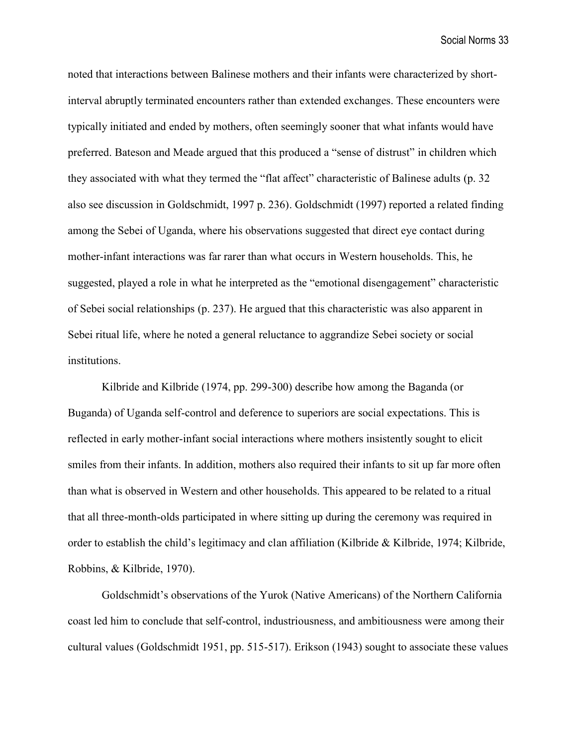noted that interactions between Balinese mothers and their infants were characterized by short-interval abruptly terminated encounters rather than extended exchanges. These encounters were typically initiated and ended by mothers, often seemingly sooner that what infants would have preferred. Bateson and Meade argued that this produced a "sense of distrust" in children which they associated with what they termed the "flat affect" characteristic of Balinese adults (p. 32 also see discussion in Goldschmidt, 1997 p. 236). Goldschmidt (1997) reported a related finding among the Sebei of Uganda, where his observations suggested that direct eye contact during mother-infant interactions was far rarer than what occurs in Western households. This, he suggested, played a role in what he interpreted as the "emotional disengagement" characteristic of Sebei social relationships (p. 237). He argued that this characteristic was also apparent in Sebei ritual life, where he noted a general reluctance to aggrandize Sebei society or social institutions.

Kilbride and Kilbride (1974, pp. 299-300) describe how among the Baganda (or Buganda) of Uganda self-control and deference to superiors are social expectations. This is reflected in early mother-infant social interactions where mothers insistently sought to elicit smiles from their infants. In addition, mothers also required their infants to sit up far more often than what is observed in Western and other households. This appeared to be related to a ritual that all three-month-olds participated in where sitting up during the ceremony was required in order to establish the child's legitimacy and clan affiliation (Kilbride & Kilbride, 1974; Kilbride, Robbins, & Kilbride, 1970).

Goldschmidt's observations of the Yurok (Native Americans) of the Northern California coast led him to conclude that self-control, industriousness, and ambitiousness were among their cultural values (Goldschmidt 1951, pp. 515-517). Erikson (1943) sought to associate these values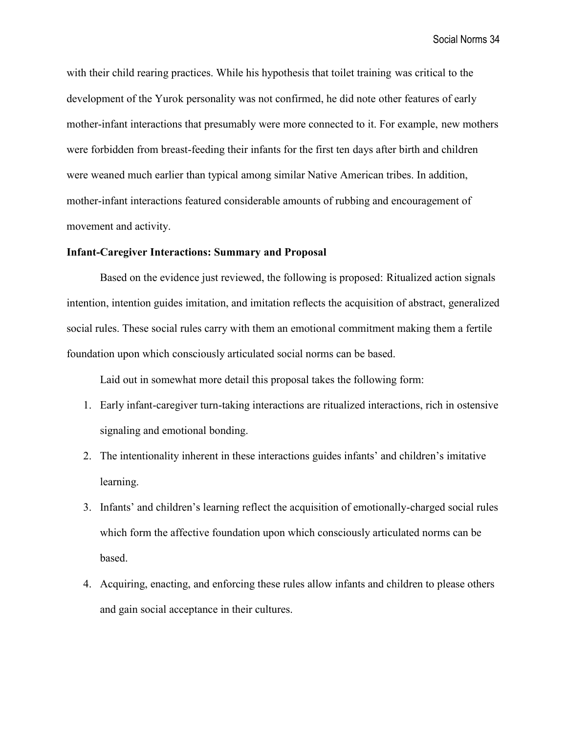with their child rearing practices. While his hypothesis that toilet training was critical to the development of the Yurok personality was not confirmed, he did note other features of early mother-infant interactions that presumably were more connected to it. For example, new mothers were forbidden from breast-feeding their infants for the first ten days after birth and children were weaned much earlier than typical among similar Native American tribes. In addition, mother-infant interactions featured considerable amounts of rubbing and encouragement of movement and activity.

**Infant-Caregiver Interactions: Summary and Proposal**

Based on the evidence just reviewed, the following is proposed: Ritualized action signals intention, intention guides imitation, and imitation reflects the acquisition of abstract, generalized social rules. These social rules carry with them an emotional commitment making them a fertile foundation upon which consciously articulated social norms can be based.

Laid out in somewhat more detail this proposal takes the following form:

1. Early infant-caregiver turn-taking interactions are ritualized interactions, rich in ostensive signaling and emotional bonding.
2. The intentionality inherent in these interactions guides infants' and children's imitative learning.
3. Infants' and children's learning reflect the acquisition of emotionally-charged social rules which form the affective foundation upon which consciously articulated norms can be based.
4. Acquiring, enacting, and enforcing these rules allow infants and children to please others and gain social acceptance in their cultures.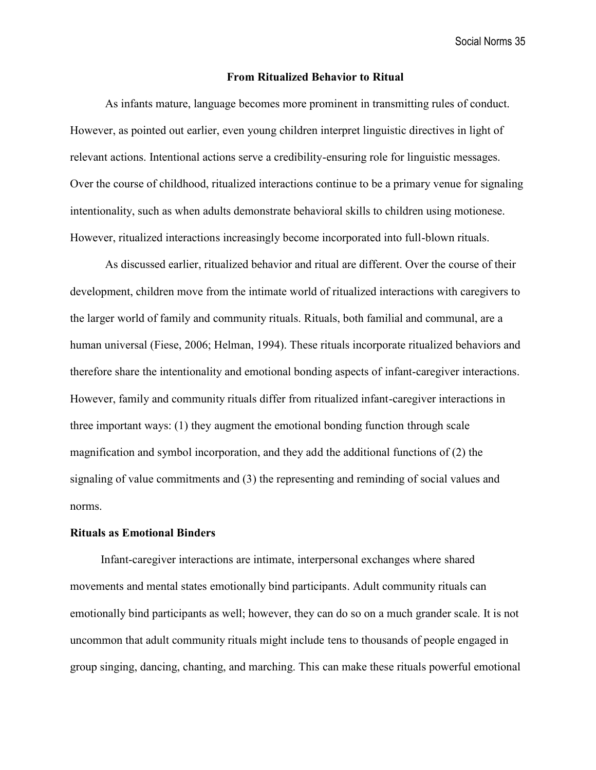## From Ritualized Behavior to Ritual

As infants mature, language becomes more prominent in transmitting rules of conduct. However, as pointed out earlier, even young children interpret linguistic directives in light of relevant actions. Intentional actions serve a credibility-ensuring role for linguistic messages. Over the course of childhood, ritualized interactions continue to be a primary venue for signaling intentionality, such as when adults demonstrate behavioral skills to children using motionese. However, ritualized interactions increasingly become incorporated into full-blown rituals.

As discussed earlier, ritualized behavior and ritual are different. Over the course of their development, children move from the intimate world of ritualized interactions with caregivers to the larger world of family and community rituals. Rituals, both familial and communal, are a human universal (Fiese, 2006; Helman, 1994). These rituals incorporate ritualized behaviors and therefore share the intentionality and emotional bonding aspects of infant-caregiver interactions. However, family and community rituals differ from ritualized infant-caregiver interactions in three important ways: (1) they augment the emotional bonding function through scale magnification and symbol incorporation, and they add the additional functions of (2) the signaling of value commitments and (3) the representing and reminding of social values and norms.

### Rituals as Emotional Binders

Infant-caregiver interactions are intimate, interpersonal exchanges where shared movements and mental states emotionally bind participants. Adult community rituals can emotionally bind participants as well; however, they can do so on a much grander scale. It is not uncommon that adult community rituals might include tens to thousands of people engaged in group singing, dancing, chanting, and marching. This can make these rituals powerful emotional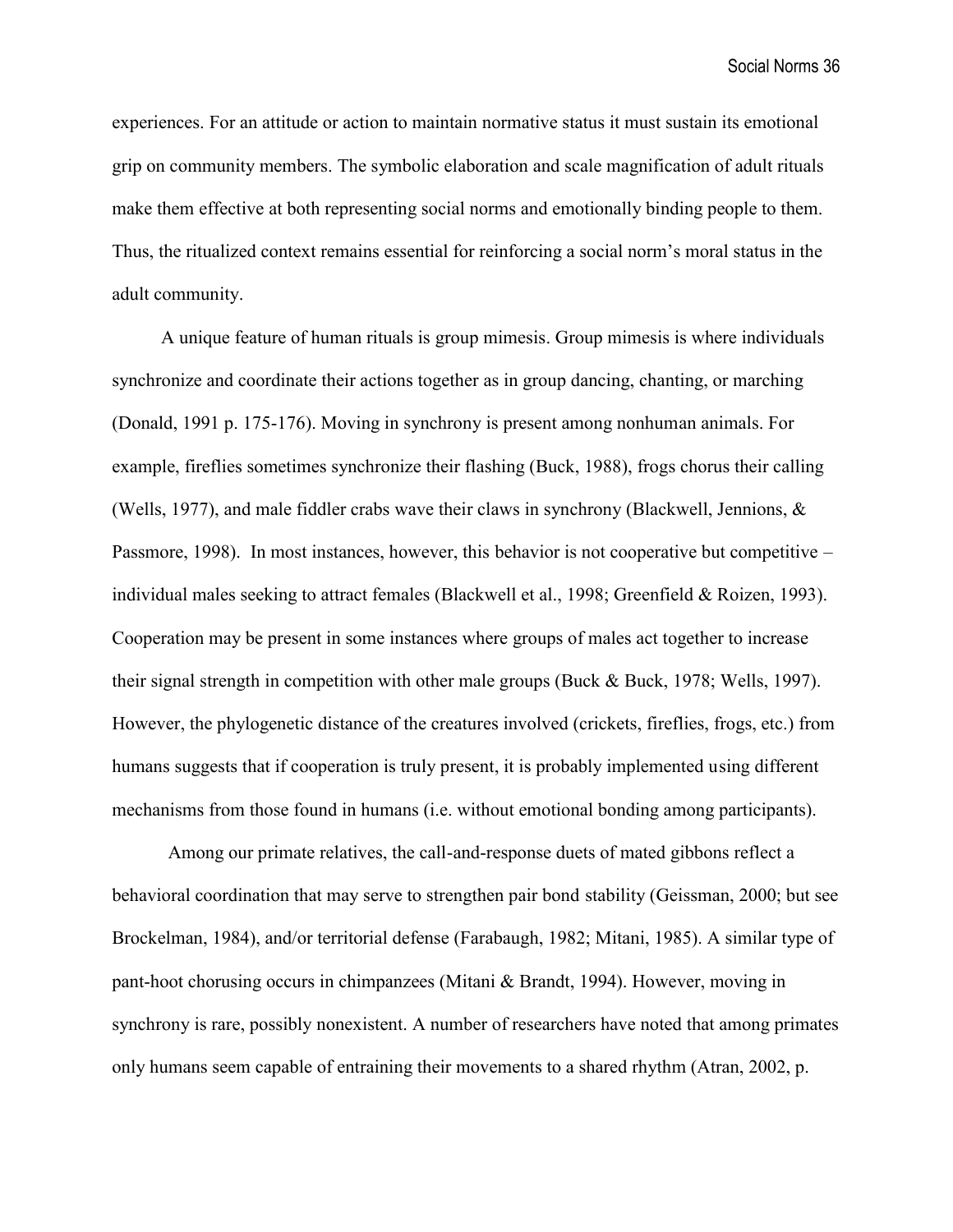experiences. For an attitude or action to maintain normative status it must sustain its emotional grip on community members. The symbolic elaboration and scale magnification of adult rituals make them effective at both representing social norms and emotionally binding people to them. Thus, the ritualized context remains essential for reinforcing a social norm's moral status in the adult community.

A unique feature of human rituals is group mimesis. Group mimesis is where individuals synchronize and coordinate their actions together as in group dancing, chanting, or marching (Donald, 1991 p. 175-176). Moving in synchrony is present among nonhuman animals. For example, fireflies sometimes synchronize their flashing (Buck, 1988), frogs chorus their calling (Wells, 1977), and male fiddler crabs wave their claws in synchrony (Blackwell, Jennions, & Passmore, 1998). In most instances, however, this behavior is not cooperative but competitive – individual males seeking to attract females (Blackwell et al., 1998; Greenfield & Roizen, 1993). Cooperation may be present in some instances where groups of males act together to increase their signal strength in competition with other male groups (Buck & Buck, 1978; Wells, 1997). However, the phylogenetic distance of the creatures involved (crickets, fireflies, frogs, etc.) from humans suggests that if cooperation is truly present, it is probably implemented using different mechanisms from those found in humans (i.e. without emotional bonding among participants).

Among our primate relatives, the call-and-response duets of mated gibbons reflect a behavioral coordination that may serve to strengthen pair bond stability (Geissman, 2000; but see Brockelman, 1984), and/or territorial defense (Farabaugh, 1982; Mitani, 1985). A similar type of pant-hoot chorusing occurs in chimpanzees (Mitani & Brandt, 1994). However, moving in synchrony is rare, possibly nonexistent. A number of researchers have noted that among primates only humans seem capable of entraining their movements to a shared rhythm (Atran, 2002, p.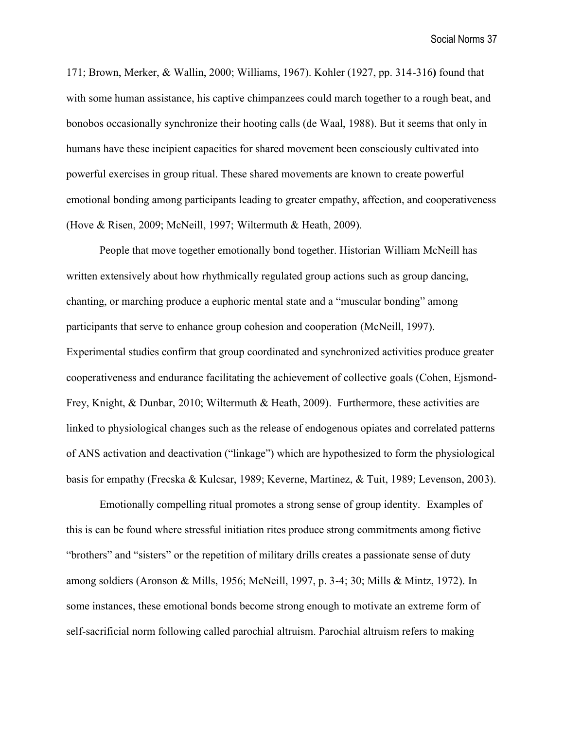171; Brown, Merker, & Wallin, 2000; Williams, 1967). Kohler (1927, pp. 314-316) found that with some human assistance, his captive chimpanzees could march together to a rough beat, and bonobos occasionally synchronize their hooting calls (de Waal, 1988). But it seems that only in humans have these incipient capacities for shared movement been consciously cultivated into powerful exercises in group ritual. These shared movements are known to create powerful emotional bonding among participants leading to greater empathy, affection, and cooperativeness (Hove & Risen, 2009; McNeill, 1997; Wiltermuth & Heath, 2009).

People that move together emotionally bond together. Historian William McNeill has written extensively about how rhythmically regulated group actions such as group dancing, chanting, or marching produce a euphoric mental state and a "muscular bonding" among participants that serve to enhance group cohesion and cooperation (McNeill, 1997). Experimental studies confirm that group coordinated and synchronized activities produce greater cooperativeness and endurance facilitating the achievement of collective goals (Cohen, Ejsmond-Frey, Knight, & Dunbar, 2010; Wiltermuth & Heath, 2009). Furthermore, these activities are linked to physiological changes such as the release of endogenous opiates and correlated patterns of ANS activation and deactivation ("linkage") which are hypothesized to form the physiological basis for empathy (Frecska & Kulcsar, 1989; Keverne, Martinez, & Tuit, 1989; Levenson, 2003).

Emotionally compelling ritual promotes a strong sense of group identity. Examples of this is can be found where stressful initiation rites produce strong commitments among fictive "brothers" and "sisters" or the repetition of military drills creates a passionate sense of duty among soldiers (Aronson & Mills, 1956; McNeill, 1997, p. 3-4; 30; Mills & Mintz, 1972). In some instances, these emotional bonds become strong enough to motivate an extreme form of self-sacrificial norm following called parochial altruism. Parochial altruism refers to making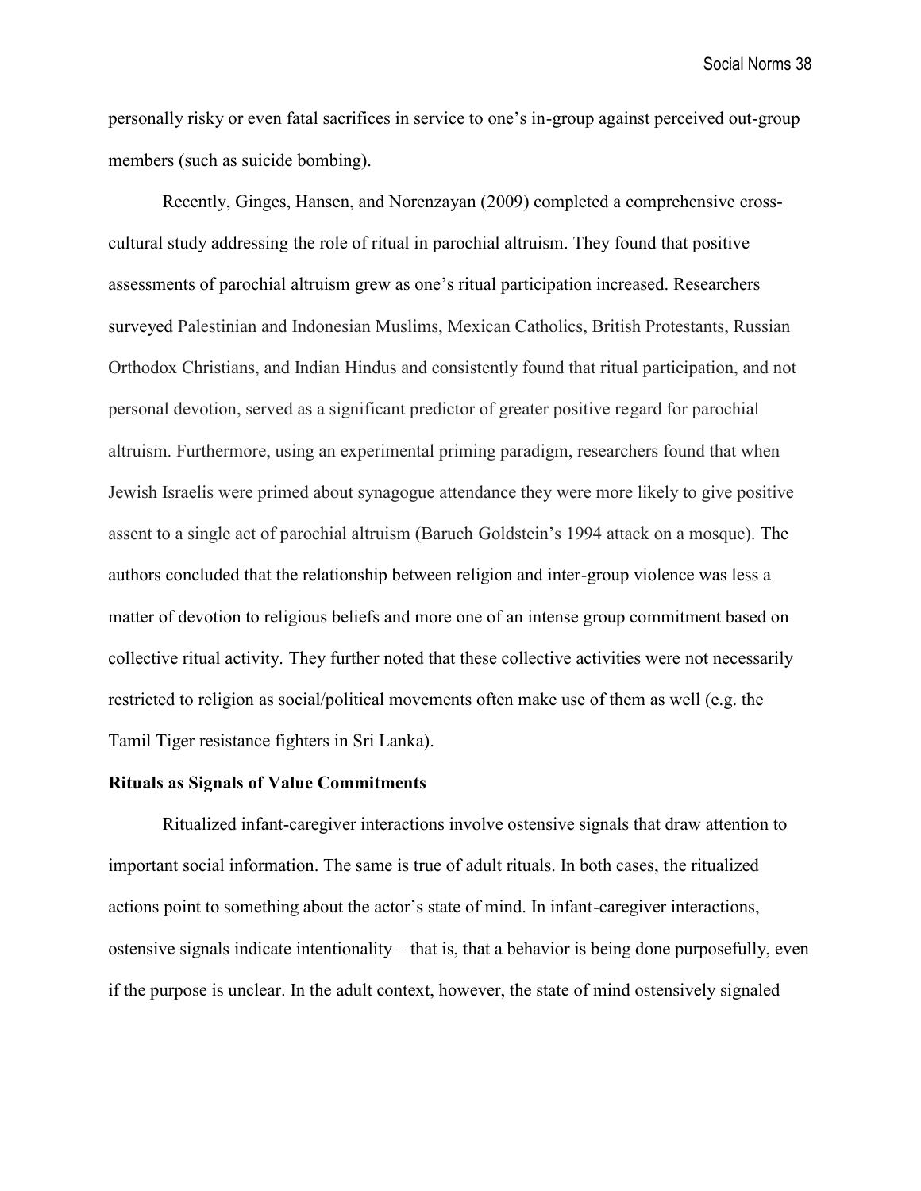personally risky or even fatal sacrifices in service to one's in-group against perceived out-group members (such as suicide bombing).

Recently, Ginges, Hansen, and Norenzayan (2009) completed a comprehensive cross-cultural study addressing the role of ritual in parochial altruism. They found that positive assessments of parochial altruism grew as one's ritual participation increased. Researchers surveyed Palestinian and Indonesian Muslims, Mexican Catholics, British Protestants, Russian Orthodox Christians, and Indian Hindus and consistently found that ritual participation, and not personal devotion, served as a significant predictor of greater positive regard for parochial altruism. Furthermore, using an experimental priming paradigm, researchers found that when Jewish Israelis were primed about synagogue attendance they were more likely to give positive assent to a single act of parochial altruism (Baruch Goldstein's 1994 attack on a mosque). The authors concluded that the relationship between religion and inter-group violence was less a matter of devotion to religious beliefs and more one of an intense group commitment based on collective ritual activity. They further noted that these collective activities were not necessarily restricted to religion as social/political movements often make use of them as well (e.g. the Tamil Tiger resistance fighters in Sri Lanka).

**Rituals as Signals of Value Commitments**

Ritualized infant-caregiver interactions involve ostensive signals that draw attention to important social information. The same is true of adult rituals. In both cases, the ritualized actions point to something about the actor's state of mind. In infant-caregiver interactions, ostensive signals indicate intentionality – that is, that a behavior is being done purposefully, even if the purpose is unclear. In the adult context, however, the state of mind ostensively signaled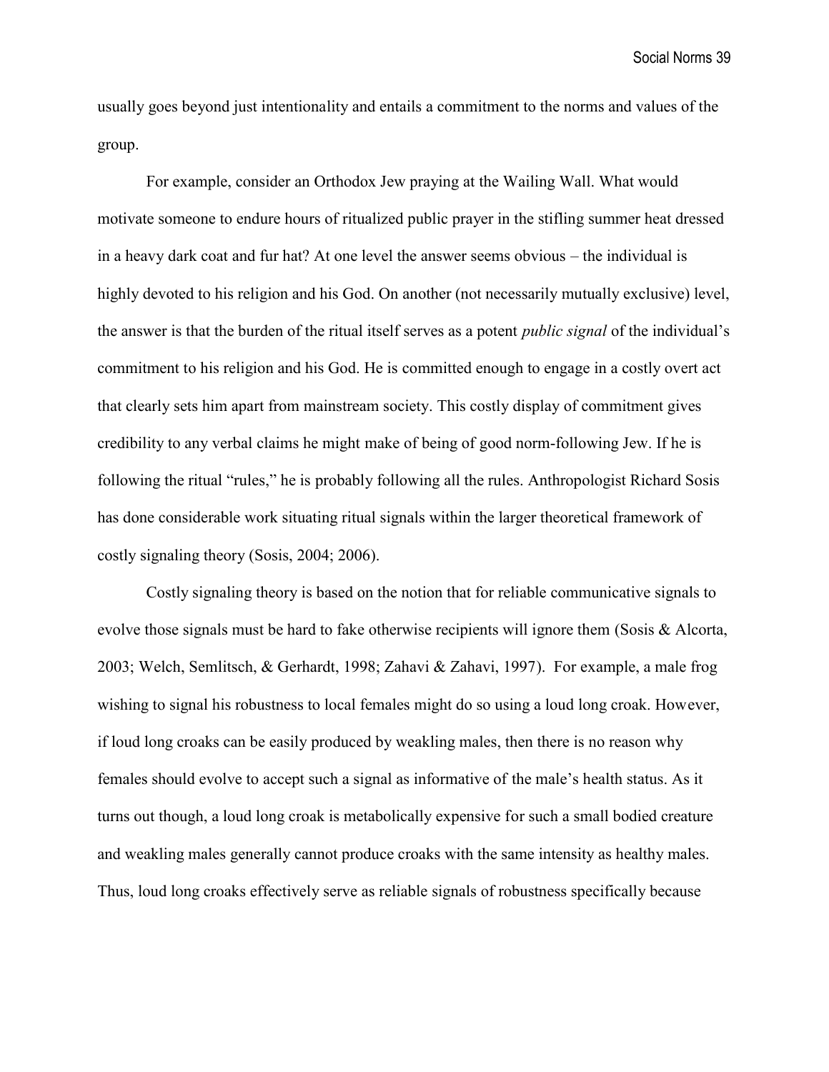usually goes beyond just intentionality and entails a commitment to the norms and values of the group.

For example, consider an Orthodox Jew praying at the Wailing Wall. What would motivate someone to endure hours of ritualized public prayer in the stifling summer heat dressed in a heavy dark coat and fur hat? At one level the answer seems obvious – the individual is highly devoted to his religion and his God. On another (not necessarily mutually exclusive) level, the answer is that the burden of the ritual itself serves as a potent *public signal* of the individual's commitment to his religion and his God. He is committed enough to engage in a costly overt act that clearly sets him apart from mainstream society. This costly display of commitment gives credibility to any verbal claims he might make of being of good norm-following Jew. If he is following the ritual "rules," he is probably following all the rules. Anthropologist Richard Sosis has done considerable work situating ritual signals within the larger theoretical framework of costly signaling theory (Sosis, 2004; 2006).

Costly signaling theory is based on the notion that for reliable communicative signals to evolve those signals must be hard to fake otherwise recipients will ignore them (Sosis & Alcorta, 2003; Welch, Semlitsch, & Gerhardt, 1998; Zahavi & Zahavi, 1997). For example, a male frog wishing to signal his robustness to local females might do so using a loud long croak. However, if loud long croaks can be easily produced by weakling males, then there is no reason why females should evolve to accept such a signal as informative of the male's health status. As it turns out though, a loud long croak is metabolically expensive for such a small bodied creature and weakling males generally cannot produce croaks with the same intensity as healthy males. Thus, loud long croaks effectively serve as reliable signals of robustness specifically because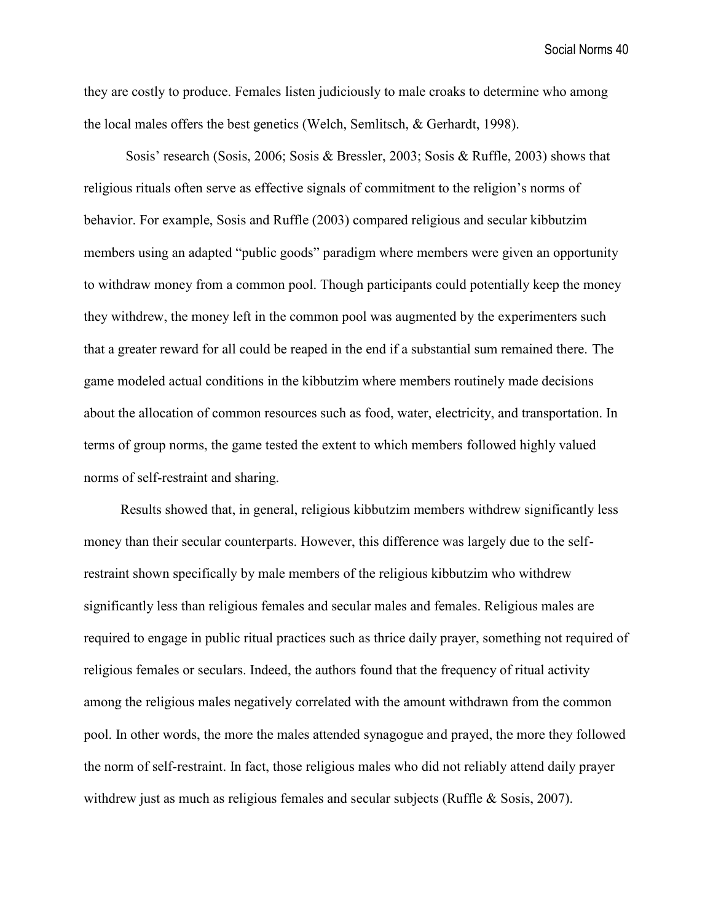they are costly to produce. Females listen judiciously to male croaks to determine who among the local males offers the best genetics (Welch, Semlitsch, & Gerhardt, 1998).

Sosis' research (Sosis, 2006; Sosis & Bressler, 2003; Sosis & Ruffle, 2003) shows that religious rituals often serve as effective signals of commitment to the religion's norms of behavior. For example, Sosis and Ruffle (2003) compared religious and secular kibbutzim members using an adapted "public goods" paradigm where members were given an opportunity to withdraw money from a common pool. Though participants could potentially keep the money they withdrew, the money left in the common pool was augmented by the experimenters such that a greater reward for all could be reaped in the end if a substantial sum remained there. The game modeled actual conditions in the kibbutzim where members routinely made decisions about the allocation of common resources such as food, water, electricity, and transportation. In terms of group norms, the game tested the extent to which members followed highly valued norms of self-restraint and sharing.

Results showed that, in general, religious kibbutzim members withdrew significantly less money than their secular counterparts. However, this difference was largely due to the self-restraint shown specifically by male members of the religious kibbutzim who withdrew significantly less than religious females and secular males and females. Religious males are required to engage in public ritual practices such as thrice daily prayer, something not required of religious females or seculars. Indeed, the authors found that the frequency of ritual activity among the religious males negatively correlated with the amount withdrawn from the common pool. In other words, the more the males attended synagogue and prayed, the more they followed the norm of self-restraint. In fact, those religious males who did not reliably attend daily prayer withdrew just as much as religious females and secular subjects (Ruffle & Sosis, 2007).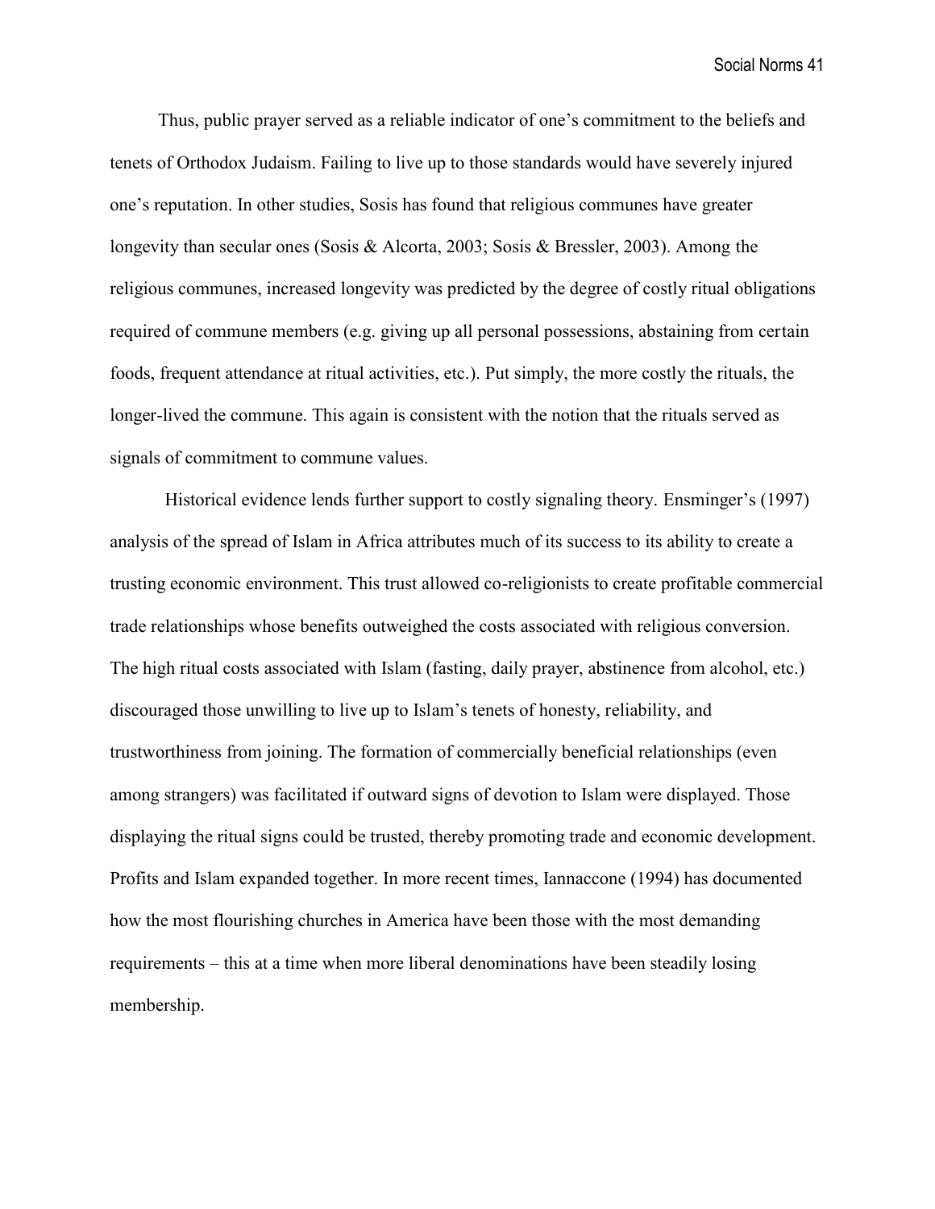Thus, public prayer served as a reliable indicator of one's commitment to the beliefs and tenets of Orthodox Judaism. Failing to live up to those standards would have severely injured one's reputation. In other studies, Sosis has found that religious communes have greater longevity than secular ones (Sosis & Alcorta, 2003; Sosis & Bressler, 2003). Among the religious communes, increased longevity was predicted by the degree of costly ritual obligations required of commune members (e.g. giving up all personal possessions, abstaining from certain foods, frequent attendance at ritual activities, etc.). Put simply, the more costly the rituals, the longer-lived the commune. This again is consistent with the notion that the rituals served as signals of commitment to commune values.

Historical evidence lends further support to costly signaling theory. Ensminger's (1997) analysis of the spread of Islam in Africa attributes much of its success to its ability to create a trusting economic environment. This trust allowed co-religionists to create profitable commercial trade relationships whose benefits outweighed the costs associated with religious conversion. The high ritual costs associated with Islam (fasting, daily prayer, abstinence from alcohol, etc.) discouraged those unwilling to live up to Islam's tenets of honesty, reliability, and trustworthiness from joining. The formation of commercially beneficial relationships (even among strangers) was facilitated if outward signs of devotion to Islam were displayed. Those displaying the ritual signs could be trusted, thereby promoting trade and economic development. Profits and Islam expanded together. In more recent times, Iannaccone (1994) has documented how the most flourishing churches in America have been those with the most demanding requirements – this at a time when more liberal denominations have been steadily losing membership.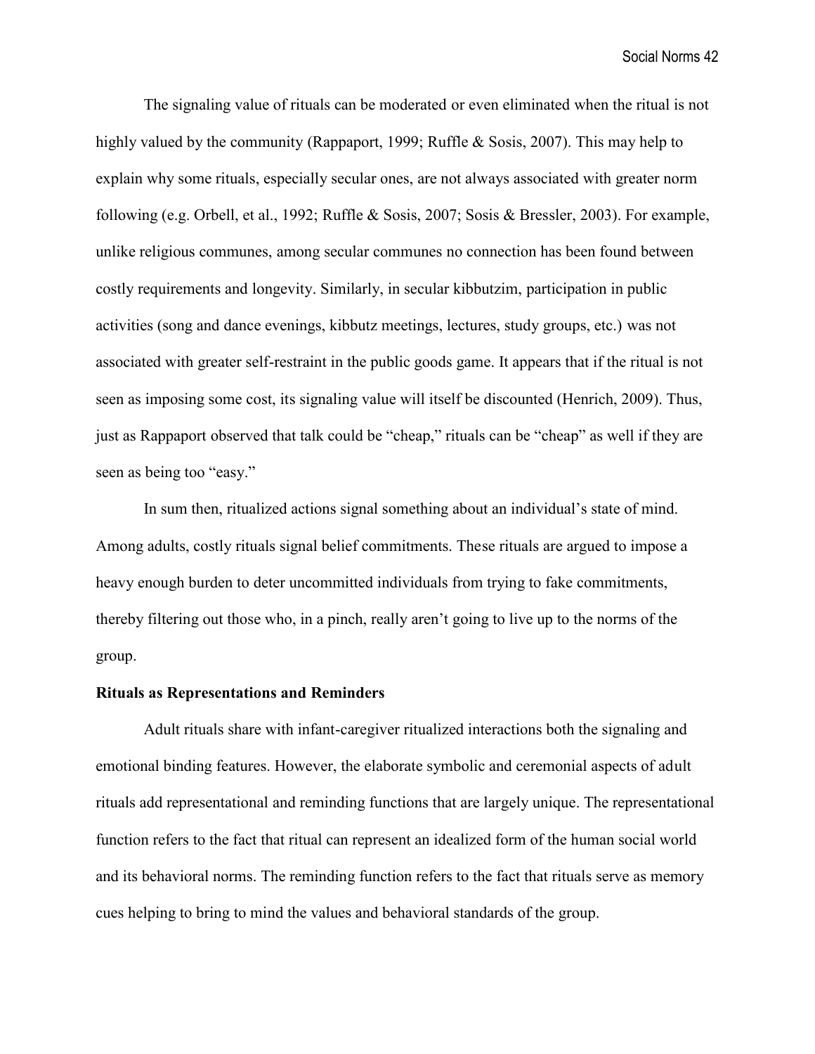The signaling value of rituals can be moderated or even eliminated when the ritual is not highly valued by the community (Rappaport, 1999; Ruffle & Sosis, 2007). This may help to explain why some rituals, especially secular ones, are not always associated with greater norm following (e.g. Orbell, et al., 1992; Ruffle & Sosis, 2007; Sosis & Bressler, 2003). For example, unlike religious communes, among secular communes no connection has been found between costly requirements and longevity. Similarly, in secular kibbutzim, participation in public activities (song and dance evenings, kibbutz meetings, lectures, study groups, etc.) was not associated with greater self-restraint in the public goods game. It appears that if the ritual is not seen as imposing some cost, its signaling value will itself be discounted (Henrich, 2009). Thus, just as Rappaport observed that talk could be "cheap," rituals can be "cheap" as well if they are seen as being too "easy."

In sum then, ritualized actions signal something about an individual's state of mind. Among adults, costly rituals signal belief commitments. These rituals are argued to impose a heavy enough burden to deter uncommitted individuals from trying to fake commitments, thereby filtering out those who, in a pinch, really aren't going to live up to the norms of the group.

**Rituals as Representations and Reminders**

Adult rituals share with infant-caregiver ritualized interactions both the signaling and emotional binding features. However, the elaborate symbolic and ceremonial aspects of adult rituals add representational and reminding functions that are largely unique. The representational function refers to the fact that ritual can represent an idealized form of the human social world and its behavioral norms. The reminding function refers to the fact that rituals serve as memory cues helping to bring to mind the values and behavioral standards of the group.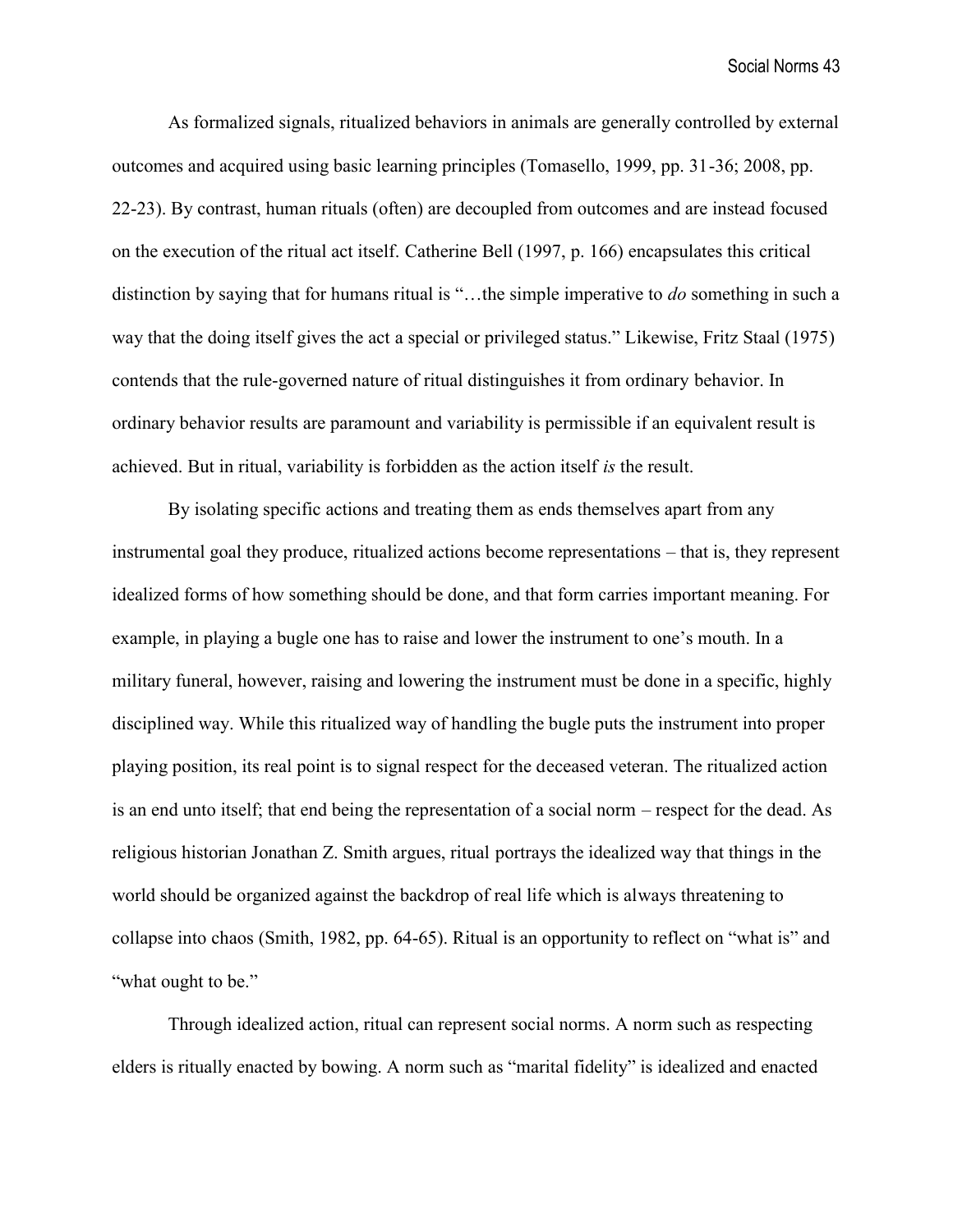As formalized signals, ritualized behaviors in animals are generally controlled by external outcomes and acquired using basic learning principles (Tomasello, 1999, pp. 31-36; 2008, pp. 22-23). By contrast, human rituals (often) are decoupled from outcomes and are instead focused on the execution of the ritual act itself. Catherine Bell (1997, p. 166) encapsulates this critical distinction by saying that for humans ritual is "…the simple imperative to *do* something in such a way that the doing itself gives the act a special or privileged status." Likewise, Fritz Staal (1975) contends that the rule-governed nature of ritual distinguishes it from ordinary behavior. In ordinary behavior results are paramount and variability is permissible if an equivalent result is achieved. But in ritual, variability is forbidden as the action itself *is* the result.

By isolating specific actions and treating them as ends themselves apart from any instrumental goal they produce, ritualized actions become representations – that is, they represent idealized forms of how something should be done, and that form carries important meaning. For example, in playing a bugle one has to raise and lower the instrument to one's mouth. In a military funeral, however, raising and lowering the instrument must be done in a specific, highly disciplined way. While this ritualized way of handling the bugle puts the instrument into proper playing position, its real point is to signal respect for the deceased veteran. The ritualized action is an end unto itself; that end being the representation of a social norm – respect for the dead. As religious historian Jonathan Z. Smith argues, ritual portrays the idealized way that things in the world should be organized against the backdrop of real life which is always threatening to collapse into chaos (Smith, 1982, pp. 64-65). Ritual is an opportunity to reflect on "what is" and "what ought to be."

Through idealized action, ritual can represent social norms. A norm such as respecting elders is ritually enacted by bowing. A norm such as "marital fidelity" is idealized and enacted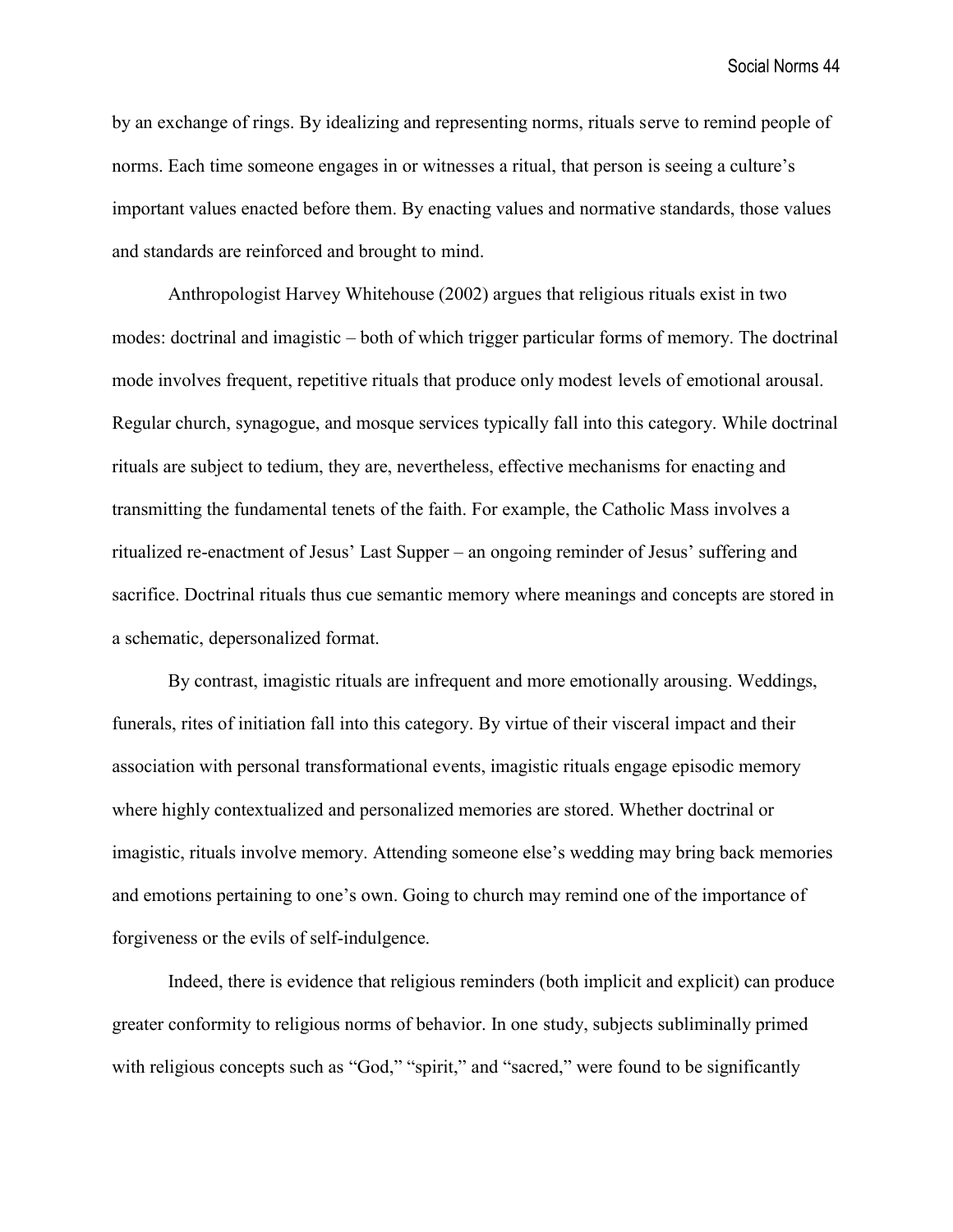by an exchange of rings. By idealizing and representing norms, rituals serve to remind people of norms. Each time someone engages in or witnesses a ritual, that person is seeing a culture's important values enacted before them. By enacting values and normative standards, those values and standards are reinforced and brought to mind.

Anthropologist Harvey Whitehouse (2002) argues that religious rituals exist in two modes: doctrinal and imagistic – both of which trigger particular forms of memory. The doctrinal mode involves frequent, repetitive rituals that produce only modest levels of emotional arousal. Regular church, synagogue, and mosque services typically fall into this category. While doctrinal rituals are subject to tedium, they are, nevertheless, effective mechanisms for enacting and transmitting the fundamental tenets of the faith. For example, the Catholic Mass involves a ritualized re-enactment of Jesus' Last Supper – an ongoing reminder of Jesus' suffering and sacrifice. Doctrinal rituals thus cue semantic memory where meanings and concepts are stored in a schematic, depersonalized format.

By contrast, imagistic rituals are infrequent and more emotionally arousing. Weddings, funerals, rites of initiation fall into this category. By virtue of their visceral impact and their association with personal transformational events, imagistic rituals engage episodic memory where highly contextualized and personalized memories are stored. Whether doctrinal or imagistic, rituals involve memory. Attending someone else's wedding may bring back memories and emotions pertaining to one's own. Going to church may remind one of the importance of forgiveness or the evils of self-indulgence.

Indeed, there is evidence that religious reminders (both implicit and explicit) can produce greater conformity to religious norms of behavior. In one study, subjects subliminally primed with religious concepts such as "God," "spirit," and "sacred," were found to be significantly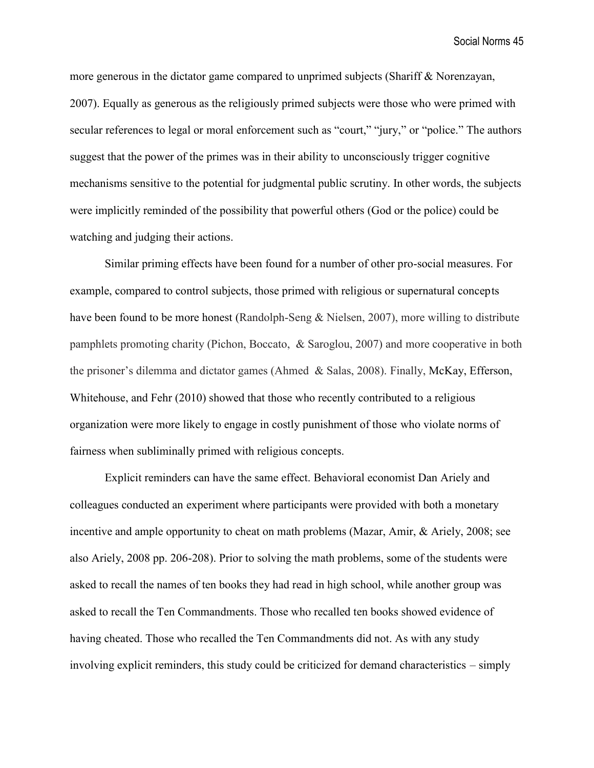more generous in the dictator game compared to unprimed subjects (Shariff & Norenzayan, 2007). Equally as generous as the religiously primed subjects were those who were primed with secular references to legal or moral enforcement such as "court," "jury," or "police." The authors suggest that the power of the primes was in their ability to unconsciously trigger cognitive mechanisms sensitive to the potential for judgmental public scrutiny. In other words, the subjects were implicitly reminded of the possibility that powerful others (God or the police) could be watching and judging their actions.

Similar priming effects have been found for a number of other pro-social measures. For example, compared to control subjects, those primed with religious or supernatural concepts have been found to be more honest (Randolph-Seng & Nielsen, 2007), more willing to distribute pamphlets promoting charity (Pichon, Boccato, & Saroglou, 2007) and more cooperative in both the prisoner's dilemma and dictator games (Ahmed & Salas, 2008). Finally, McKay, Efferson, Whitehouse, and Fehr (2010) showed that those who recently contributed to a religious organization were more likely to engage in costly punishment of those who violate norms of fairness when subliminally primed with religious concepts.

Explicit reminders can have the same effect. Behavioral economist Dan Ariely and colleagues conducted an experiment where participants were provided with both a monetary incentive and ample opportunity to cheat on math problems (Mazar, Amir, & Ariely, 2008; see also Ariely, 2008 pp. 206-208). Prior to solving the math problems, some of the students were asked to recall the names of ten books they had read in high school, while another group was asked to recall the Ten Commandments. Those who recalled ten books showed evidence of having cheated. Those who recalled the Ten Commandments did not. As with any study involving explicit reminders, this study could be criticized for demand characteristics – simply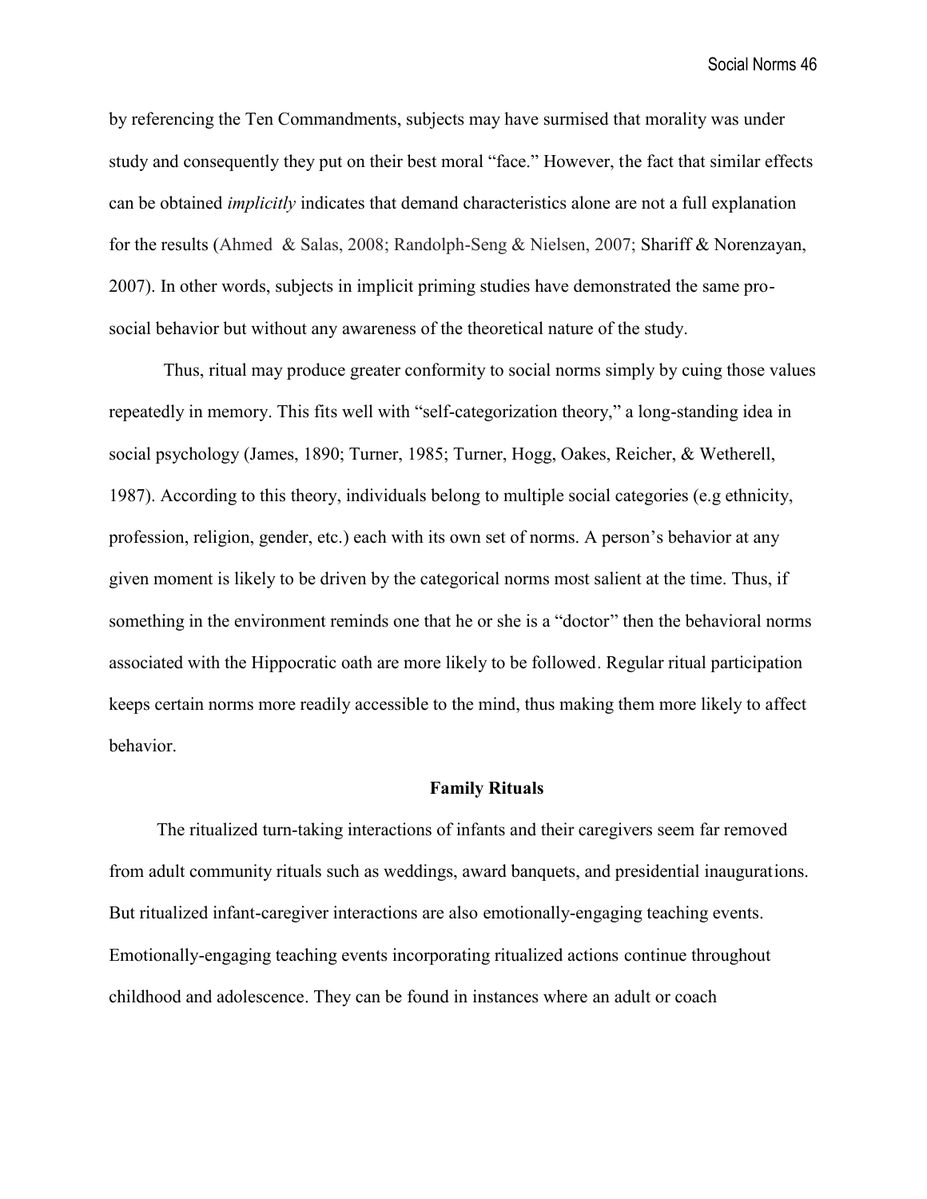by referencing the Ten Commandments, subjects may have surmised that morality was under study and consequently they put on their best moral "face." However, the fact that similar effects can be obtained *implicitly* indicates that demand characteristics alone are not a full explanation for the results (Ahmed & Salas, 2008; Randolph-Seng & Nielsen, 2007; Shariff & Norenzayan, 2007). In other words, subjects in implicit priming studies have demonstrated the same pro-social behavior but without any awareness of the theoretical nature of the study.

Thus, ritual may produce greater conformity to social norms simply by cuing those values repeatedly in memory. This fits well with "self-categorization theory," a long-standing idea in social psychology (James, 1890; Turner, 1985; Turner, Hogg, Oakes, Reicher, & Wetherell, 1987). According to this theory, individuals belong to multiple social categories (e.g ethnicity, profession, religion, gender, etc.) each with its own set of norms. A person's behavior at any given moment is likely to be driven by the categorical norms most salient at the time. Thus, if something in the environment reminds one that he or she is a "doctor" then the behavioral norms associated with the Hippocratic oath are more likely to be followed. Regular ritual participation keeps certain norms more readily accessible to the mind, thus making them more likely to affect behavior.

## Family Rituals

The ritualized turn-taking interactions of infants and their caregivers seem far removed from adult community rituals such as weddings, award banquets, and presidential inaugurations. But ritualized infant-caregiver interactions are also emotionally-engaging teaching events. Emotionally-engaging teaching events incorporating ritualized actions continue throughout childhood and adolescence. They can be found in instances where an adult or coach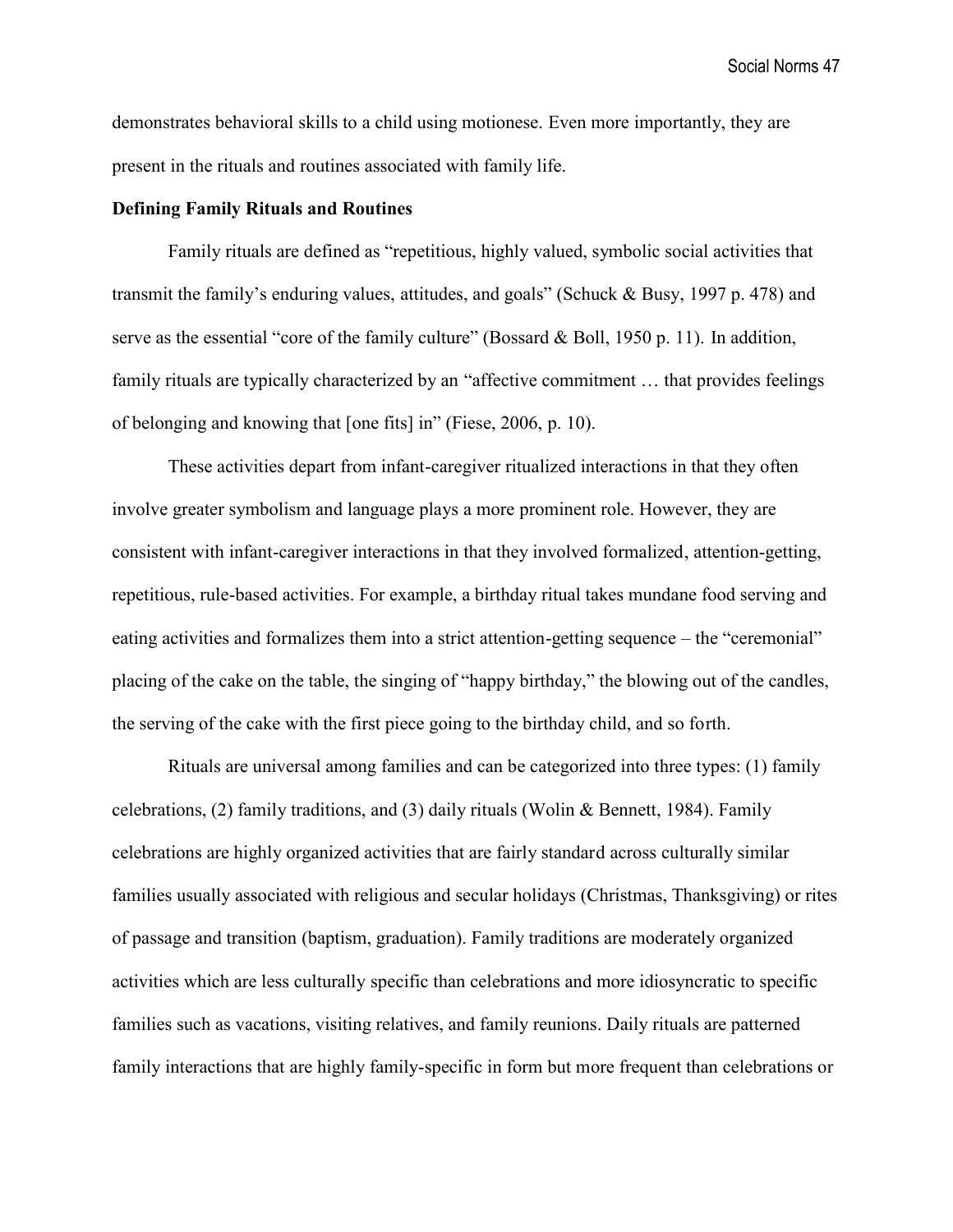demonstrates behavioral skills to a child using motionese. Even more importantly, they are present in the rituals and routines associated with family life.

**Defining Family Rituals and Routines**

Family rituals are defined as "repetitious, highly valued, symbolic social activities that transmit the family's enduring values, attitudes, and goals" (Schuck & Busy, 1997 p. 478) and serve as the essential "core of the family culture" (Bossard & Boll, 1950 p. 11). In addition, family rituals are typically characterized by an "affective commitment … that provides feelings of belonging and knowing that [one fits] in" (Fiese, 2006, p. 10).

These activities depart from infant-caregiver ritualized interactions in that they often involve greater symbolism and language plays a more prominent role. However, they are consistent with infant-caregiver interactions in that they involved formalized, attention-getting, repetitious, rule-based activities. For example, a birthday ritual takes mundane food serving and eating activities and formalizes them into a strict attention-getting sequence – the "ceremonial" placing of the cake on the table, the singing of "happy birthday," the blowing out of the candles, the serving of the cake with the first piece going to the birthday child, and so forth.

Rituals are universal among families and can be categorized into three types: (1) family celebrations, (2) family traditions, and (3) daily rituals (Wolin & Bennett, 1984). Family celebrations are highly organized activities that are fairly standard across culturally similar families usually associated with religious and secular holidays (Christmas, Thanksgiving) or rites of passage and transition (baptism, graduation). Family traditions are moderately organized activities which are less culturally specific than celebrations and more idiosyncratic to specific families such as vacations, visiting relatives, and family reunions. Daily rituals are patterned family interactions that are highly family-specific in form but more frequent than celebrations or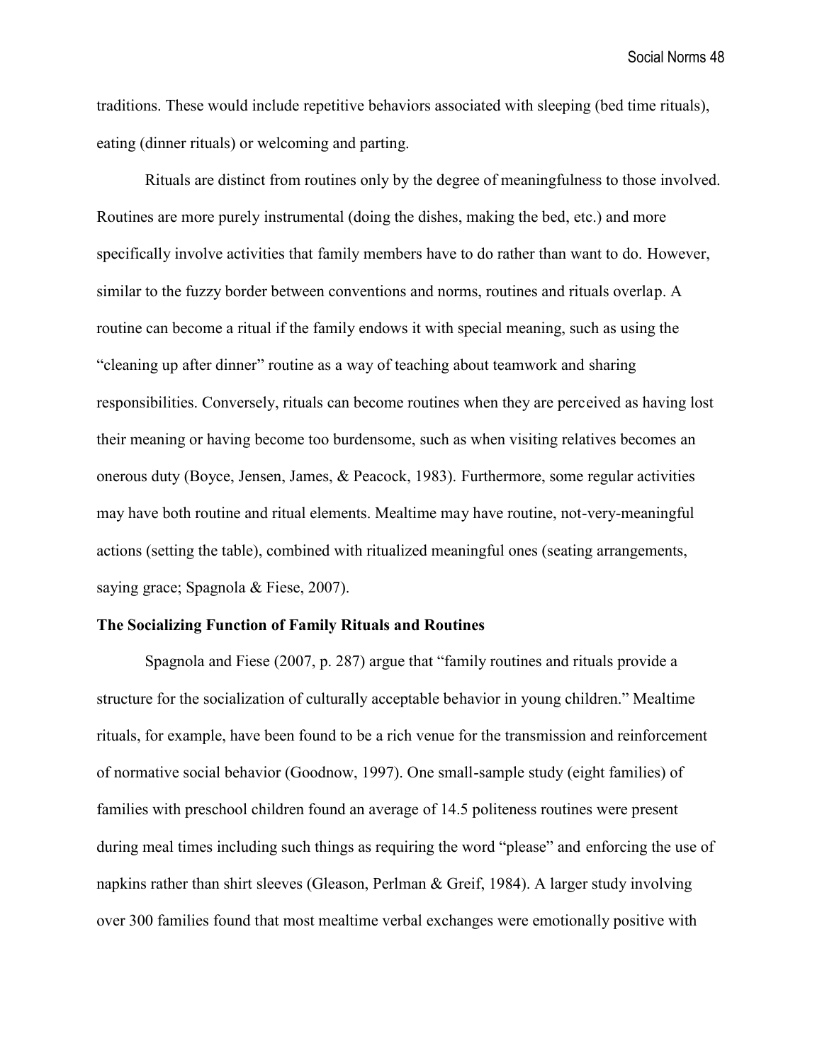traditions. These would include repetitive behaviors associated with sleeping (bed time rituals), eating (dinner rituals) or welcoming and parting.

Rituals are distinct from routines only by the degree of meaningfulness to those involved. Routines are more purely instrumental (doing the dishes, making the bed, etc.) and more specifically involve activities that family members have to do rather than want to do. However, similar to the fuzzy border between conventions and norms, routines and rituals overlap. A routine can become a ritual if the family endows it with special meaning, such as using the "cleaning up after dinner" routine as a way of teaching about teamwork and sharing responsibilities. Conversely, rituals can become routines when they are perceived as having lost their meaning or having become too burdensome, such as when visiting relatives becomes an onerous duty (Boyce, Jensen, James, & Peacock, 1983). Furthermore, some regular activities may have both routine and ritual elements. Mealtime may have routine, not-very-meaningful actions (setting the table), combined with ritualized meaningful ones (seating arrangements, saying grace; Spagnola & Fiese, 2007).

**The Socializing Function of Family Rituals and Routines**

Spagnola and Fiese (2007, p. 287) argue that "family routines and rituals provide a structure for the socialization of culturally acceptable behavior in young children." Mealtime rituals, for example, have been found to be a rich venue for the transmission and reinforcement of normative social behavior (Goodnow, 1997). One small-sample study (eight families) of families with preschool children found an average of 14.5 politeness routines were present during meal times including such things as requiring the word "please" and enforcing the use of napkins rather than shirt sleeves (Gleason, Perlman & Greif, 1984). A larger study involving over 300 families found that most mealtime verbal exchanges were emotionally positive with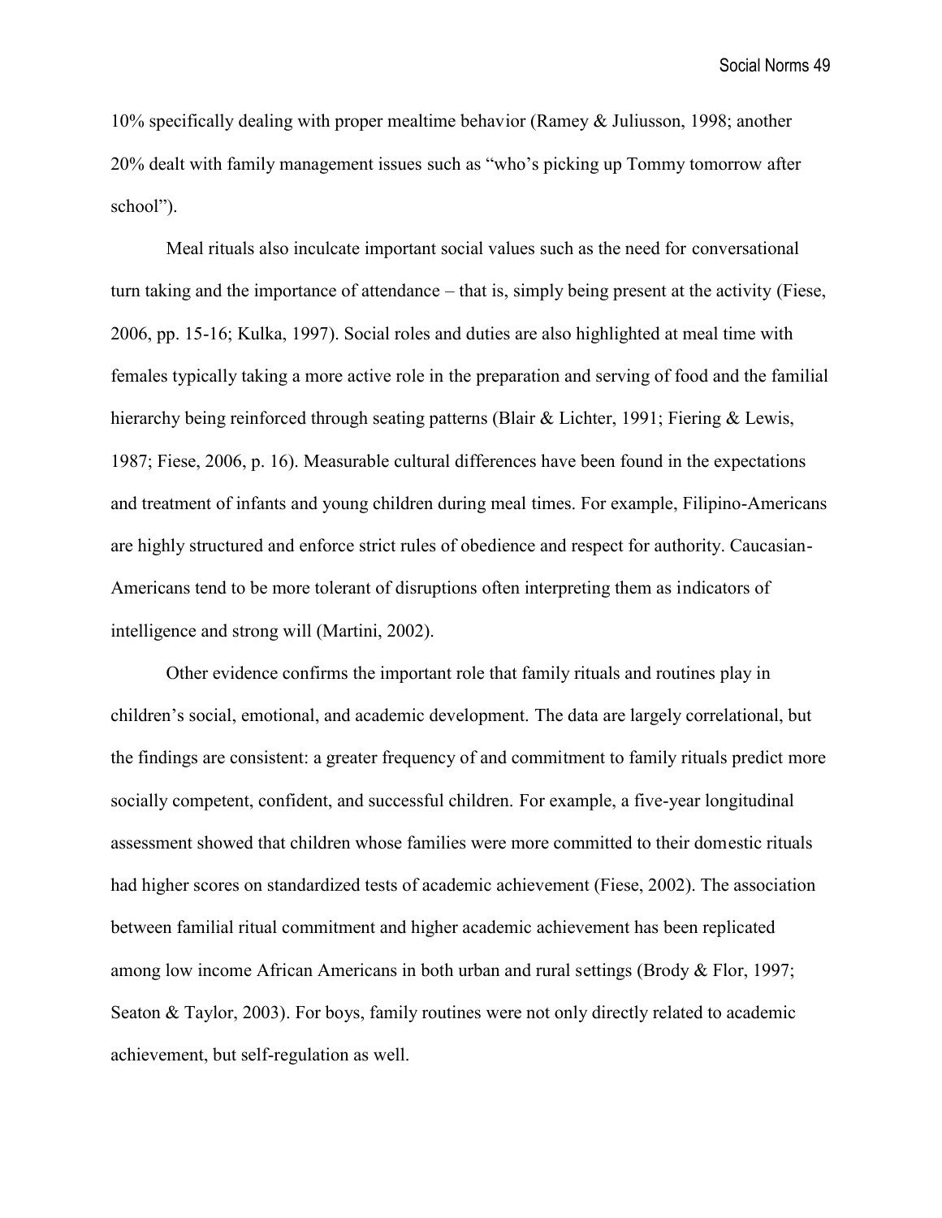10% specifically dealing with proper mealtime behavior (Ramey & Juliusson, 1998; another 20% dealt with family management issues such as "who's picking up Tommy tomorrow after school").

Meal rituals also inculcate important social values such as the need for conversational turn taking and the importance of attendance – that is, simply being present at the activity (Fiese, 2006, pp. 15-16; Kulka, 1997). Social roles and duties are also highlighted at meal time with females typically taking a more active role in the preparation and serving of food and the familial hierarchy being reinforced through seating patterns (Blair & Lichter, 1991; Fiering & Lewis, 1987; Fiese, 2006, p. 16). Measurable cultural differences have been found in the expectations and treatment of infants and young children during meal times. For example, Filipino-Americans are highly structured and enforce strict rules of obedience and respect for authority. Caucasian-Americans tend to be more tolerant of disruptions often interpreting them as indicators of intelligence and strong will (Martini, 2002).

Other evidence confirms the important role that family rituals and routines play in children's social, emotional, and academic development. The data are largely correlational, but the findings are consistent: a greater frequency of and commitment to family rituals predict more socially competent, confident, and successful children. For example, a five-year longitudinal assessment showed that children whose families were more committed to their domestic rituals had higher scores on standardized tests of academic achievement (Fiese, 2002). The association between familial ritual commitment and higher academic achievement has been replicated among low income African Americans in both urban and rural settings (Brody & Flor, 1997; Seaton & Taylor, 2003). For boys, family routines were not only directly related to academic achievement, but self-regulation as well.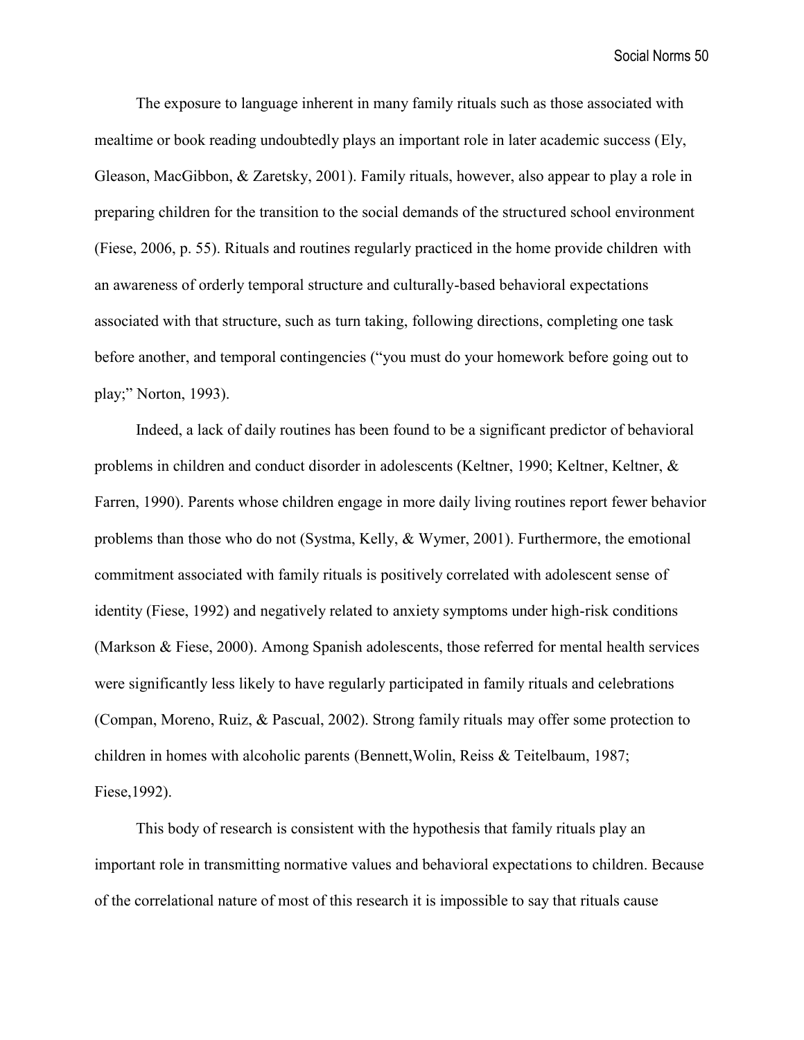The exposure to language inherent in many family rituals such as those associated with mealtime or book reading undoubtedly plays an important role in later academic success (Ely, Gleason, MacGibbon, & Zaretsky, 2001). Family rituals, however, also appear to play a role in preparing children for the transition to the social demands of the structured school environment (Fiese, 2006, p. 55). Rituals and routines regularly practiced in the home provide children with an awareness of orderly temporal structure and culturally-based behavioral expectations associated with that structure, such as turn taking, following directions, completing one task before another, and temporal contingencies ("you must do your homework before going out to play;" Norton, 1993).

Indeed, a lack of daily routines has been found to be a significant predictor of behavioral problems in children and conduct disorder in adolescents (Keltner, 1990; Keltner, Keltner, & Farren, 1990). Parents whose children engage in more daily living routines report fewer behavior problems than those who do not (Systma, Kelly, & Wymer, 2001). Furthermore, the emotional commitment associated with family rituals is positively correlated with adolescent sense of identity (Fiese, 1992) and negatively related to anxiety symptoms under high-risk conditions (Markson & Fiese, 2000). Among Spanish adolescents, those referred for mental health services were significantly less likely to have regularly participated in family rituals and celebrations (Compan, Moreno, Ruiz, & Pascual, 2002). Strong family rituals may offer some protection to children in homes with alcoholic parents (Bennett,Wolin, Reiss & Teitelbaum, 1987; Fiese,1992).

This body of research is consistent with the hypothesis that family rituals play an important role in transmitting normative values and behavioral expectations to children. Because of the correlational nature of most of this research it is impossible to say that rituals cause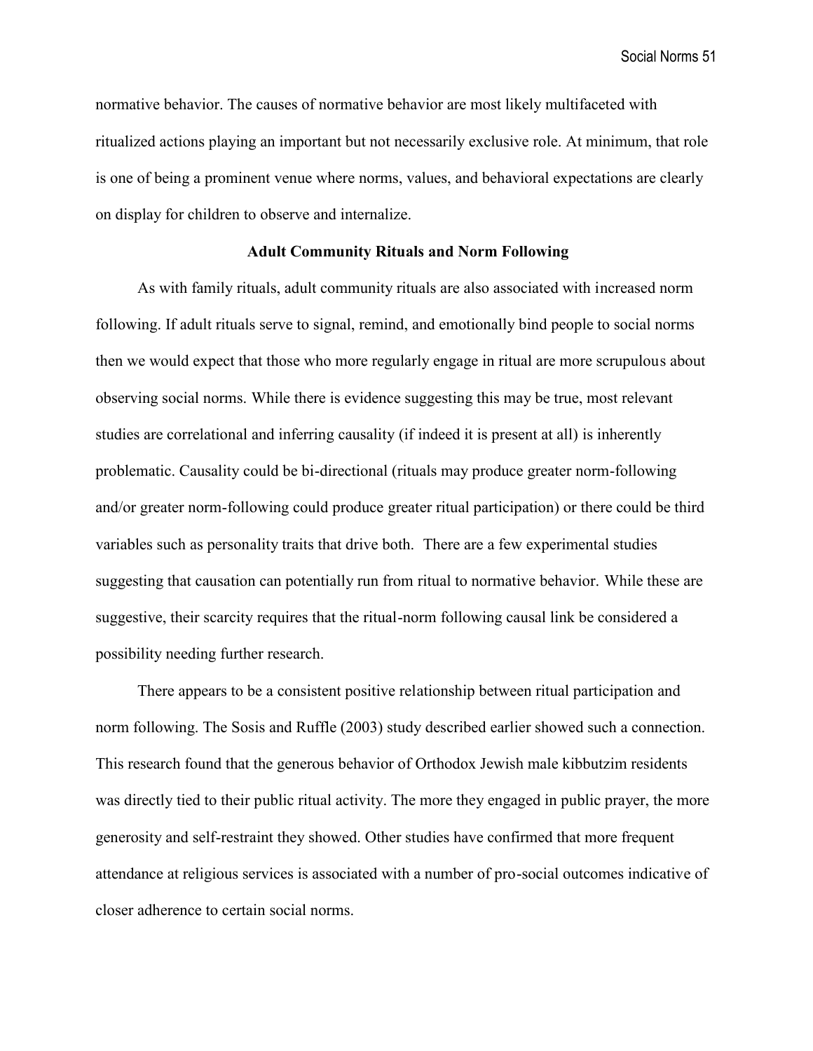normative behavior. The causes of normative behavior are most likely multifaceted with ritualized actions playing an important but not necessarily exclusive role. At minimum, that role is one of being a prominent venue where norms, values, and behavioral expectations are clearly on display for children to observe and internalize.

## Adult Community Rituals and Norm Following

As with family rituals, adult community rituals are also associated with increased norm following. If adult rituals serve to signal, remind, and emotionally bind people to social norms then we would expect that those who more regularly engage in ritual are more scrupulous about observing social norms. While there is evidence suggesting this may be true, most relevant studies are correlational and inferring causality (if indeed it is present at all) is inherently problematic. Causality could be bi-directional (rituals may produce greater norm-following and/or greater norm-following could produce greater ritual participation) or there could be third variables such as personality traits that drive both. There are a few experimental studies suggesting that causation can potentially run from ritual to normative behavior. While these are suggestive, their scarcity requires that the ritual-norm following causal link be considered a possibility needing further research.

There appears to be a consistent positive relationship between ritual participation and norm following. The Sosis and Ruffle (2003) study described earlier showed such a connection. This research found that the generous behavior of Orthodox Jewish male kibbutzim residents was directly tied to their public ritual activity. The more they engaged in public prayer, the more generosity and self-restraint they showed. Other studies have confirmed that more frequent attendance at religious services is associated with a number of pro-social outcomes indicative of closer adherence to certain social norms.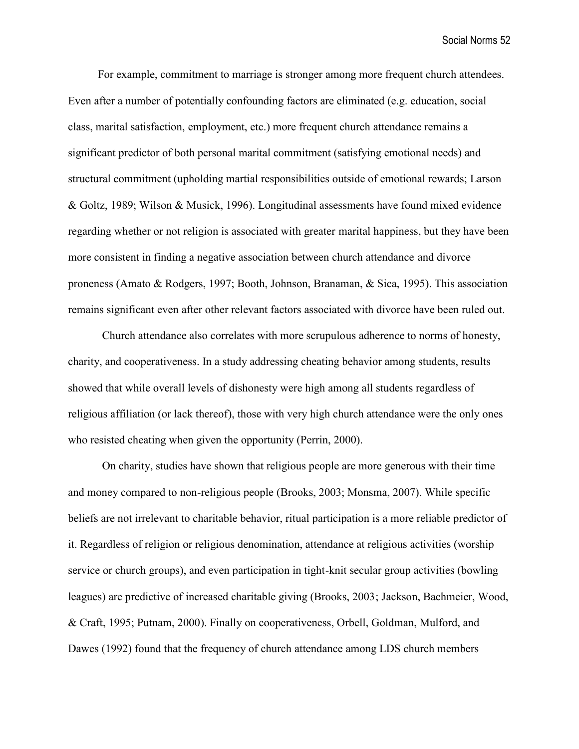For example, commitment to marriage is stronger among more frequent church attendees. Even after a number of potentially confounding factors are eliminated (e.g. education, social class, marital satisfaction, employment, etc.) more frequent church attendance remains a significant predictor of both personal marital commitment (satisfying emotional needs) and structural commitment (upholding martial responsibilities outside of emotional rewards; Larson & Goltz, 1989; Wilson & Musick, 1996). Longitudinal assessments have found mixed evidence regarding whether or not religion is associated with greater marital happiness, but they have been more consistent in finding a negative association between church attendance and divorce proneness (Amato & Rodgers, 1997; Booth, Johnson, Branaman, & Sica, 1995). This association remains significant even after other relevant factors associated with divorce have been ruled out.

Church attendance also correlates with more scrupulous adherence to norms of honesty, charity, and cooperativeness. In a study addressing cheating behavior among students, results showed that while overall levels of dishonesty were high among all students regardless of religious affiliation (or lack thereof), those with very high church attendance were the only ones who resisted cheating when given the opportunity (Perrin, 2000).

On charity, studies have shown that religious people are more generous with their time and money compared to non-religious people (Brooks, 2003; Monsma, 2007). While specific beliefs are not irrelevant to charitable behavior, ritual participation is a more reliable predictor of it. Regardless of religion or religious denomination, attendance at religious activities (worship service or church groups), and even participation in tight-knit secular group activities (bowling leagues) are predictive of increased charitable giving (Brooks, 2003; Jackson, Bachmeier, Wood, & Craft, 1995; Putnam, 2000). Finally on cooperativeness, Orbell, Goldman, Mulford, and Dawes (1992) found that the frequency of church attendance among LDS church members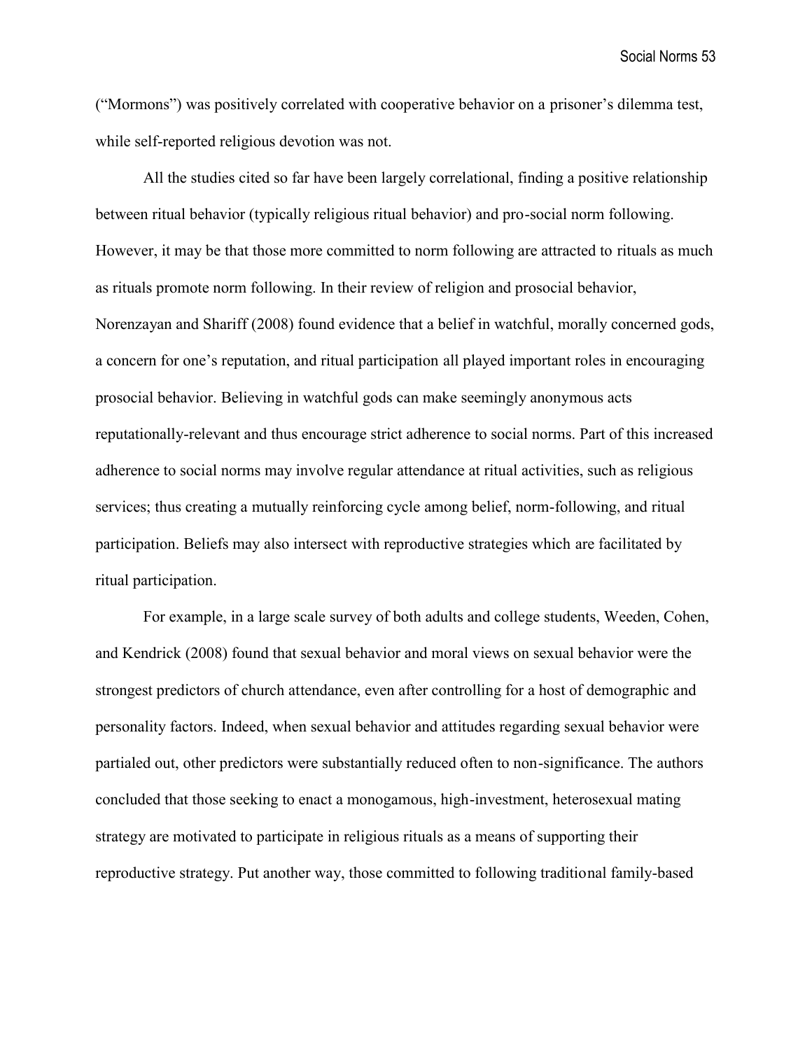("Mormons") was positively correlated with cooperative behavior on a prisoner's dilemma test, while self-reported religious devotion was not.

All the studies cited so far have been largely correlational, finding a positive relationship between ritual behavior (typically religious ritual behavior) and pro-social norm following. However, it may be that those more committed to norm following are attracted to rituals as much as rituals promote norm following. In their review of religion and prosocial behavior, Norenzayan and Shariff (2008) found evidence that a belief in watchful, morally concerned gods, a concern for one's reputation, and ritual participation all played important roles in encouraging prosocial behavior. Believing in watchful gods can make seemingly anonymous acts reputationally-relevant and thus encourage strict adherence to social norms. Part of this increased adherence to social norms may involve regular attendance at ritual activities, such as religious services; thus creating a mutually reinforcing cycle among belief, norm-following, and ritual participation. Beliefs may also intersect with reproductive strategies which are facilitated by ritual participation.

For example, in a large scale survey of both adults and college students, Weeden, Cohen, and Kendrick (2008) found that sexual behavior and moral views on sexual behavior were the strongest predictors of church attendance, even after controlling for a host of demographic and personality factors. Indeed, when sexual behavior and attitudes regarding sexual behavior were partialed out, other predictors were substantially reduced often to non-significance. The authors concluded that those seeking to enact a monogamous, high-investment, heterosexual mating strategy are motivated to participate in religious rituals as a means of supporting their reproductive strategy. Put another way, those committed to following traditional family-based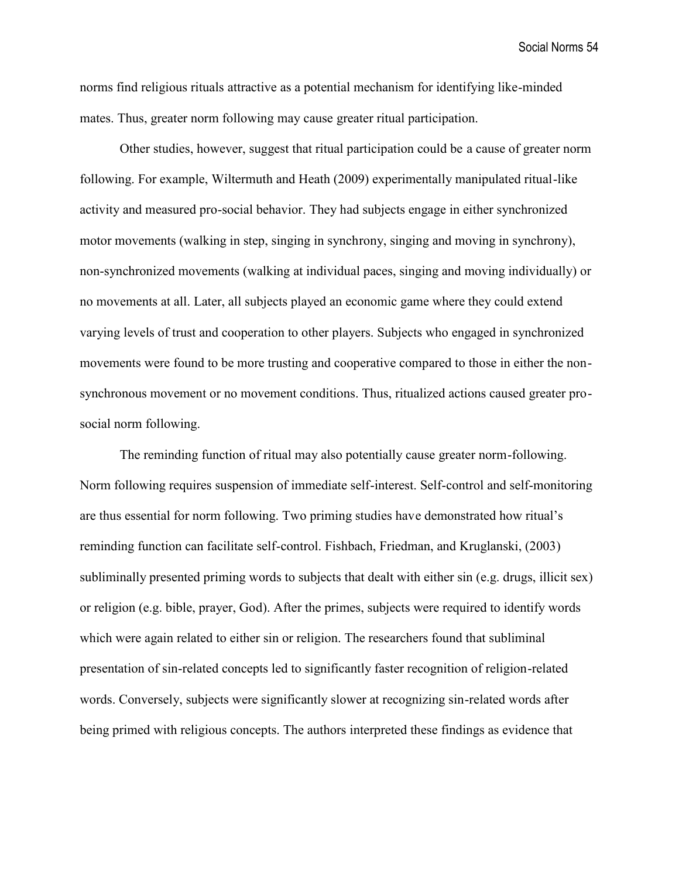norms find religious rituals attractive as a potential mechanism for identifying like-minded mates. Thus, greater norm following may cause greater ritual participation.

Other studies, however, suggest that ritual participation could be a cause of greater norm following. For example, Wiltermuth and Heath (2009) experimentally manipulated ritual-like activity and measured pro-social behavior. They had subjects engage in either synchronized motor movements (walking in step, singing in synchrony, singing and moving in synchrony), non-synchronized movements (walking at individual paces, singing and moving individually) or no movements at all. Later, all subjects played an economic game where they could extend varying levels of trust and cooperation to other players. Subjects who engaged in synchronized movements were found to be more trusting and cooperative compared to those in either the non-synchronous movement or no movement conditions. Thus, ritualized actions caused greater pro-social norm following.

The reminding function of ritual may also potentially cause greater norm-following. Norm following requires suspension of immediate self-interest. Self-control and self-monitoring are thus essential for norm following. Two priming studies have demonstrated how ritual's reminding function can facilitate self-control. Fishbach, Friedman, and Kruglanski, (2003) subliminally presented priming words to subjects that dealt with either sin (e.g. drugs, illicit sex) or religion (e.g. bible, prayer, God). After the primes, subjects were required to identify words which were again related to either sin or religion. The researchers found that subliminal presentation of sin-related concepts led to significantly faster recognition of religion-related words. Conversely, subjects were significantly slower at recognizing sin-related words after being primed with religious concepts. The authors interpreted these findings as evidence that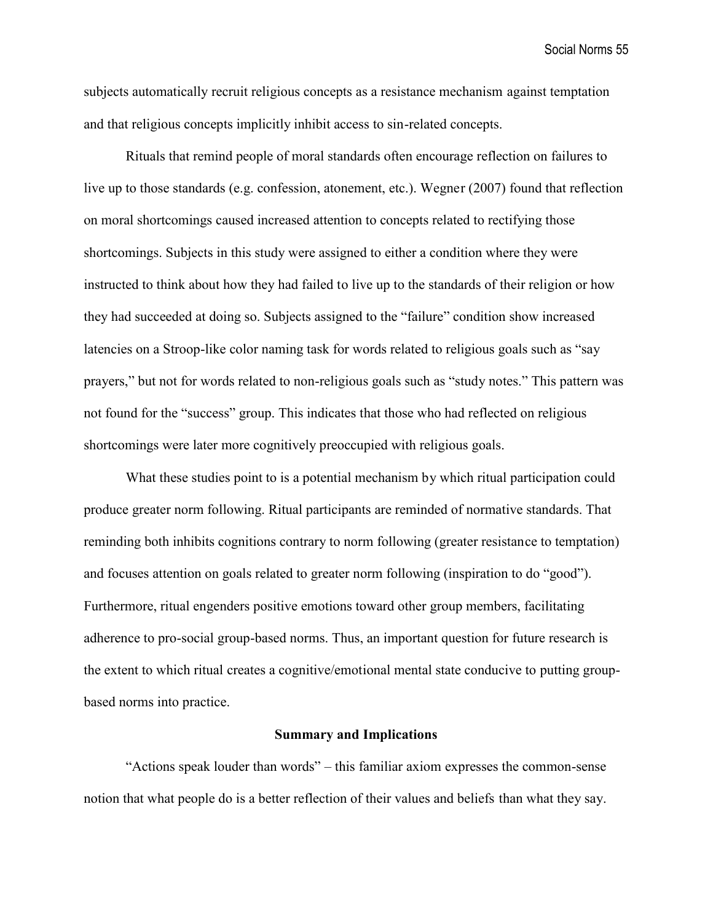subjects automatically recruit religious concepts as a resistance mechanism against temptation and that religious concepts implicitly inhibit access to sin-related concepts.

Rituals that remind people of moral standards often encourage reflection on failures to live up to those standards (e.g. confession, atonement, etc.). Wegner (2007) found that reflection on moral shortcomings caused increased attention to concepts related to rectifying those shortcomings. Subjects in this study were assigned to either a condition where they were instructed to think about how they had failed to live up to the standards of their religion or how they had succeeded at doing so. Subjects assigned to the "failure" condition show increased latencies on a Stroop-like color naming task for words related to religious goals such as "say prayers," but not for words related to non-religious goals such as "study notes." This pattern was not found for the "success" group. This indicates that those who had reflected on religious shortcomings were later more cognitively preoccupied with religious goals.

What these studies point to is a potential mechanism by which ritual participation could produce greater norm following. Ritual participants are reminded of normative standards. That reminding both inhibits cognitions contrary to norm following (greater resistance to temptation) and focuses attention on goals related to greater norm following (inspiration to do "good"). Furthermore, ritual engenders positive emotions toward other group members, facilitating adherence to pro-social group-based norms. Thus, an important question for future research is the extent to which ritual creates a cognitive/emotional mental state conducive to putting group-based norms into practice.

## Summary and Implications

"Actions speak louder than words" – this familiar axiom expresses the common-sense notion that what people do is a better reflection of their values and beliefs than what they say.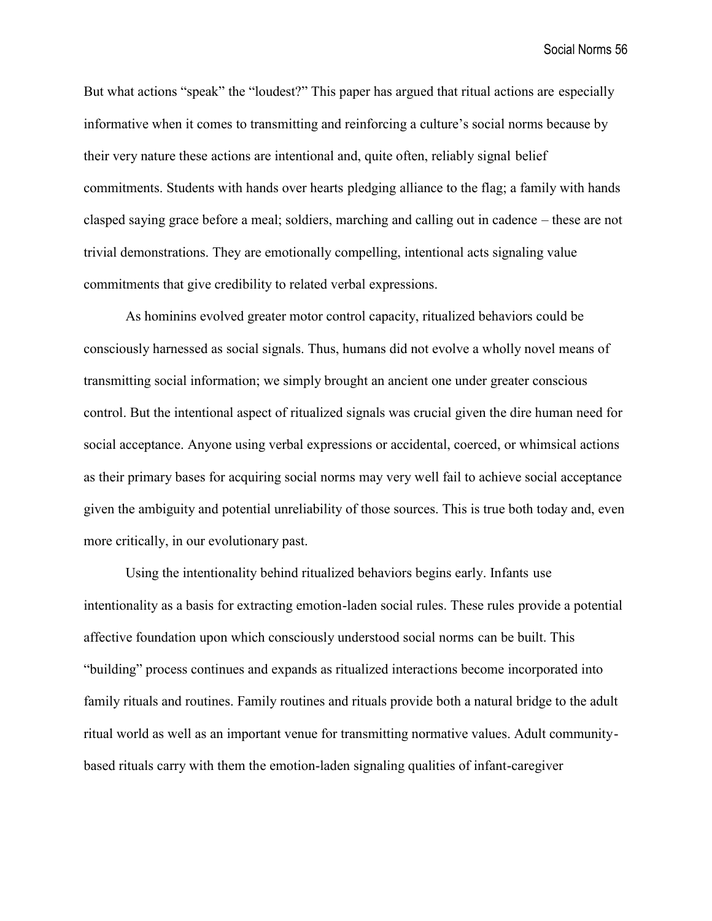But what actions "speak" the "loudest?" This paper has argued that ritual actions are especially informative when it comes to transmitting and reinforcing a culture's social norms because by their very nature these actions are intentional and, quite often, reliably signal belief commitments. Students with hands over hearts pledging alliance to the flag; a family with hands clasped saying grace before a meal; soldiers, marching and calling out in cadence – these are not trivial demonstrations. They are emotionally compelling, intentional acts signaling value commitments that give credibility to related verbal expressions.

As hominins evolved greater motor control capacity, ritualized behaviors could be consciously harnessed as social signals. Thus, humans did not evolve a wholly novel means of transmitting social information; we simply brought an ancient one under greater conscious control. But the intentional aspect of ritualized signals was crucial given the dire human need for social acceptance. Anyone using verbal expressions or accidental, coerced, or whimsical actions as their primary bases for acquiring social norms may very well fail to achieve social acceptance given the ambiguity and potential unreliability of those sources. This is true both today and, even more critically, in our evolutionary past.

Using the intentionality behind ritualized behaviors begins early. Infants use intentionality as a basis for extracting emotion-laden social rules. These rules provide a potential affective foundation upon which consciously understood social norms can be built. This "building" process continues and expands as ritualized interactions become incorporated into family rituals and routines. Family routines and rituals provide both a natural bridge to the adult ritual world as well as an important venue for transmitting normative values. Adult community-based rituals carry with them the emotion-laden signaling qualities of infant-caregiver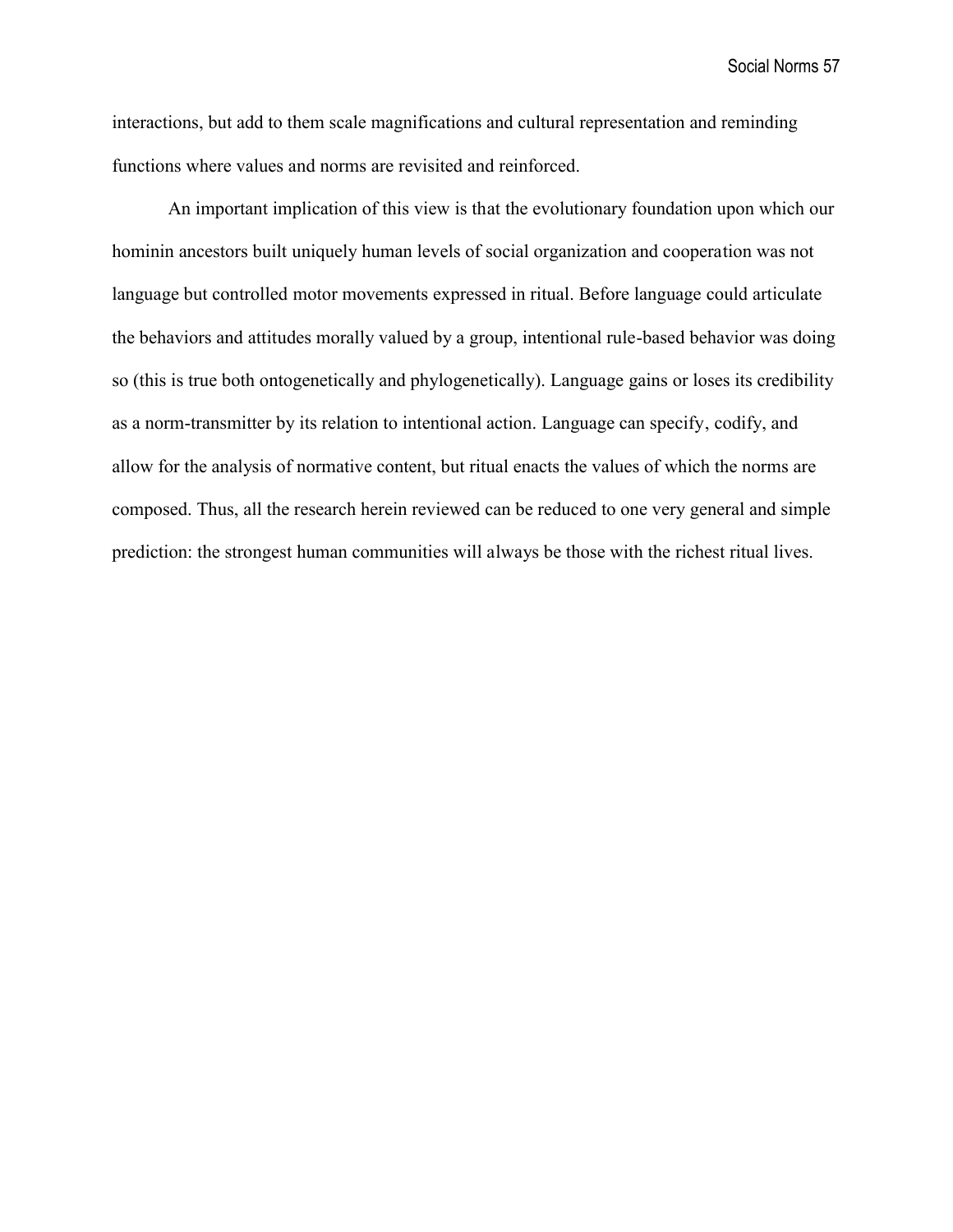interactions, but add to them scale magnifications and cultural representation and reminding functions where values and norms are revisited and reinforced.

An important implication of this view is that the evolutionary foundation upon which our hominin ancestors built uniquely human levels of social organization and cooperation was not language but controlled motor movements expressed in ritual. Before language could articulate the behaviors and attitudes morally valued by a group, intentional rule-based behavior was doing so (this is true both ontogenetically and phylogenetically). Language gains or loses its credibility as a norm-transmitter by its relation to intentional action. Language can specify, codify, and allow for the analysis of normative content, but ritual enacts the values of which the norms are composed. Thus, all the research herein reviewed can be reduced to one very general and simple prediction: the strongest human communities will always be those with the richest ritual lives.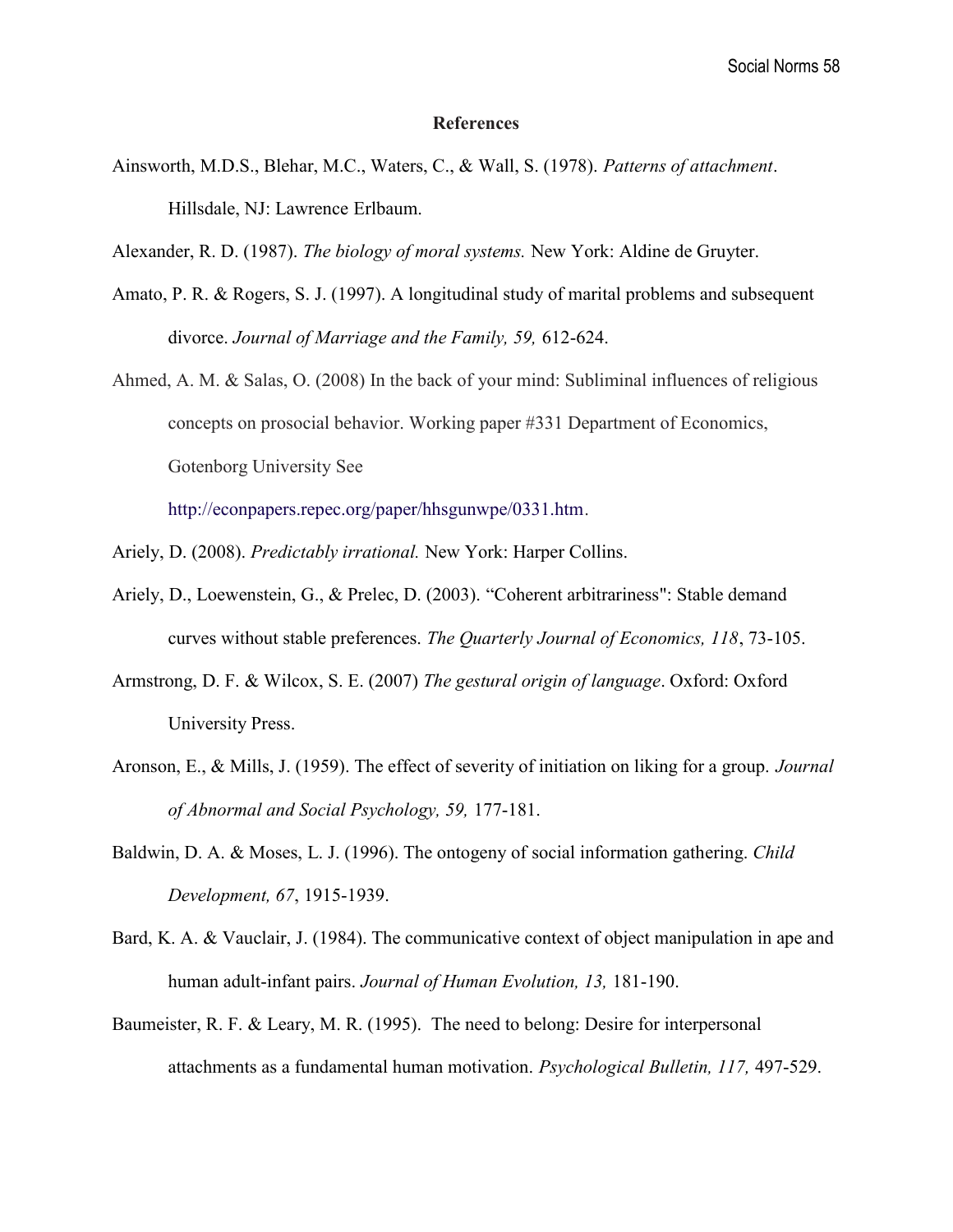## References

Ainsworth, M.D.S., Blehar, M.C., Waters, C., & Wall, S. (1978). *Patterns of attachment*. Hillsdale, NJ: Lawrence Erlbaum.

Alexander, R. D. (1987). *The biology of moral systems.* New York: Aldine de Gruyter.

Amato, P. R. & Rogers, S. J. (1997). A longitudinal study of marital problems and subsequent divorce. *Journal of Marriage and the Family, 59,* 612-624.

Ahmed, A. M. & Salas, O. (2008) In the back of your mind: Subliminal influences of religious concepts on prosocial behavior. Working paper #331 Department of Economics, Gotenborg University See http://econpapers.repec.org/paper/hhsgunwpe/0331.htm.

Ariely, D. (2008). *Predictably irrational.* New York: Harper Collins.

Ariely, D., Loewenstein, G., & Prelec, D. (2003). "Coherent arbitrariness": Stable demand curves without stable preferences. *The Quarterly Journal of Economics, 118*, 73-105.

Armstrong, D. F. & Wilcox, S. E. (2007) *The gestural origin of language*. Oxford: Oxford University Press.

Aronson, E., & Mills, J. (1959). The effect of severity of initiation on liking for a group. *Journal of Abnormal and Social Psychology, 59,* 177-181.

Baldwin, D. A. & Moses, L. J. (1996). The ontogeny of social information gathering. *Child Development, 67*, 1915-1939.

Bard, K. A. & Vauclair, J. (1984). The communicative context of object manipulation in ape and human adult-infant pairs. *Journal of Human Evolution, 13,* 181-190.

Baumeister, R. F. & Leary, M. R. (1995). The need to belong: Desire for interpersonal attachments as a fundamental human motivation. *Psychological Bulletin, 117,* 497-529.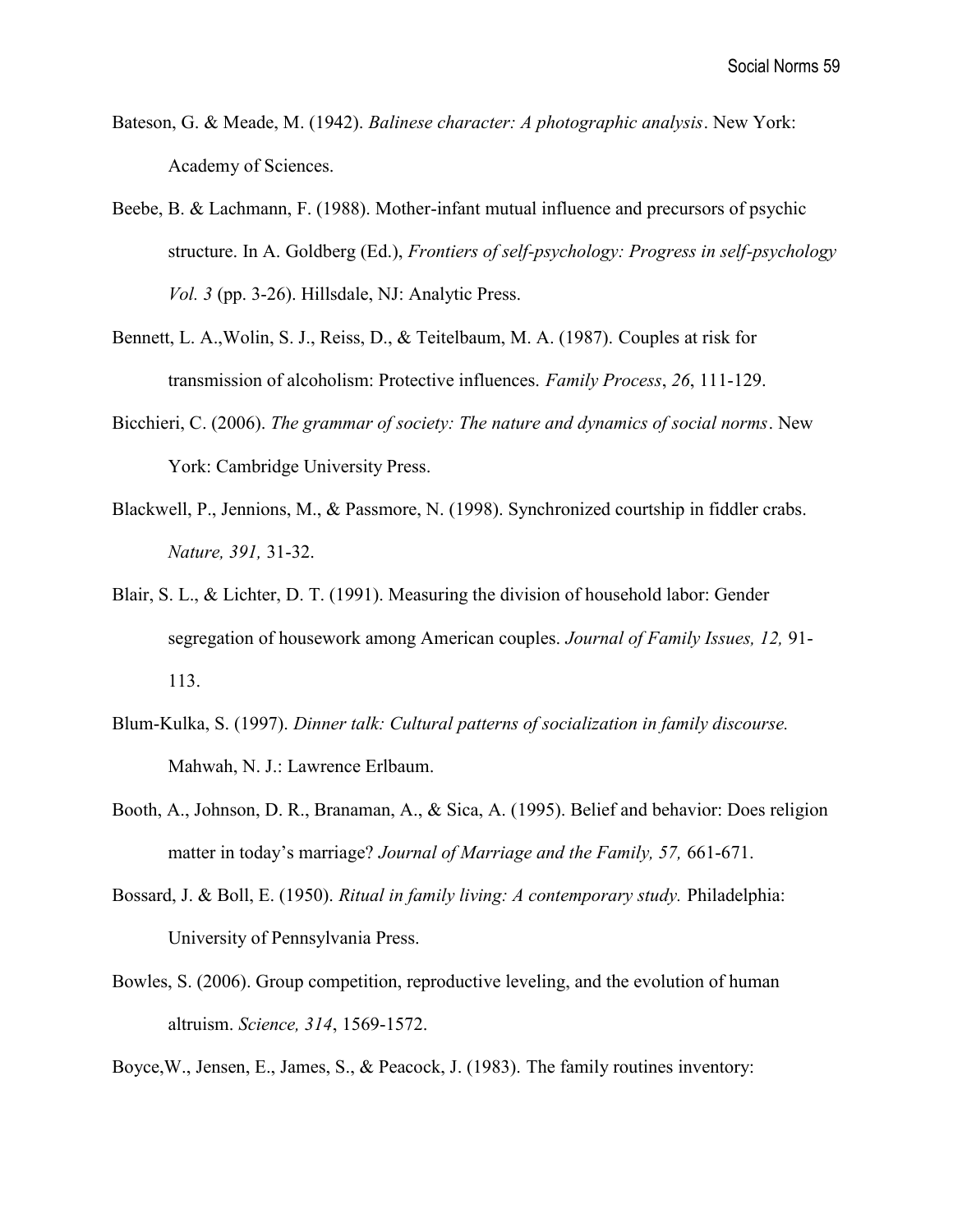Bateson, G. & Meade, M. (1942). *Balinese character: A photographic analysis*. New York: Academy of Sciences.

Beebe, B. & Lachmann, F. (1988). Mother-infant mutual influence and precursors of psychic structure. In A. Goldberg (Ed.), *Frontiers of self-psychology: Progress in self-psychology Vol. 3* (pp. 3-26). Hillsdale, NJ: Analytic Press.

Bennett, L. A.,Wolin, S. J., Reiss, D., & Teitelbaum, M. A. (1987). Couples at risk for transmission of alcoholism: Protective influences. *Family Process*, *26*, 111-129.

Bicchieri, C. (2006). *The grammar of society: The nature and dynamics of social norms*. New York: Cambridge University Press.

Blackwell, P., Jennions, M., & Passmore, N. (1998). Synchronized courtship in fiddler crabs. *Nature, 391,* 31-32.

Blair, S. L., & Lichter, D. T. (1991). Measuring the division of household labor: Gender segregation of housework among American couples. *Journal of Family Issues, 12,* 91-113.

Blum-Kulka, S. (1997). *Dinner talk: Cultural patterns of socialization in family discourse.* Mahwah, N. J.: Lawrence Erlbaum.

Booth, A., Johnson, D. R., Branaman, A., & Sica, A. (1995). Belief and behavior: Does religion matter in today's marriage? *Journal of Marriage and the Family, 57,* 661-671.

Bossard, J. & Boll, E. (1950). *Ritual in family living: A contemporary study.* Philadelphia: University of Pennsylvania Press.

Bowles, S. (2006). Group competition, reproductive leveling, and the evolution of human altruism. *Science, 314*, 1569-1572.

Boyce,W., Jensen, E., James, S., & Peacock, J. (1983). The family routines inventory: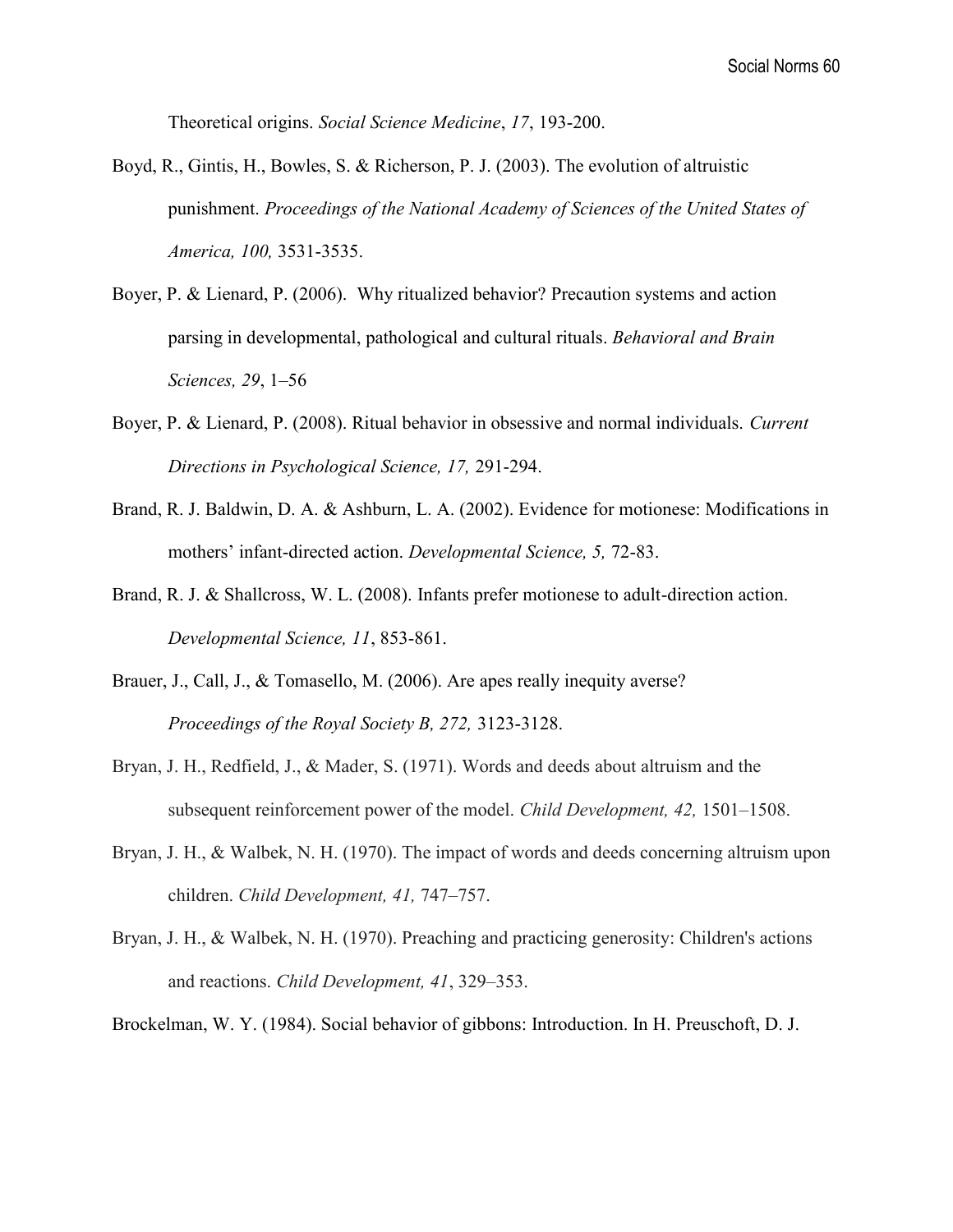Theoretical origins. *Social Science Medicine*, *17*, 193-200.

Boyd, R., Gintis, H., Bowles, S. & Richerson, P. J. (2003). The evolution of altruistic punishment. *Proceedings of the National Academy of Sciences of the United States of America, 100,* 3531-3535.

Boyer, P. & Lienard, P. (2006). Why ritualized behavior? Precaution systems and action parsing in developmental, pathological and cultural rituals. *Behavioral and Brain Sciences, 29*, 1–56

Boyer, P. & Lienard, P. (2008). Ritual behavior in obsessive and normal individuals. *Current Directions in Psychological Science, 17,* 291-294.

Brand, R. J. Baldwin, D. A. & Ashburn, L. A. (2002). Evidence for motionese: Modifications in mothers' infant-directed action. *Developmental Science, 5,* 72-83.

Brand, R. J. & Shallcross, W. L. (2008). Infants prefer motionese to adult-direction action. *Developmental Science, 11*, 853-861.

Brauer, J., Call, J., & Tomasello, M. (2006). Are apes really inequity averse? *Proceedings of the Royal Society B, 272,* 3123-3128.

Bryan, J. H., Redfield, J., & Mader, S. (1971). Words and deeds about altruism and the subsequent reinforcement power of the model. *Child Development, 42,* 1501–1508.

Bryan, J. H., & Walbek, N. H. (1970). The impact of words and deeds concerning altruism upon children. *Child Development, 41,* 747–757.

Bryan, J. H., & Walbek, N. H. (1970). Preaching and practicing generosity: Children's actions and reactions. *Child Development, 41*, 329–353.

Brockelman, W. Y. (1984). Social behavior of gibbons: Introduction. In H. Preuschoft, D. J.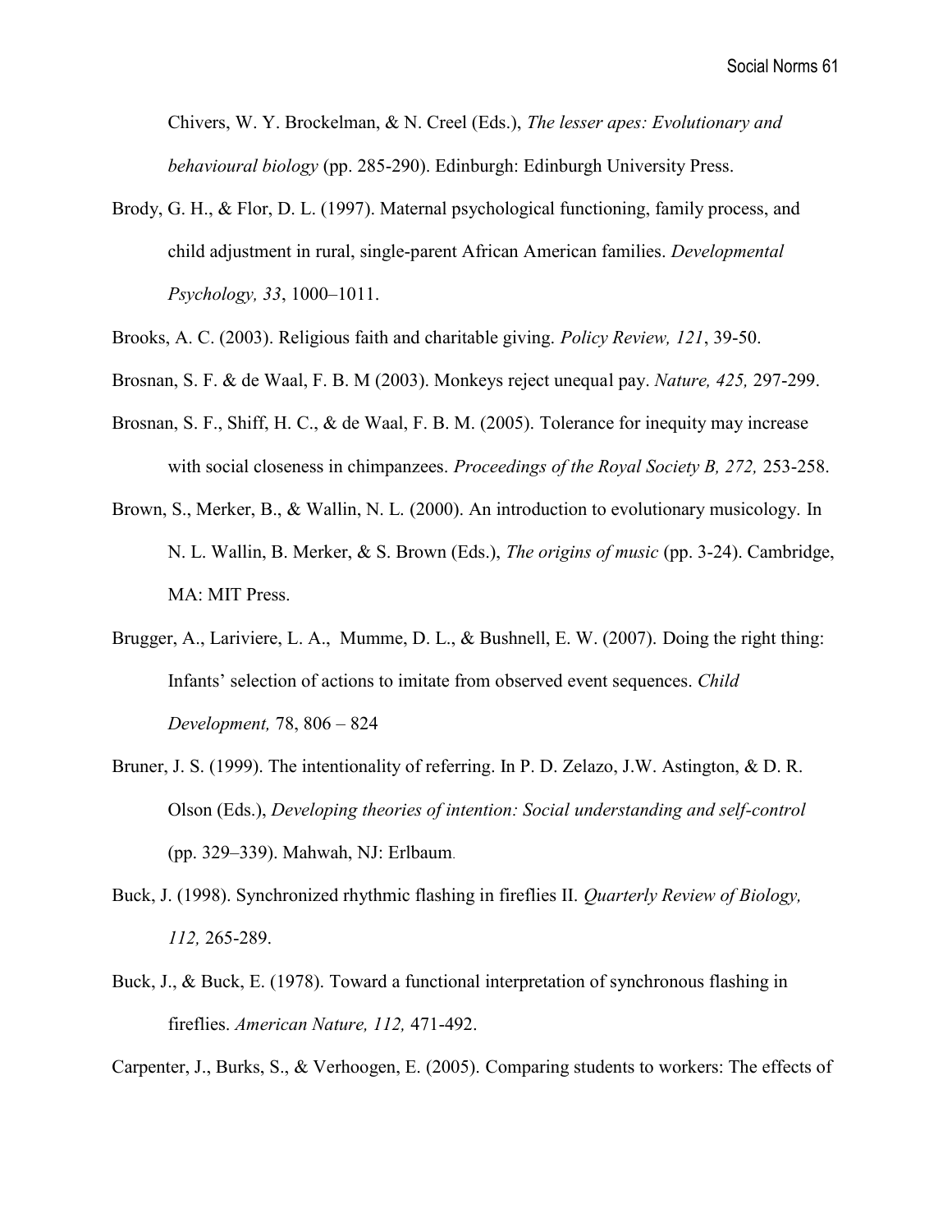Chivers, W. Y. Brockelman, & N. Creel (Eds.), *The lesser apes: Evolutionary and behavioural biology* (pp. 285-290). Edinburgh: Edinburgh University Press.

Brody, G. H., & Flor, D. L. (1997). Maternal psychological functioning, family process, and child adjustment in rural, single-parent African American families. *Developmental Psychology, 33*, 1000–1011.

Brooks, A. C. (2003). Religious faith and charitable giving. *Policy Review, 121*, 39-50.

Brosnan, S. F. & de Waal, F. B. M (2003). Monkeys reject unequal pay. *Nature, 425,* 297-299.

Brosnan, S. F., Shiff, H. C., & de Waal, F. B. M. (2005). Tolerance for inequity may increase with social closeness in chimpanzees. *Proceedings of the Royal Society B, 272,* 253-258.

Brown, S., Merker, B., & Wallin, N. L. (2000). An introduction to evolutionary musicology. In N. L. Wallin, B. Merker, & S. Brown (Eds.), *The origins of music* (pp. 3-24). Cambridge, MA: MIT Press.

Brugger, A., Lariviere, L. A., Mumme, D. L., & Bushnell, E. W. (2007). Doing the right thing: Infants' selection of actions to imitate from observed event sequences. *Child Development,* 78, 806 – 824

Bruner, J. S. (1999). The intentionality of referring. In P. D. Zelazo, J.W. Astington, & D. R. Olson (Eds.), *Developing theories of intention: Social understanding and self-control* (pp. 329–339). Mahwah, NJ: Erlbaum.

Buck, J. (1998). Synchronized rhythmic flashing in fireflies II. *Quarterly Review of Biology, 112,* 265-289.

Buck, J., & Buck, E. (1978). Toward a functional interpretation of synchronous flashing in fireflies. *American Nature, 112,* 471-492.

Carpenter, J., Burks, S., & Verhoogen, E. (2005). Comparing students to workers: The effects of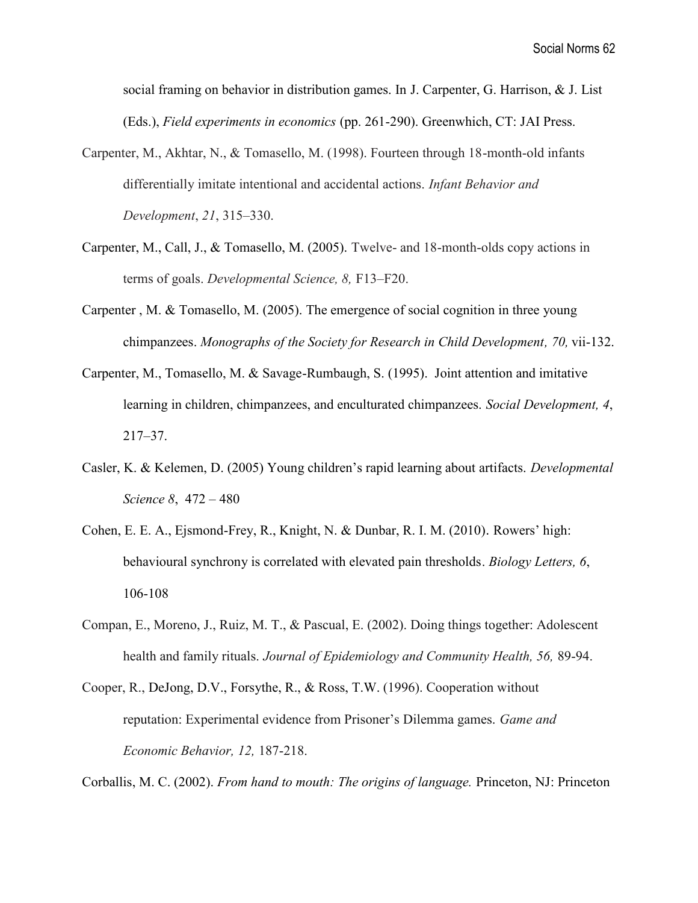social framing on behavior in distribution games. In J. Carpenter, G. Harrison, & J. List (Eds.), *Field experiments in economics* (pp. 261-290). Greenwhich, CT: JAI Press.

Carpenter, M., Akhtar, N., & Tomasello, M. (1998). Fourteen through 18-month-old infants differentially imitate intentional and accidental actions. *Infant Behavior and Development*, *21*, 315–330.

Carpenter, M., Call, J., & Tomasello, M. (2005). Twelve- and 18-month-olds copy actions in terms of goals. *Developmental Science, 8,* F13–F20.

Carpenter , M. & Tomasello, M. (2005). The emergence of social cognition in three young chimpanzees. *Monographs of the Society for Research in Child Development, 70,* vii-132.

Carpenter, M., Tomasello, M. & Savage-Rumbaugh, S. (1995). Joint attention and imitative learning in children, chimpanzees, and enculturated chimpanzees. *Social Development, 4*, 217–37.

Casler, K. & Kelemen, D. (2005) Young children's rapid learning about artifacts. *Developmental Science 8*, 472 – 480

Cohen, E. E. A., Ejsmond-Frey, R., Knight, N. & Dunbar, R. I. M. (2010). Rowers' high: behavioural synchrony is correlated with elevated pain thresholds. *Biology Letters, 6*, 106-108

Compan, E., Moreno, J., Ruiz, M. T., & Pascual, E. (2002). Doing things together: Adolescent health and family rituals. *Journal of Epidemiology and Community Health, 56,* 89-94.

Cooper, R., DeJong, D.V., Forsythe, R., & Ross, T.W. (1996). Cooperation without reputation: Experimental evidence from Prisoner's Dilemma games. *Game and Economic Behavior, 12,* 187-218.

Corballis, M. C. (2002). *From hand to mouth: The origins of language.* Princeton, NJ: Princeton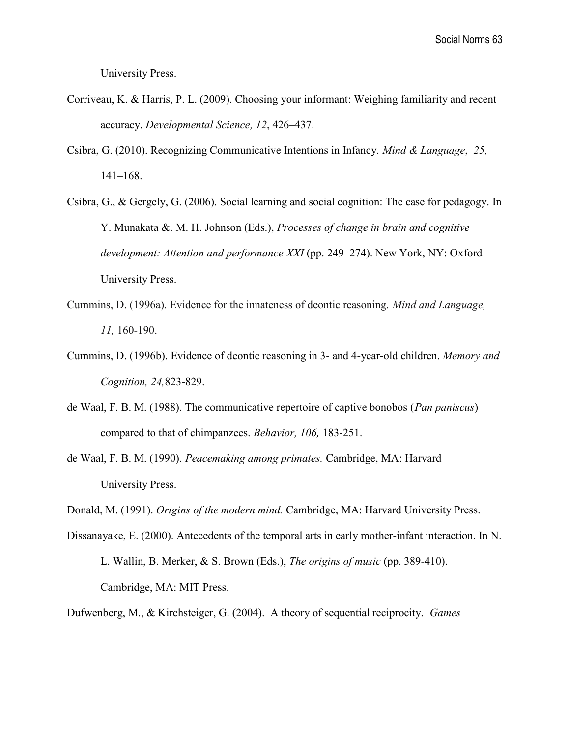University Press.

Corriveau, K. & Harris, P. L. (2009). Choosing your informant: Weighing familiarity and recent accuracy. *Developmental Science, 12*, 426–437.

Csibra, G. (2010). Recognizing Communicative Intentions in Infancy. *Mind & Language*, *25,* 141–168.

Csibra, G., & Gergely, G. (2006). Social learning and social cognition: The case for pedagogy. In Y. Munakata &. M. H. Johnson (Eds.), *Processes of change in brain and cognitive development: Attention and performance XXI* (pp. 249–274). New York, NY: Oxford University Press.

Cummins, D. (1996a). Evidence for the innateness of deontic reasoning. *Mind and Language, 11,* 160-190.

Cummins, D. (1996b). Evidence of deontic reasoning in 3- and 4-year-old children. *Memory and Cognition, 24,*823-829.

de Waal, F. B. M. (1988). The communicative repertoire of captive bonobos (*Pan paniscus*) compared to that of chimpanzees. *Behavior, 106,* 183-251.

de Waal, F. B. M. (1990). *Peacemaking among primates.* Cambridge, MA: Harvard University Press.

Donald, M. (1991). *Origins of the modern mind.* Cambridge, MA: Harvard University Press.

Dissanayake, E. (2000). Antecedents of the temporal arts in early mother-infant interaction. In N. L. Wallin, B. Merker, & S. Brown (Eds.), *The origins of music* (pp. 389-410). Cambridge, MA: MIT Press.

Dufwenberg, M., & Kirchsteiger, G. (2004). A theory of sequential reciprocity. *Games*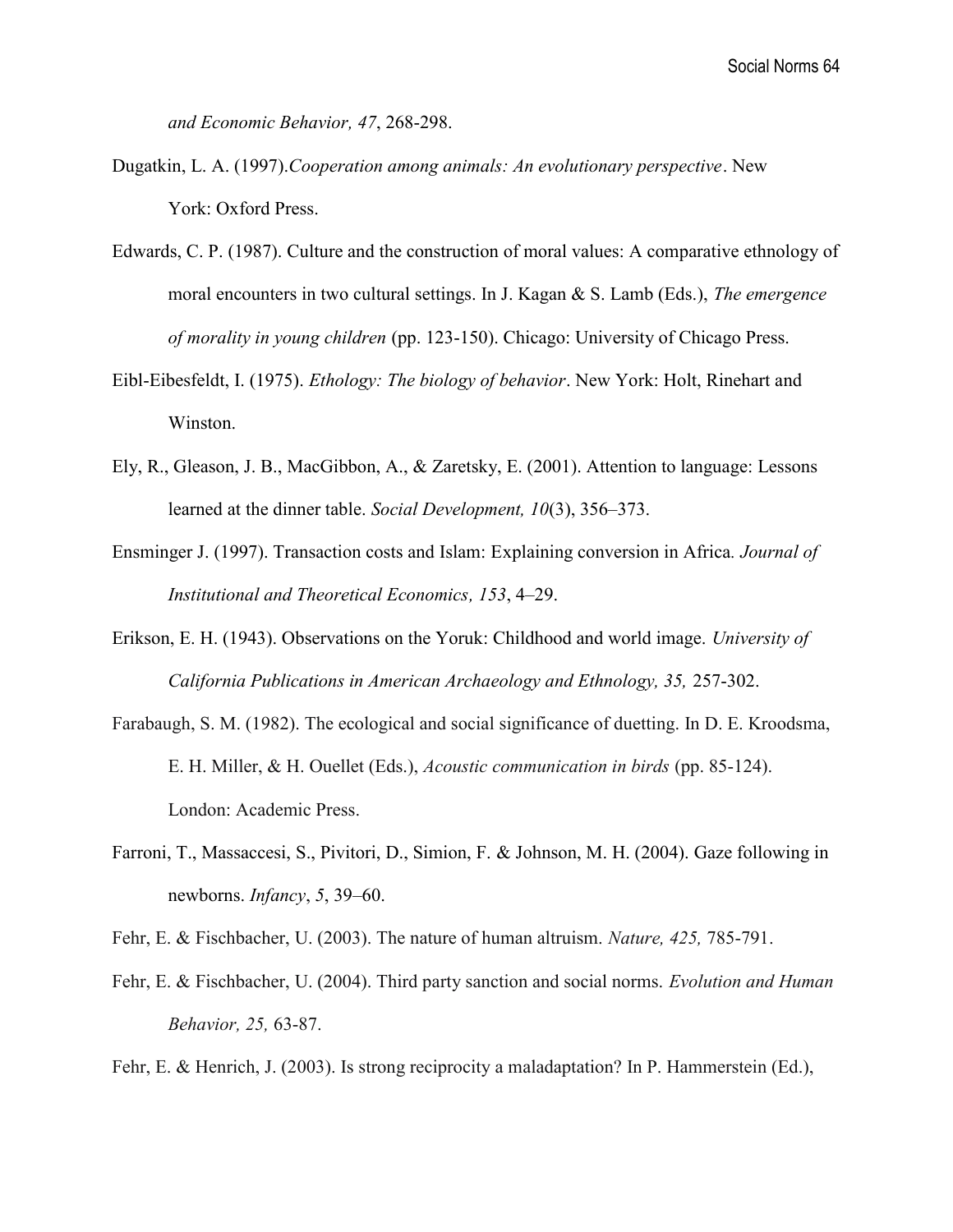*and Economic Behavior, 47*, 268-298.

Dugatkin, L. A. (1997).*Cooperation among animals: An evolutionary perspective*. New York: Oxford Press.

Edwards, C. P. (1987). Culture and the construction of moral values: A comparative ethnology of moral encounters in two cultural settings. In J. Kagan & S. Lamb (Eds.), *The emergence of morality in young children* (pp. 123-150). Chicago: University of Chicago Press.

Eibl-Eibesfeldt, I. (1975). *Ethology: The biology of behavior*. New York: Holt, Rinehart and Winston.

Ely, R., Gleason, J. B., MacGibbon, A., & Zaretsky, E. (2001). Attention to language: Lessons learned at the dinner table. *Social Development, 10*(3), 356–373.

Ensminger J. (1997). Transaction costs and Islam: Explaining conversion in Africa*. Journal of Institutional and Theoretical Economics, 153*, 4–29.

Erikson, E. H. (1943). Observations on the Yoruk: Childhood and world image. *University of California Publications in American Archaeology and Ethnology, 35,* 257-302.

Farabaugh, S. M. (1982). The ecological and social significance of duetting. In D. E. Kroodsma, E. H. Miller, & H. Ouellet (Eds.), *Acoustic communication in birds* (pp. 85-124). London: Academic Press.

Farroni, T., Massaccesi, S., Pivitori, D., Simion, F. & Johnson, M. H. (2004). Gaze following in newborns. *Infancy*, *5*, 39–60.

Fehr, E. & Fischbacher, U. (2003). The nature of human altruism. *Nature, 425,* 785-791.

Fehr, E. & Fischbacher, U. (2004). Third party sanction and social norms. *Evolution and Human Behavior, 25,* 63-87.

Fehr, E. & Henrich, J. (2003). Is strong reciprocity a maladaptation? In P. Hammerstein (Ed.),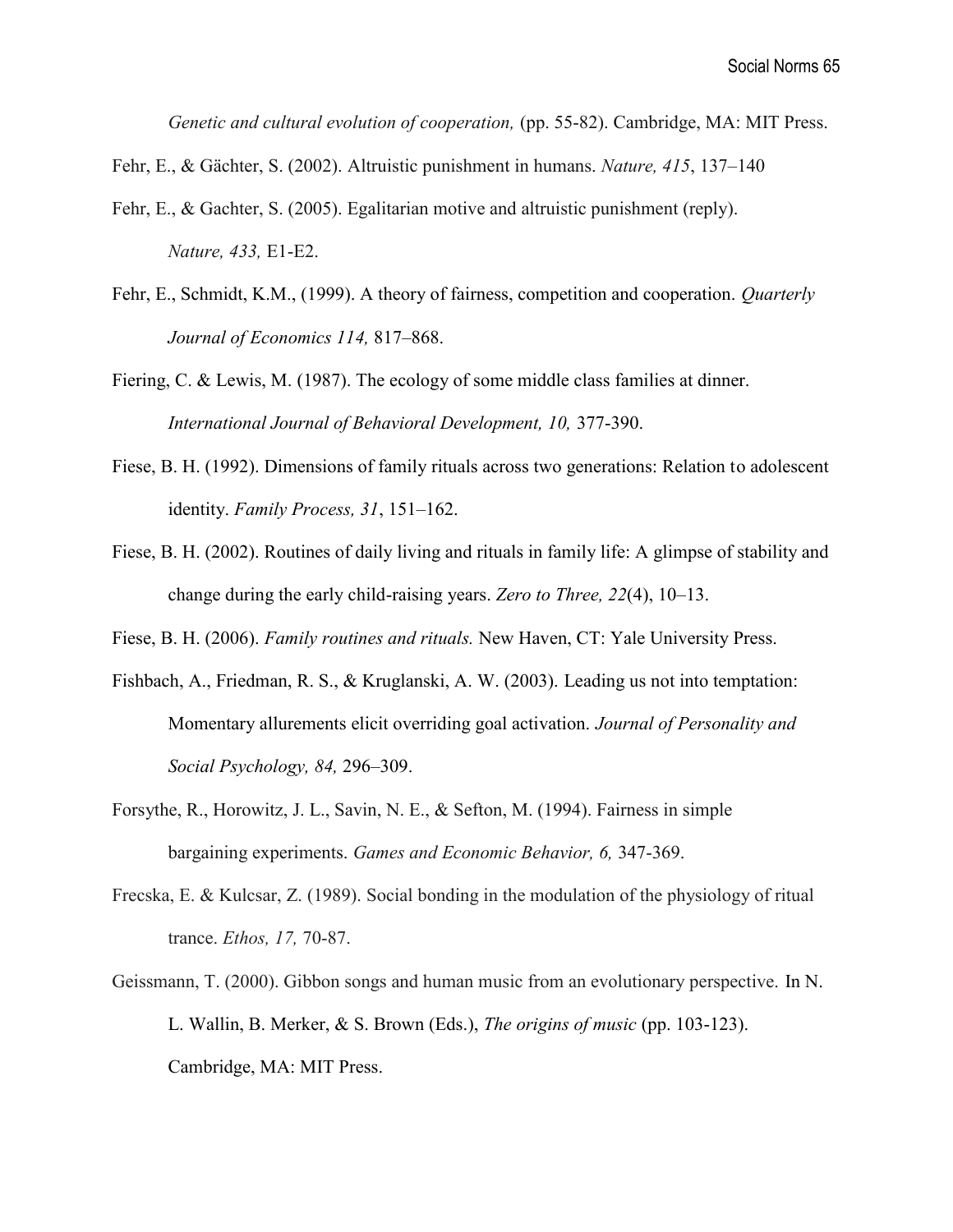*Genetic and cultural evolution of cooperation,* (pp. 55-82). Cambridge, MA: MIT Press.

Fehr, E., & Gächter, S. (2002). Altruistic punishment in humans. *Nature, 415*, 137–140

Fehr, E., & Gachter, S. (2005). Egalitarian motive and altruistic punishment (reply). *Nature, 433,* E1-E2.

Fehr, E., Schmidt, K.M., (1999). A theory of fairness, competition and cooperation. *Quarterly Journal of Economics 114,* 817–868.

Fiering, C. & Lewis, M. (1987). The ecology of some middle class families at dinner. *International Journal of Behavioral Development, 10,* 377-390.

Fiese, B. H. (1992). Dimensions of family rituals across two generations: Relation to adolescent identity. *Family Process, 31*, 151–162.

Fiese, B. H. (2002). Routines of daily living and rituals in family life: A glimpse of stability and change during the early child-raising years. *Zero to Three, 22*(4), 10–13.

Fiese, B. H. (2006). *Family routines and rituals.* New Haven, CT: Yale University Press.

Fishbach, A., Friedman, R. S., & Kruglanski, A. W. (2003). Leading us not into temptation: Momentary allurements elicit overriding goal activation. *Journal of Personality and Social Psychology, 84,* 296–309.

Forsythe, R., Horowitz, J. L., Savin, N. E., & Sefton, M. (1994). Fairness in simple bargaining experiments. *Games and Economic Behavior, 6,* 347-369.

Frecska, E. & Kulcsar, Z. (1989). Social bonding in the modulation of the physiology of ritual trance. *Ethos, 17,* 70-87.

Geissmann, T. (2000). Gibbon songs and human music from an evolutionary perspective. In N. L. Wallin, B. Merker, & S. Brown (Eds.), *The origins of music* (pp. 103-123). Cambridge, MA: MIT Press.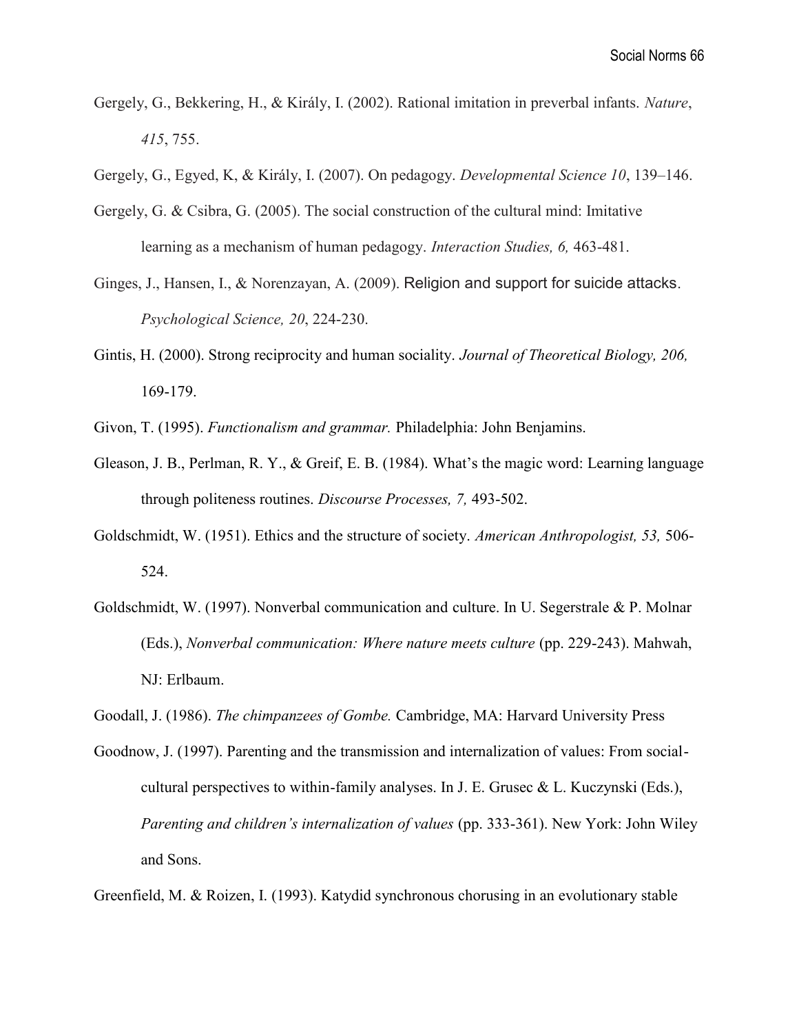Gergely, G., Bekkering, H., & Király, I. (2002). Rational imitation in preverbal infants. *Nature*, *415*, 755.

Gergely, G., Egyed, K, & Király, I. (2007). On pedagogy. *Developmental Science 10*, 139–146.

Gergely, G. & Csibra, G. (2005). The social construction of the cultural mind: Imitative learning as a mechanism of human pedagogy. *Interaction Studies, 6,* 463-481.

Ginges, J., Hansen, I., & Norenzayan, A. (2009). Religion and support for suicide attacks. *Psychological Science, 20*, 224-230.

Gintis, H. (2000). Strong reciprocity and human sociality. *Journal of Theoretical Biology, 206,* 169-179.

Givon, T. (1995). *Functionalism and grammar.* Philadelphia: John Benjamins.

Gleason, J. B., Perlman, R. Y., & Greif, E. B. (1984). What's the magic word: Learning language through politeness routines. *Discourse Processes, 7,* 493-502.

Goldschmidt, W. (1951). Ethics and the structure of society. *American Anthropologist, 53,* 506-524.

Goldschmidt, W. (1997). Nonverbal communication and culture. In U. Segerstrale & P. Molnar (Eds.), *Nonverbal communication: Where nature meets culture* (pp. 229-243). Mahwah, NJ: Erlbaum.

Goodall, J. (1986). *The chimpanzees of Gombe.* Cambridge, MA: Harvard University Press

Goodnow, J. (1997). Parenting and the transmission and internalization of values: From social-cultural perspectives to within-family analyses. In J. E. Grusec & L. Kuczynski (Eds.), *Parenting and children's internalization of values* (pp. 333-361). New York: John Wiley and Sons.

Greenfield, M. & Roizen, I. (1993). Katydid synchronous chorusing in an evolutionary stable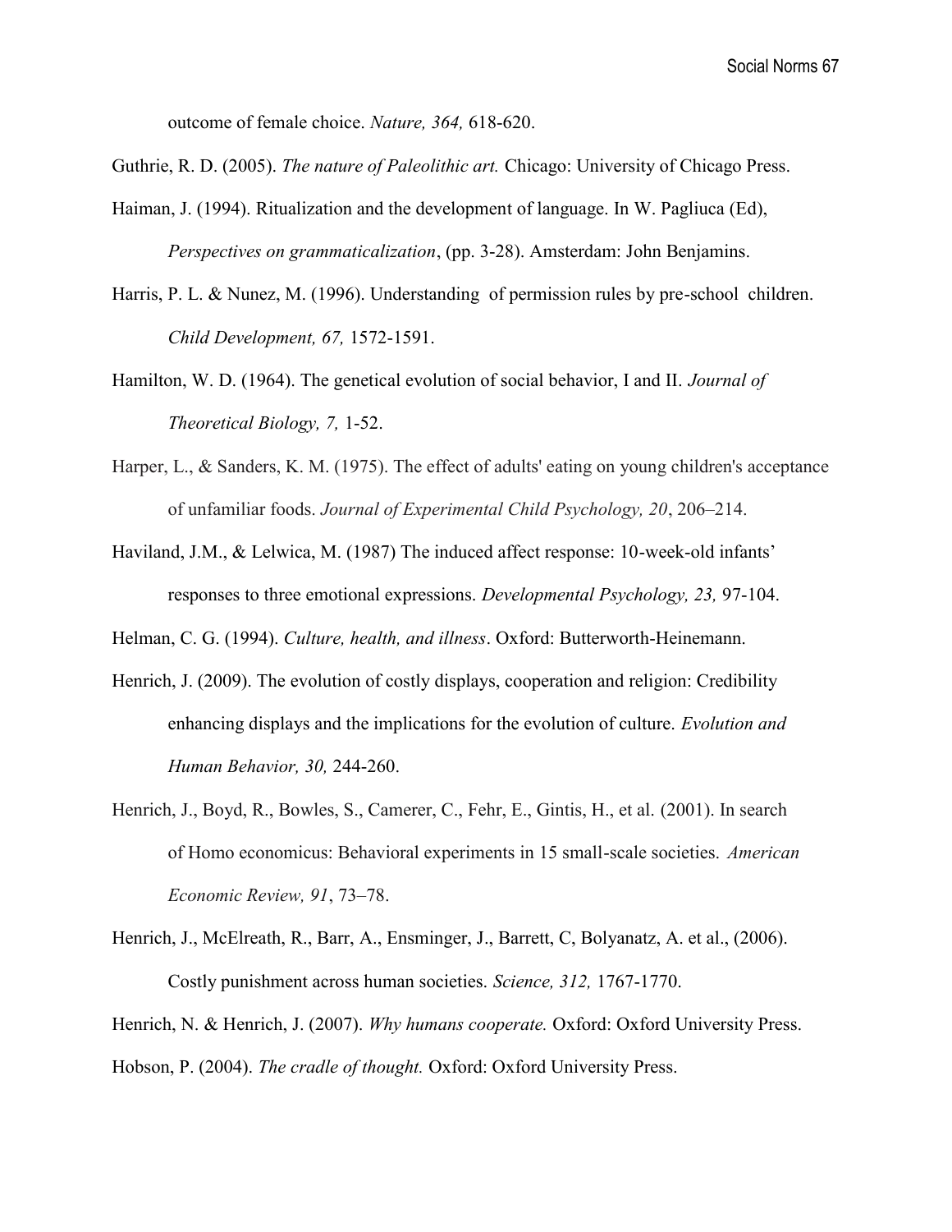outcome of female choice. *Nature, 364,* 618-620.

Guthrie, R. D. (2005). *The nature of Paleolithic art.* Chicago: University of Chicago Press.

Haiman, J. (1994). Ritualization and the development of language. In W. Pagliuca (Ed), *Perspectives on grammaticalization*, (pp. 3-28). Amsterdam: John Benjamins.

Harris, P. L. & Nunez, M. (1996). Understanding of permission rules by pre-school children. *Child Development, 67,* 1572-1591.

Hamilton, W. D. (1964). The genetical evolution of social behavior, I and II. *Journal of Theoretical Biology, 7,* 1-52.

Harper, L., & Sanders, K. M. (1975). The effect of adults' eating on young children's acceptance of unfamiliar foods. *Journal of Experimental Child Psychology, 20*, 206–214.

Haviland, J.M., & Lelwica, M. (1987) The induced affect response: 10-week-old infants' responses to three emotional expressions. *Developmental Psychology, 23,* 97-104.

Helman, C. G. (1994). *Culture, health, and illness*. Oxford: Butterworth-Heinemann.

Henrich, J. (2009). The evolution of costly displays, cooperation and religion: Credibility enhancing displays and the implications for the evolution of culture. *Evolution and Human Behavior, 30,* 244-260.

Henrich, J., Boyd, R., Bowles, S., Camerer, C., Fehr, E., Gintis, H., et al. (2001). In search of Homo economicus: Behavioral experiments in 15 small-scale societies. *American Economic Review, 91*, 73–78.

Henrich, J., McElreath, R., Barr, A., Ensminger, J., Barrett, C, Bolyanatz, A. et al., (2006). Costly punishment across human societies. *Science, 312,* 1767-1770.

Henrich, N. & Henrich, J. (2007). *Why humans cooperate.* Oxford: Oxford University Press.

Hobson, P. (2004). *The cradle of thought.* Oxford: Oxford University Press.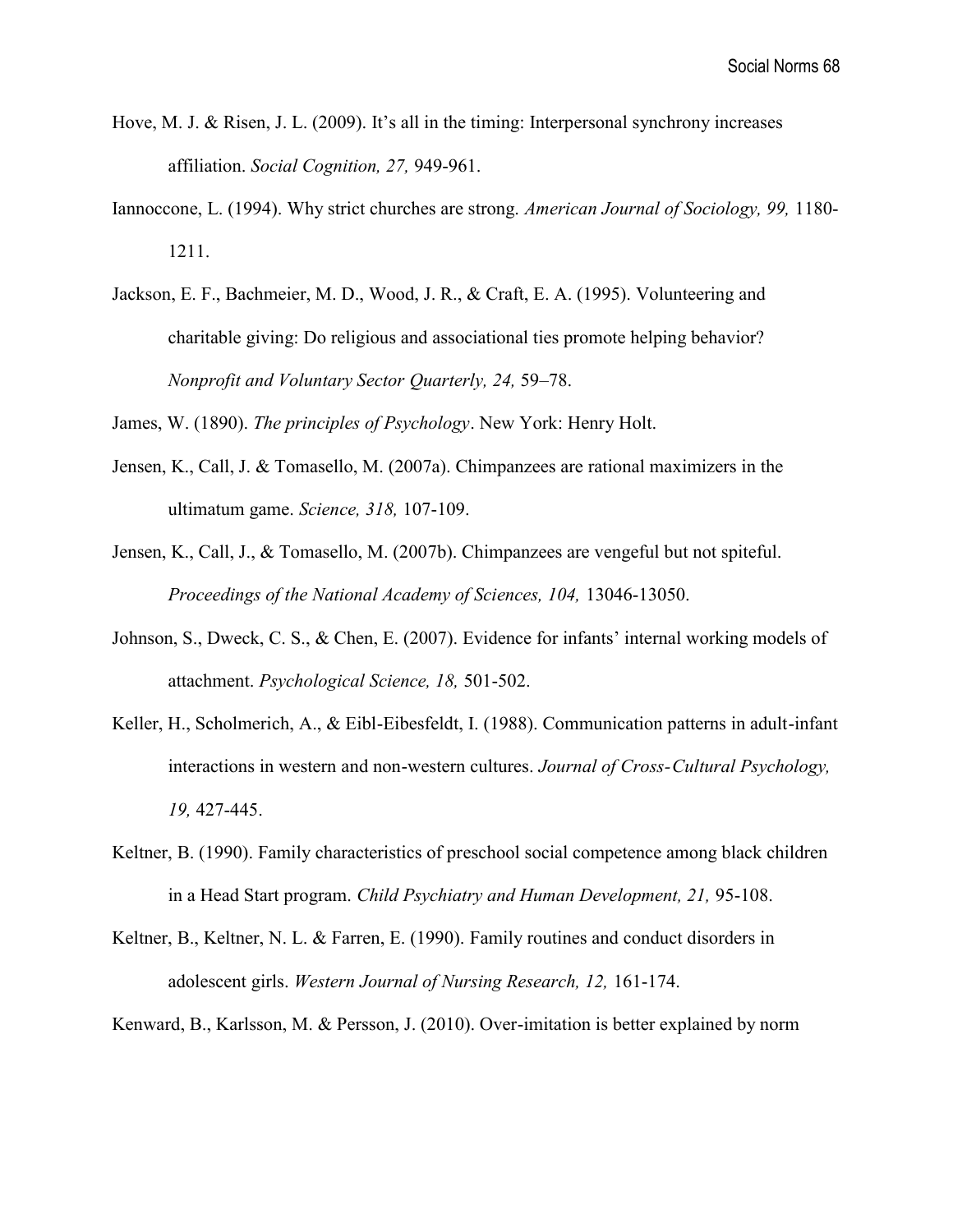Hove, M. J. & Risen, J. L. (2009). It's all in the timing: Interpersonal synchrony increases affiliation. *Social Cognition, 27,* 949-961.

Iannoccone, L. (1994). Why strict churches are strong. *American Journal of Sociology, 99,* 1180-1211.

Jackson, E. F., Bachmeier, M. D., Wood, J. R., & Craft, E. A. (1995). Volunteering and charitable giving: Do religious and associational ties promote helping behavior? *Nonprofit and Voluntary Sector Quarterly, 24,* 59–78.

James, W. (1890). *The principles of Psychology*. New York: Henry Holt.

Jensen, K., Call, J. & Tomasello, M. (2007a). Chimpanzees are rational maximizers in the ultimatum game. *Science, 318,* 107-109.

Jensen, K., Call, J., & Tomasello, M. (2007b). Chimpanzees are vengeful but not spiteful. *Proceedings of the National Academy of Sciences, 104,* 13046-13050.

Johnson, S., Dweck, C. S., & Chen, E. (2007). Evidence for infants' internal working models of attachment. *Psychological Science, 18,* 501-502.

Keller, H., Scholmerich, A., & Eibl-Eibesfeldt, I. (1988). Communication patterns in adult-infant interactions in western and non-western cultures. *Journal of Cross-Cultural Psychology, 19,* 427-445.

Keltner, B. (1990). Family characteristics of preschool social competence among black children in a Head Start program. *Child Psychiatry and Human Development, 21,* 95-108.

Keltner, B., Keltner, N. L. & Farren, E. (1990). Family routines and conduct disorders in adolescent girls. *Western Journal of Nursing Research, 12,* 161-174.

Kenward, B., Karlsson, M. & Persson, J. (2010). Over-imitation is better explained by norm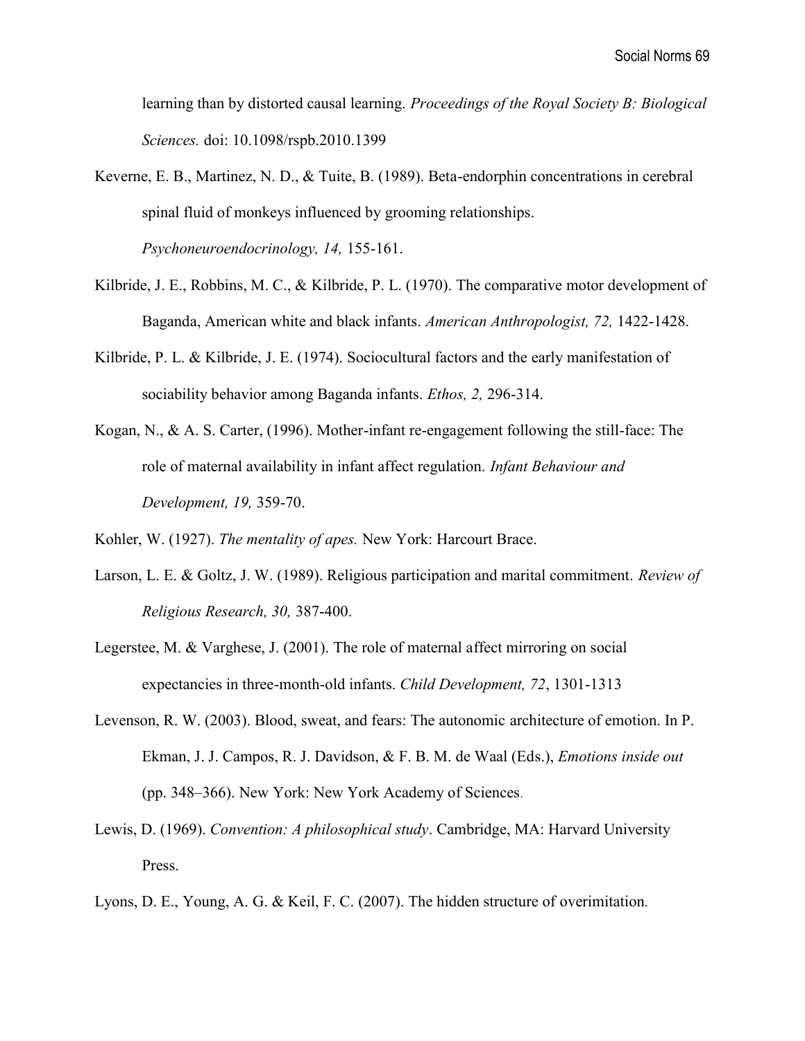learning than by distorted causal learning. *Proceedings of the Royal Society B: Biological Sciences.* doi: 10.1098/rspb.2010.1399

Keverne, E. B., Martinez, N. D., & Tuite, B. (1989). Beta-endorphin concentrations in cerebral spinal fluid of monkeys influenced by grooming relationships. *Psychoneuroendocrinology, 14,* 155-161.

Kilbride, J. E., Robbins, M. C., & Kilbride, P. L. (1970). The comparative motor development of Baganda, American white and black infants. *American Anthropologist, 72,* 1422-1428.

Kilbride, P. L. & Kilbride, J. E. (1974). Sociocultural factors and the early manifestation of sociability behavior among Baganda infants. *Ethos, 2,* 296-314.

Kogan, N., & A. S. Carter, (1996). Mother-infant re-engagement following the still-face: The role of maternal availability in infant affect regulation. *Infant Behaviour and Development, 19,* 359-70.

Kohler, W. (1927). *The mentality of apes.* New York: Harcourt Brace.

Larson, L. E. & Goltz, J. W. (1989). Religious participation and marital commitment. *Review of Religious Research, 30,* 387-400.

Legerstee, M. & Varghese, J. (2001). The role of maternal affect mirroring on social expectancies in three-month-old infants. *Child Development, 72*, 1301-1313

Levenson, R. W. (2003). Blood, sweat, and fears: The autonomic architecture of emotion. In P. Ekman, J. J. Campos, R. J. Davidson, & F. B. M. de Waal (Eds.), *Emotions inside out* (pp. 348–366). New York: New York Academy of Sciences.

Lewis, D. (1969). *Convention: A philosophical study*. Cambridge, MA: Harvard University Press.

Lyons, D. E., Young, A. G. & Keil, F. C. (2007). The hidden structure of overimitation.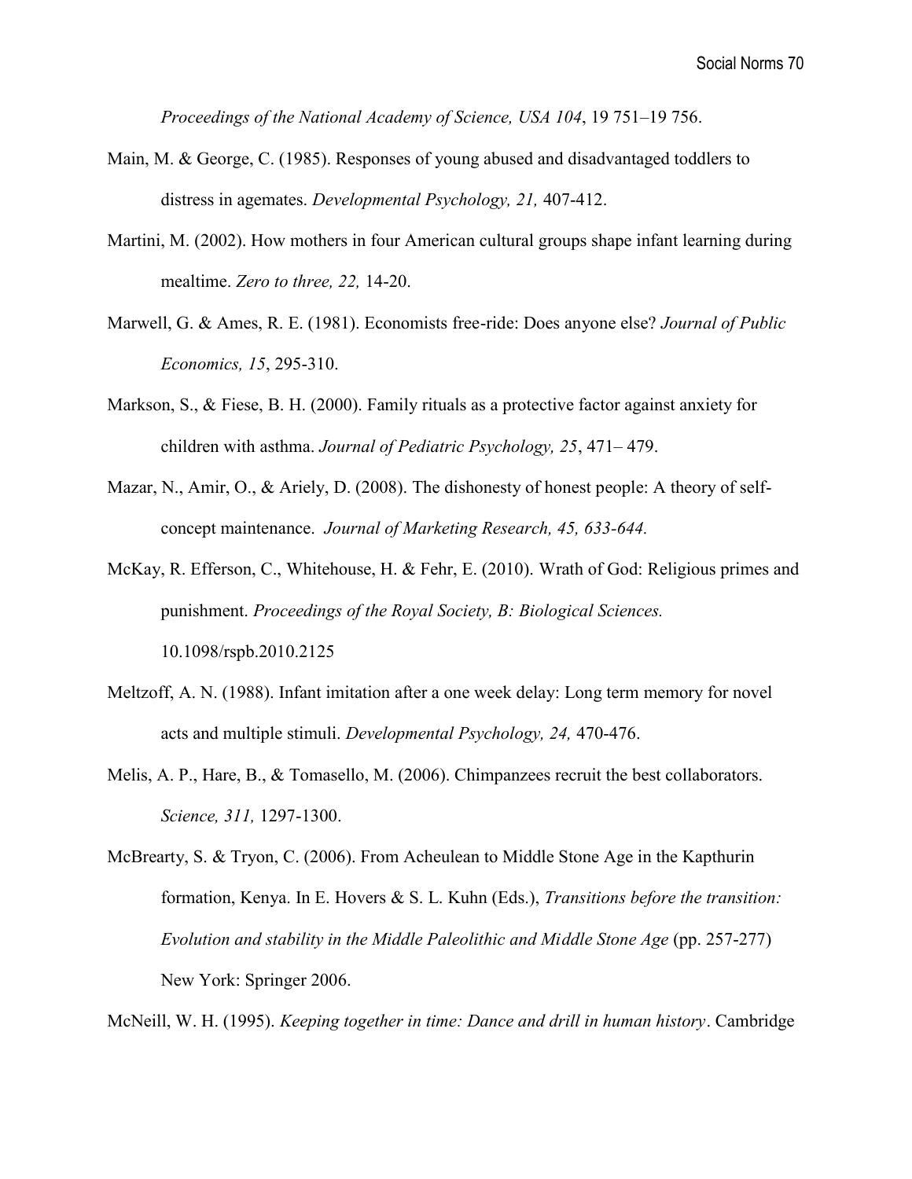*Proceedings of the National Academy of Science, USA 104*, 19 751–19 756.

Main, M. & George, C. (1985). Responses of young abused and disadvantaged toddlers to distress in agemates. *Developmental Psychology, 21,* 407-412.

Martini, M. (2002). How mothers in four American cultural groups shape infant learning during mealtime. *Zero to three, 22,* 14-20.

Marwell, G. & Ames, R. E. (1981). Economists free-ride: Does anyone else? *Journal of Public Economics, 15*, 295-310.

Markson, S., & Fiese, B. H. (2000). Family rituals as a protective factor against anxiety for children with asthma. *Journal of Pediatric Psychology, 25*, 471– 479.

Mazar, N., Amir, O., & Ariely, D. (2008). The dishonesty of honest people: A theory of self-concept maintenance. *Journal of Marketing Research, 45, 633-644.*

McKay, R. Efferson, C., Whitehouse, H. & Fehr, E. (2010). Wrath of God: Religious primes and punishment. *Proceedings of the Royal Society, B: Biological Sciences.* 10.1098/rspb.2010.2125

Meltzoff, A. N. (1988). Infant imitation after a one week delay: Long term memory for novel acts and multiple stimuli. *Developmental Psychology, 24,* 470-476.

Melis, A. P., Hare, B., & Tomasello, M. (2006). Chimpanzees recruit the best collaborators. *Science, 311,* 1297-1300.

McBrearty, S. & Tryon, C. (2006). From Acheulean to Middle Stone Age in the Kapthurin formation, Kenya. In E. Hovers & S. L. Kuhn (Eds.), *Transitions before the transition: Evolution and stability in the Middle Paleolithic and Middle Stone Age* (pp. 257-277) New York: Springer 2006.

McNeill, W. H. (1995). *Keeping together in time: Dance and drill in human history*. Cambridge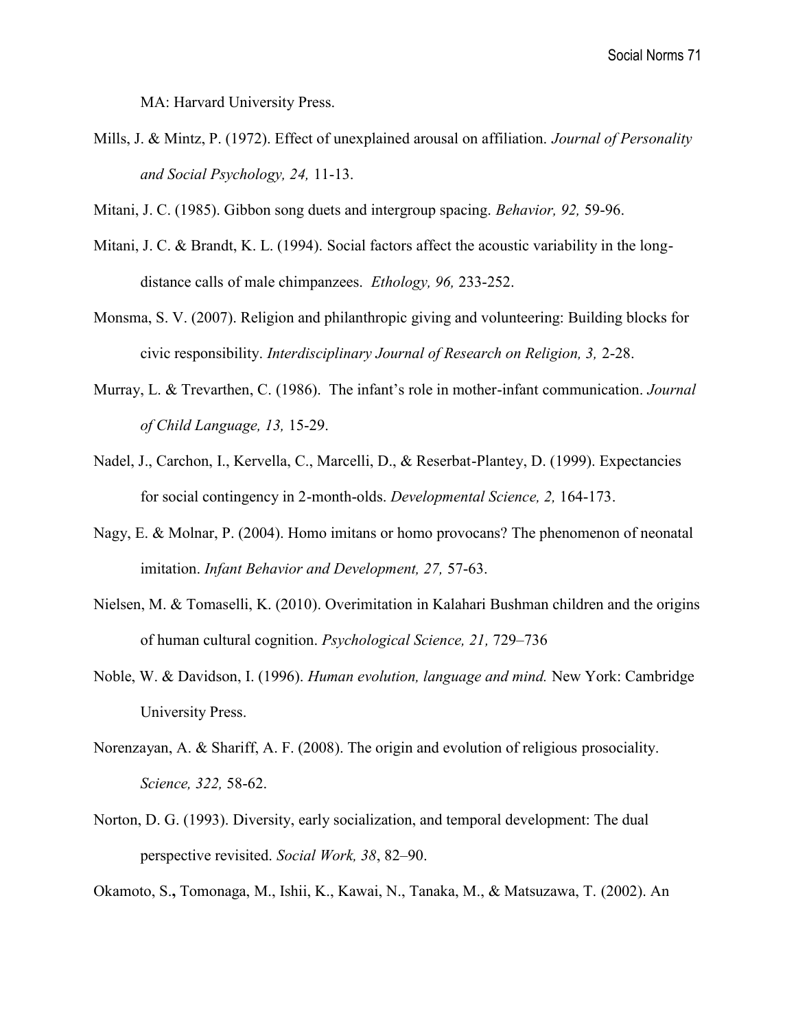MA: Harvard University Press.

Mills, J. & Mintz, P. (1972). Effect of unexplained arousal on affiliation. *Journal of Personality and Social Psychology, 24,* 11-13.

Mitani, J. C. (1985). Gibbon song duets and intergroup spacing. *Behavior, 92,* 59-96.

Mitani, J. C. & Brandt, K. L. (1994). Social factors affect the acoustic variability in the long-distance calls of male chimpanzees. *Ethology, 96,* 233-252.

Monsma, S. V. (2007). Religion and philanthropic giving and volunteering: Building blocks for civic responsibility. *Interdisciplinary Journal of Research on Religion, 3,* 2-28.

Murray, L. & Trevarthen, C. (1986). The infant's role in mother-infant communication. *Journal of Child Language, 13,* 15-29.

Nadel, J., Carchon, I., Kervella, C., Marcelli, D., & Reserbat-Plantey, D. (1999). Expectancies for social contingency in 2-month-olds. *Developmental Science, 2,* 164-173.

Nagy, E. & Molnar, P. (2004). Homo imitans or homo provocans? The phenomenon of neonatal imitation. *Infant Behavior and Development, 27,* 57-63.

Nielsen, M. & Tomaselli, K. (2010). Overimitation in Kalahari Bushman children and the origins of human cultural cognition. *Psychological Science, 21,* 729–736

Noble, W. & Davidson, I. (1996). *Human evolution, language and mind.* New York: Cambridge University Press.

Norenzayan, A. & Shariff, A. F. (2008). The origin and evolution of religious prosociality. *Science, 322,* 58-62.

Norton, D. G. (1993). Diversity, early socialization, and temporal development: The dual perspective revisited. *Social Work, 38*, 82–90.

Okamoto, S.**,** Tomonaga, M., Ishii, K., Kawai, N., Tanaka, M., & Matsuzawa, T. (2002). An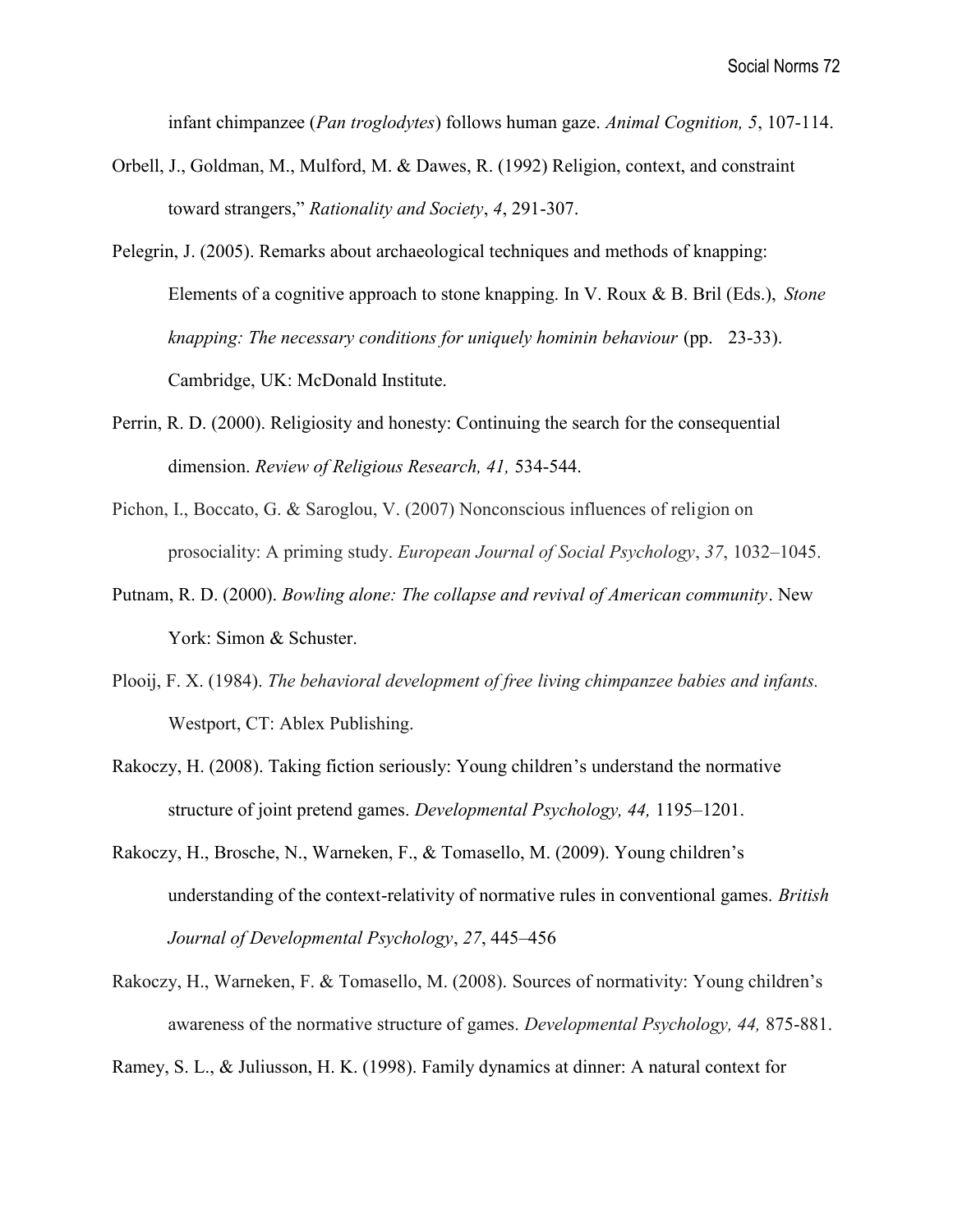infant chimpanzee (*Pan troglodytes*) follows human gaze. *Animal Cognition, 5*, 107-114.

Orbell, J., Goldman, M., Mulford, M. & Dawes, R. (1992) Religion, context, and constraint toward strangers," *Rationality and Society*, *4*, 291-307.

Pelegrin, J. (2005). Remarks about archaeological techniques and methods of knapping: Elements of a cognitive approach to stone knapping. In V. Roux & B. Bril (Eds.), *Stone knapping: The necessary conditions for uniquely hominin behaviour* (pp. 23-33). Cambridge, UK: McDonald Institute.

Perrin, R. D. (2000). Religiosity and honesty: Continuing the search for the consequential dimension. *Review of Religious Research, 41,* 534-544.

Pichon, I., Boccato, G. & Saroglou, V. (2007) Nonconscious influences of religion on prosociality: A priming study. *European Journal of Social Psychology*, *37*, 1032–1045.

Putnam, R. D. (2000). *Bowling alone: The collapse and revival of American community*. New York: Simon & Schuster.

Plooij, F. X. (1984). *The behavioral development of free living chimpanzee babies and infants.* Westport, CT: Ablex Publishing.

Rakoczy, H. (2008). Taking fiction seriously: Young children's understand the normative structure of joint pretend games. *Developmental Psychology, 44,* 1195–1201.

Rakoczy, H., Brosche, N., Warneken, F., & Tomasello, M. (2009). Young children's understanding of the context-relativity of normative rules in conventional games. *British Journal of Developmental Psychology*, *27*, 445–456

Rakoczy, H., Warneken, F. & Tomasello, M. (2008). Sources of normativity: Young children's awareness of the normative structure of games. *Developmental Psychology, 44,* 875-881.

Ramey, S. L., & Juliusson, H. K. (1998). Family dynamics at dinner: A natural context for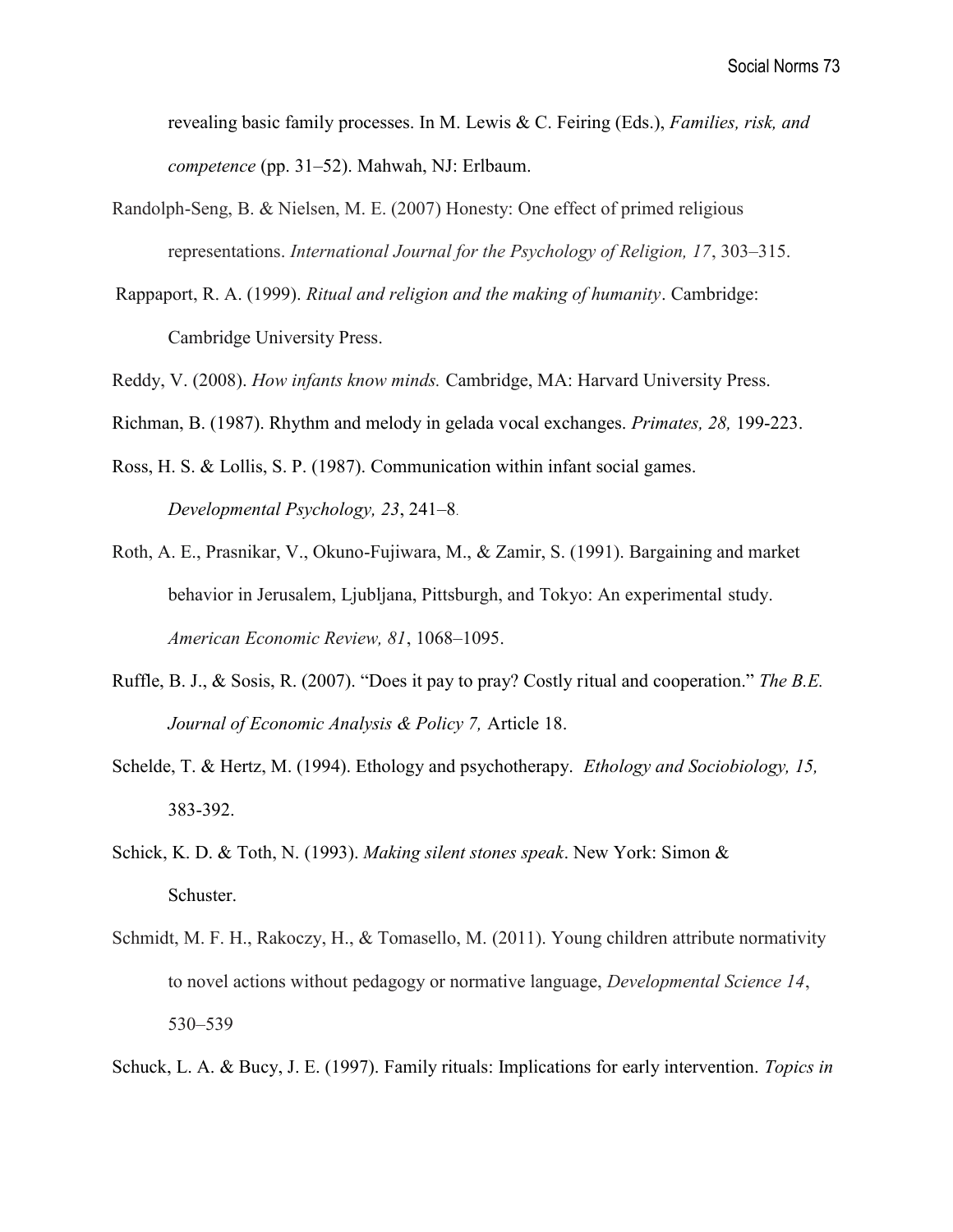revealing basic family processes. In M. Lewis & C. Feiring (Eds.), *Families, risk, and competence* (pp. 31–52). Mahwah, NJ: Erlbaum.

Randolph-Seng, B. & Nielsen, M. E. (2007) Honesty: One effect of primed religious representations. *International Journal for the Psychology of Religion, 17*, 303–315.

Rappaport, R. A. (1999). *Ritual and religion and the making of humanity*. Cambridge: Cambridge University Press.

Reddy, V. (2008). *How infants know minds.* Cambridge, MA: Harvard University Press.

Richman, B. (1987). Rhythm and melody in gelada vocal exchanges. *Primates, 28,* 199-223.

Ross, H. S. & Lollis, S. P. (1987). Communication within infant social games. *Developmental Psychology, 23*, 241–8.

Roth, A. E., Prasnikar, V., Okuno-Fujiwara, M., & Zamir, S. (1991). Bargaining and market behavior in Jerusalem, Ljubljana, Pittsburgh, and Tokyo: An experimental study. *American Economic Review, 81*, 1068–1095.

Ruffle, B. J., & Sosis, R. (2007). "Does it pay to pray? Costly ritual and cooperation." *The B.E. Journal of Economic Analysis & Policy 7,* Article 18.

Schelde, T. & Hertz, M. (1994). Ethology and psychotherapy. *Ethology and Sociobiology, 15,* 383-392.

Schick, K. D. & Toth, N. (1993). *Making silent stones speak*. New York: Simon & Schuster.

Schmidt, M. F. H., Rakoczy, H., & Tomasello, M. (2011). Young children attribute normativity to novel actions without pedagogy or normative language, *Developmental Science 14*, 530–539

Schuck, L. A. & Bucy, J. E. (1997). Family rituals: Implications for early intervention. *Topics in*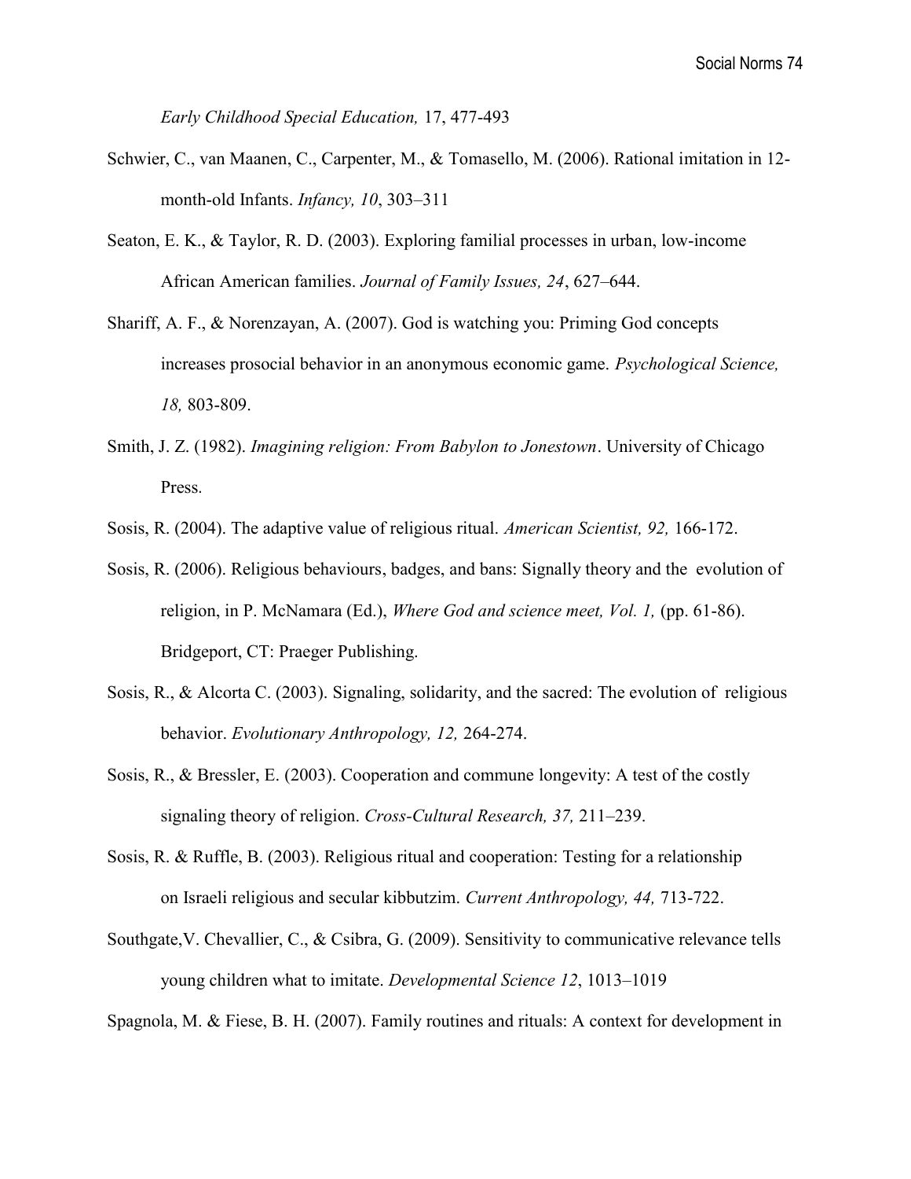*Early Childhood Special Education,* 17, 477-493

Schwier, C., van Maanen, C., Carpenter, M., & Tomasello, M. (2006). Rational imitation in 12-month-old Infants. *Infancy, 10*, 303–311

Seaton, E. K., & Taylor, R. D. (2003). Exploring familial processes in urban, low-income African American families. *Journal of Family Issues, 24*, 627–644.

Shariff, A. F., & Norenzayan, A. (2007). God is watching you: Priming God concepts increases prosocial behavior in an anonymous economic game. *Psychological Science, 18,* 803-809.

Smith, J. Z. (1982). *Imagining religion: From Babylon to Jonestown*. University of Chicago Press.

Sosis, R. (2004). The adaptive value of religious ritual. *American Scientist, 92,* 166-172.

Sosis, R. (2006). Religious behaviours, badges, and bans: Signally theory and the evolution of religion, in P. McNamara (Ed.), *Where God and science meet, Vol. 1,* (pp. 61-86). Bridgeport, CT: Praeger Publishing.

Sosis, R., & Alcorta C. (2003). Signaling, solidarity, and the sacred: The evolution of religious behavior. *Evolutionary Anthropology, 12,* 264-274.

Sosis, R., & Bressler, E. (2003). Cooperation and commune longevity: A test of the costly signaling theory of religion. *Cross-Cultural Research, 37,* 211–239.

Sosis, R. & Ruffle, B. (2003). Religious ritual and cooperation: Testing for a relationship on Israeli religious and secular kibbutzim. *Current Anthropology, 44,* 713-722.

Southgate,V. Chevallier, C., & Csibra, G. (2009). Sensitivity to communicative relevance tells young children what to imitate. *Developmental Science 12*, 1013–1019

Spagnola, M. & Fiese, B. H. (2007). Family routines and rituals: A context for development in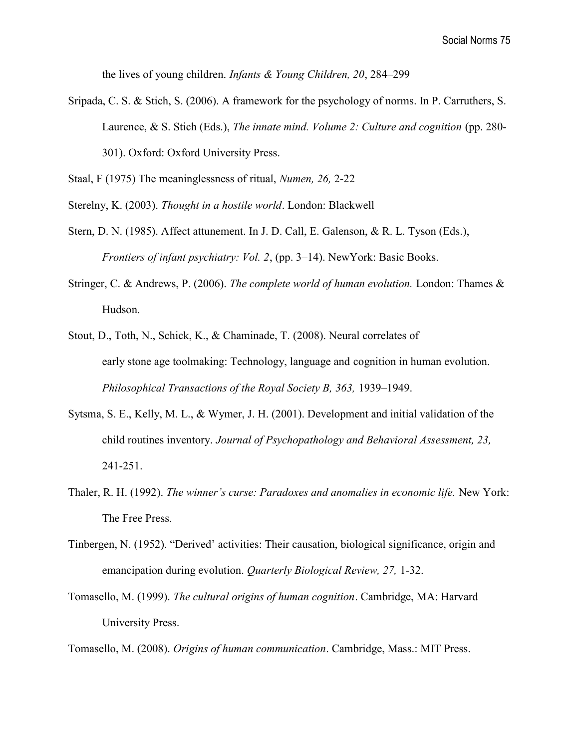the lives of young children. *Infants & Young Children, 20*, 284–299

Sripada, C. S. & Stich, S. (2006). A framework for the psychology of norms. In P. Carruthers, S. Laurence, & S. Stich (Eds.), *The innate mind. Volume 2: Culture and cognition* (pp. 280-301). Oxford: Oxford University Press.

Staal, F (1975) The meaninglessness of ritual, *Numen, 26,* 2-22

Sterelny, K. (2003). *Thought in a hostile world*. London: Blackwell

Stern, D. N. (1985). Affect attunement. In J. D. Call, E. Galenson, & R. L. Tyson (Eds.), *Frontiers of infant psychiatry: Vol. 2*, (pp. 3–14). NewYork: Basic Books.

Stringer, C. & Andrews, P. (2006). *The complete world of human evolution.* London: Thames & Hudson.

Stout, D., Toth, N., Schick, K., & Chaminade, T. (2008). Neural correlates of early stone age toolmaking: Technology, language and cognition in human evolution. *Philosophical Transactions of the Royal Society B, 363,* 1939–1949.

Sytsma, S. E., Kelly, M. L., & Wymer, J. H. (2001). Development and initial validation of the child routines inventory. *Journal of Psychopathology and Behavioral Assessment, 23,* 241-251.

Thaler, R. H. (1992). *The winner's curse: Paradoxes and anomalies in economic life.* New York: The Free Press.

Tinbergen, N. (1952). "Derived' activities: Their causation, biological significance, origin and emancipation during evolution. *Quarterly Biological Review, 27,* 1-32.

Tomasello, M. (1999). *The cultural origins of human cognition*. Cambridge, MA: Harvard University Press.

Tomasello, M. (2008). *Origins of human communication*. Cambridge, Mass.: MIT Press.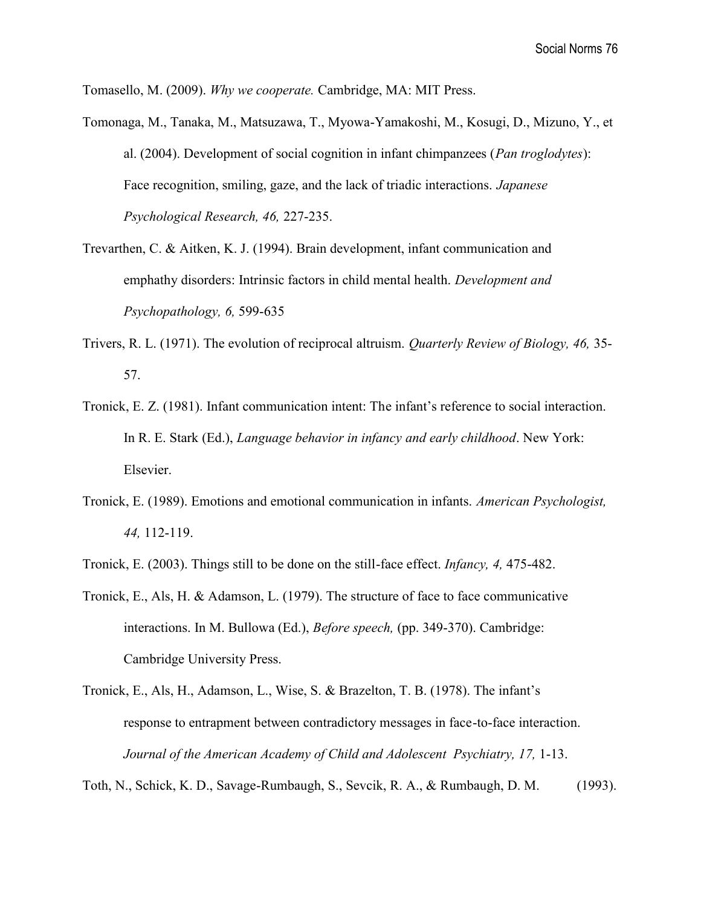Tomasello, M. (2009). *Why we cooperate.* Cambridge, MA: MIT Press.

Tomonaga, M., Tanaka, M., Matsuzawa, T., Myowa-Yamakoshi, M., Kosugi, D., Mizuno, Y., et al. (2004). Development of social cognition in infant chimpanzees (*Pan troglodytes*): Face recognition, smiling, gaze, and the lack of triadic interactions. *Japanese Psychological Research, 46,* 227-235.

Trevarthen, C. & Aitken, K. J. (1994). Brain development, infant communication and emphathy disorders: Intrinsic factors in child mental health. *Development and Psychopathology, 6,* 599-635

Trivers, R. L. (1971). The evolution of reciprocal altruism. *Quarterly Review of Biology, 46,* 35-57.

Tronick, E. Z. (1981). Infant communication intent: The infant's reference to social interaction. In R. E. Stark (Ed.), *Language behavior in infancy and early childhood*. New York: Elsevier.

Tronick, E. (1989). Emotions and emotional communication in infants. *American Psychologist, 44,* 112-119.

Tronick, E. (2003). Things still to be done on the still-face effect. *Infancy, 4,* 475-482.

Tronick, E., Als, H. & Adamson, L. (1979). The structure of face to face communicative interactions. In M. Bullowa (Ed.), *Before speech,* (pp. 349-370). Cambridge: Cambridge University Press.

Tronick, E., Als, H., Adamson, L., Wise, S. & Brazelton, T. B. (1978). The infant's response to entrapment between contradictory messages in face-to-face interaction. *Journal of the American Academy of Child and Adolescent Psychiatry, 17,* 1-13.

Toth, N., Schick, K. D., Savage-Rumbaugh, S., Sevcik, R. A., & Rumbaugh, D. M. (1993).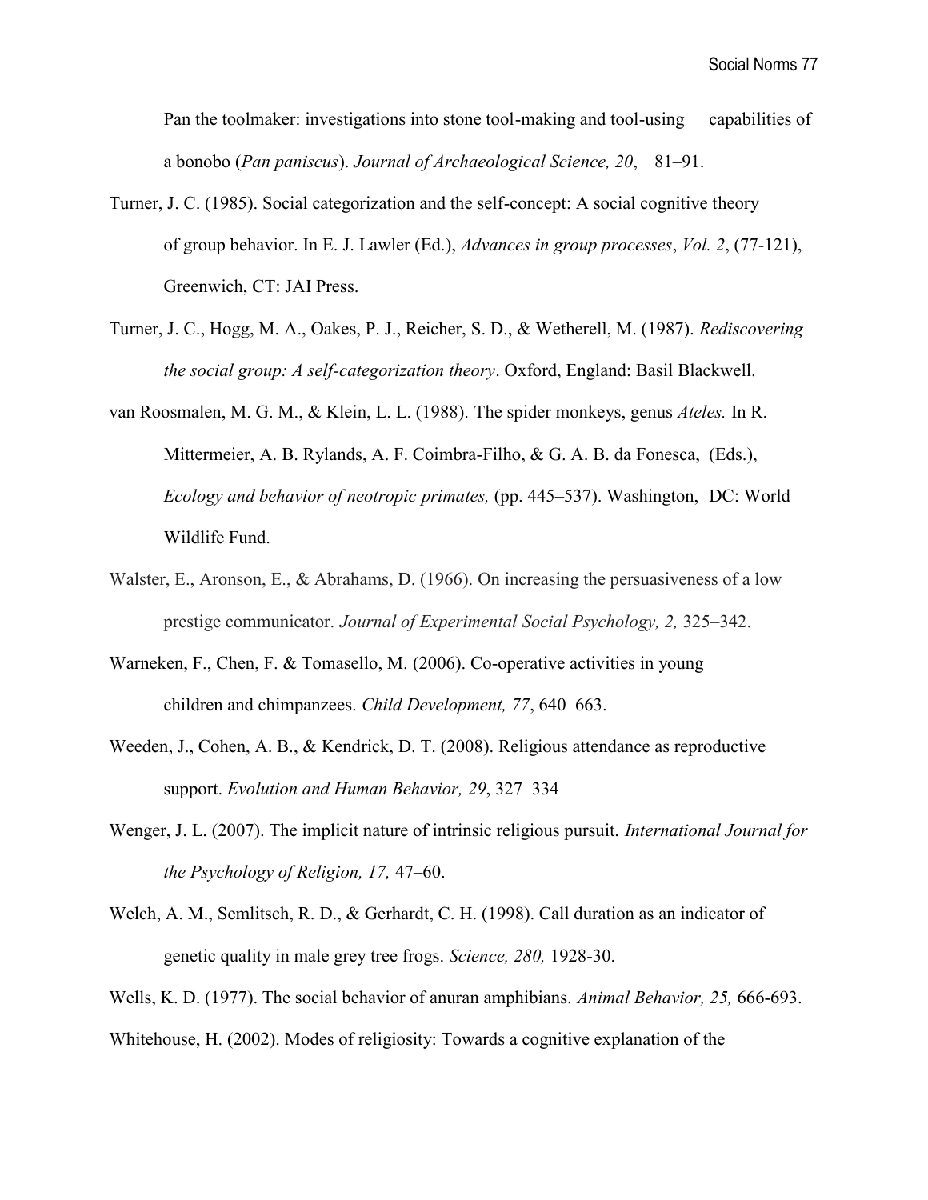Pan the toolmaker: investigations into stone tool-making and tool-using capabilities of a bonobo (*Pan paniscus*). *Journal of Archaeological Science, 20*, 81–91.

Turner, J. C. (1985). Social categorization and the self-concept: A social cognitive theory of group behavior. In E. J. Lawler (Ed.), *Advances in group processes*, *Vol. 2*, (77-121), Greenwich, CT: JAI Press.

Turner, J. C., Hogg, M. A., Oakes, P. J., Reicher, S. D., & Wetherell, M. (1987). *Rediscovering the social group: A self-categorization theory*. Oxford, England: Basil Blackwell.

van Roosmalen, M. G. M., & Klein, L. L. (1988). The spider monkeys, genus *Ateles.* In R. Mittermeier, A. B. Rylands, A. F. Coimbra-Filho, & G. A. B. da Fonesca, (Eds.), *Ecology and behavior of neotropic primates,* (pp. 445–537). Washington, DC: World Wildlife Fund.

Walster, E., Aronson, E., & Abrahams, D. (1966). On increasing the persuasiveness of a low prestige communicator. *Journal of Experimental Social Psychology, 2,* 325–342.

Warneken, F., Chen, F. & Tomasello, M. (2006). Co-operative activities in young children and chimpanzees. *Child Development, 77*, 640–663.

Weeden, J., Cohen, A. B., & Kendrick, D. T. (2008). Religious attendance as reproductive support. *Evolution and Human Behavior, 29*, 327–334

Wenger, J. L. (2007). The implicit nature of intrinsic religious pursuit. *International Journal for the Psychology of Religion, 17,* 47–60.

Welch, A. M., Semlitsch, R. D., & Gerhardt, C. H. (1998). Call duration as an indicator of genetic quality in male grey tree frogs. *Science, 280,* 1928-30.

Wells, K. D. (1977). The social behavior of anuran amphibians. *Animal Behavior, 25,* 666-693.

Whitehouse, H. (2002). Modes of religiosity: Towards a cognitive explanation of the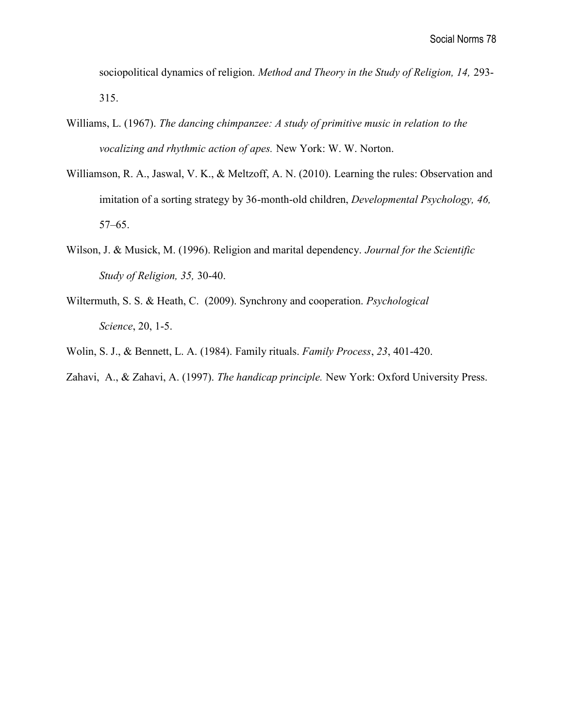sociopolitical dynamics of religion. *Method and Theory in the Study of Religion, 14,* 293-315.

Williams, L. (1967). *The dancing chimpanzee: A study of primitive music in relation to the vocalizing and rhythmic action of apes.* New York: W. W. Norton.

Williamson, R. A., Jaswal, V. K., & Meltzoff, A. N. (2010). Learning the rules: Observation and imitation of a sorting strategy by 36-month-old children, *Developmental Psychology, 46,* 57–65.

Wilson, J. & Musick, M. (1996). Religion and marital dependency. *Journal for the Scientific Study of Religion, 35,* 30-40.

Wiltermuth, S. S. & Heath, C. (2009). Synchrony and cooperation. *Psychological Science*, 20, 1-5.

Wolin, S. J., & Bennett, L. A. (1984). Family rituals. *Family Process*, *23*, 401-420.

Zahavi, A., & Zahavi, A. (1997). *The handicap principle.* New York: Oxford University Press.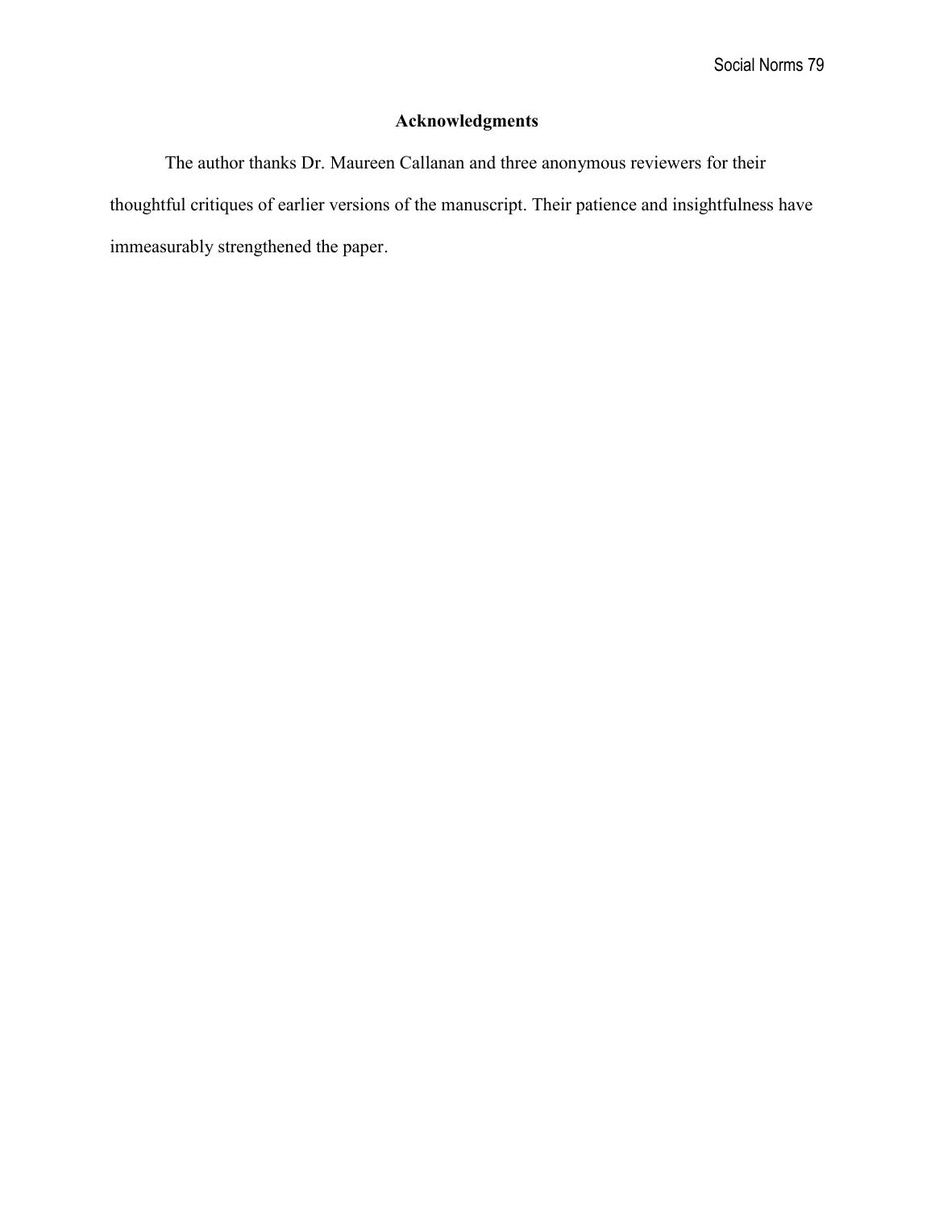## Acknowledgments

The author thanks Dr. Maureen Callanan and three anonymous reviewers for their thoughtful critiques of earlier versions of the manuscript. Their patience and insightfulness have immeasurably strengthened the paper.